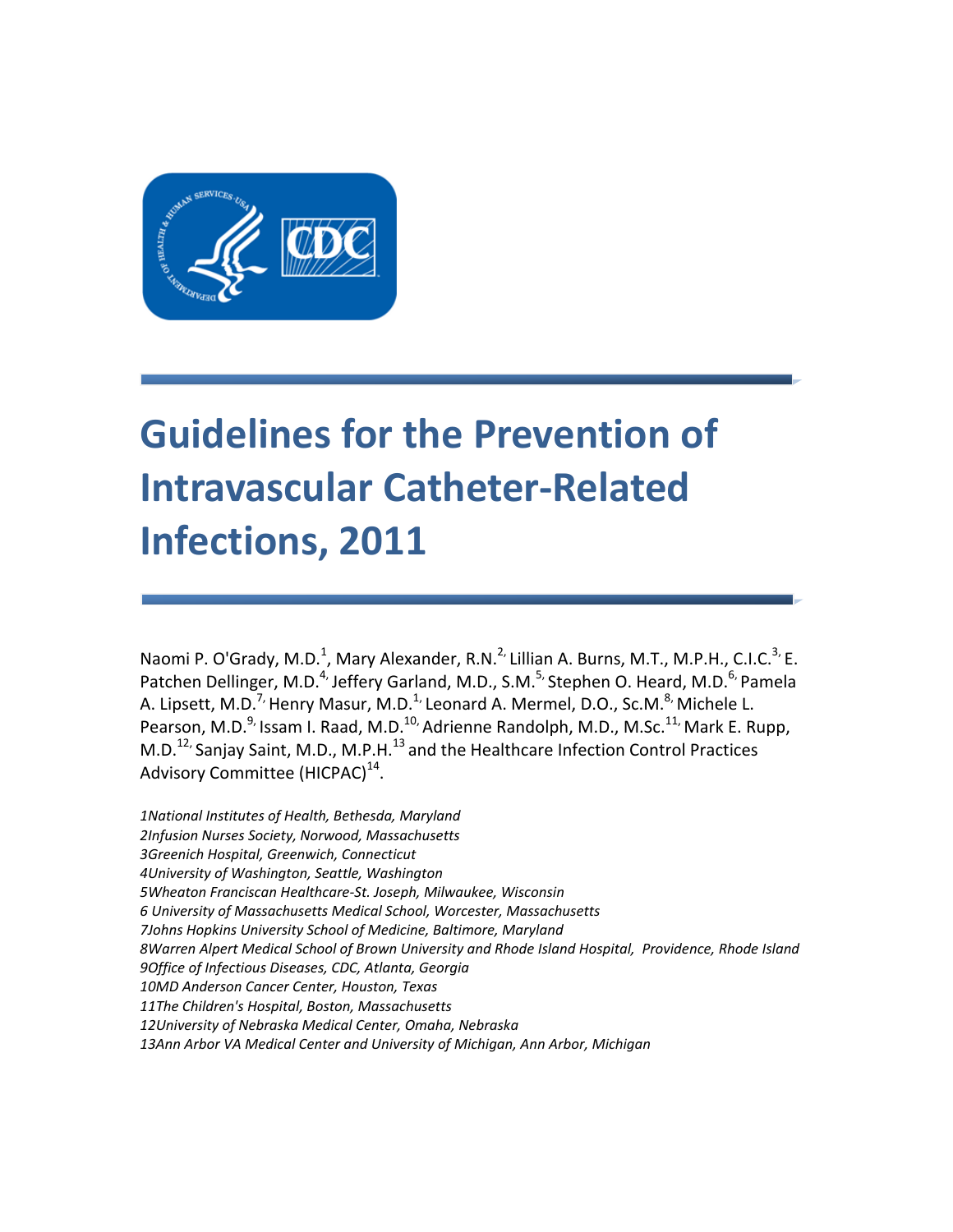# Guidelines for the Prevention of Intravascular Catheter-Related Infections, 2011

Naomi P. O'Grady, M.D.[1], Mary Alexander, R.N.[2], Lillian A. Burns, M.T., M.P.H., C.I.C.[3], E. Patchen Dellinger, M.D.[4], Jeffery Garland, M.D., S.M.[5], Stephen O. Heard, M.D.[6], Pamela A. Lipsett, M.D.[7], Henry Masur, M.D.[1], Leonard A. Mermel, D.O., Sc.M.[8], Michele L. Pearson, M.D.[9], Issam I. Raad, M.D.[10], Adrienne Randolph, M.D., M.Sc.[11], Mark E. Rupp, M.D.[12], Sanjay Saint, M.D., M.P.H.[13] and the Healthcare Infection Control Practices Advisory Committee (HICPAC)[14].

*1National Institutes of Health, Bethesda, Maryland*
*2Infusion Nurses Society, Norwood, Massachusetts*
*3Greenich Hospital, Greenwich, Connecticut*
*4University of Washington, Seattle, Washington*
*5Wheaton Franciscan Healthcare-St. Joseph, Milwaukee, Wisconsin*
*6 University of Massachusetts Medical School, Worcester, Massachusetts*
*7Johns Hopkins University School of Medicine, Baltimore, Maryland*
*8Warren Alpert Medical School of Brown University and Rhode Island Hospital, Providence, Rhode Island*
*9Office of Infectious Diseases, CDC, Atlanta, Georgia*
*10MD Anderson Cancer Center, Houston, Texas*
*11The Children's Hospital, Boston, Massachusetts*
*12University of Nebraska Medical Center, Omaha, Nebraska*
*13Ann Arbor VA Medical Center and University of Michigan, Ann Arbor, Michigan*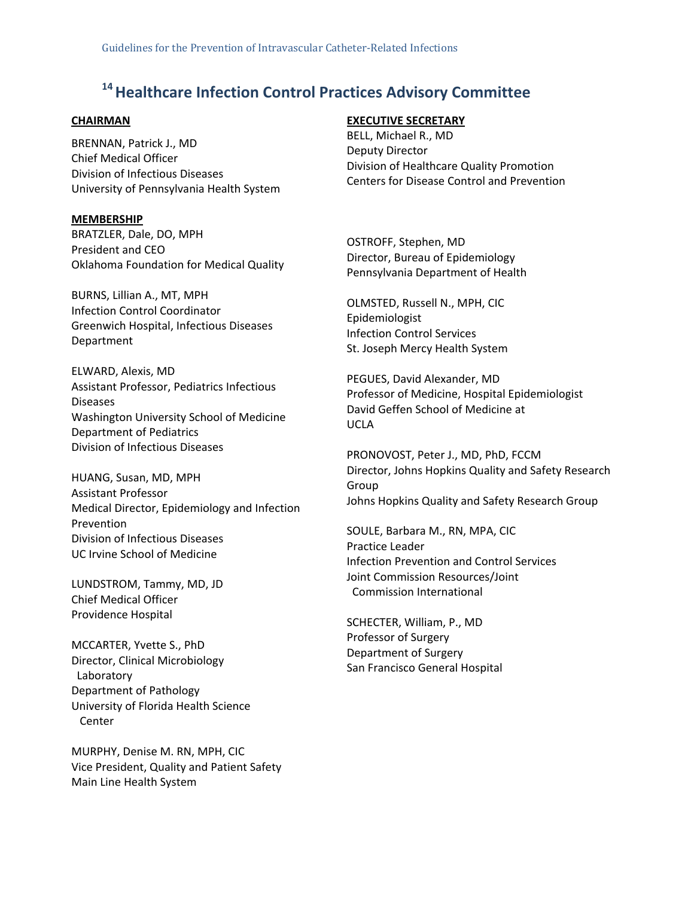# [14] Healthcare Infection Control Practices Advisory Committee

**CHAIRMAN**

BRENNAN, Patrick J., MD
Chief Medical Officer
Division of Infectious Diseases
University of Pennsylvania Health System

**EXECUTIVE SECRETARY**

BELL, Michael R., MD
Deputy Director
Division of Healthcare Quality Promotion
Centers for Disease Control and Prevention

**MEMBERSHIP**

BRATZLER, Dale, DO, MPH
President and CEO
Oklahoma Foundation for Medical Quality

BURNS, Lillian A., MT, MPH
Infection Control Coordinator
Greenwich Hospital, Infectious Diseases Department

ELWARD, Alexis, MD
Assistant Professor, Pediatrics Infectious Diseases
Washington University School of Medicine
Department of Pediatrics
Division of Infectious Diseases

HUANG, Susan, MD, MPH
Assistant Professor
Medical Director, Epidemiology and Infection Prevention
Division of Infectious Diseases
UC Irvine School of Medicine

LUNDSTROM, Tammy, MD, JD
Chief Medical Officer
Providence Hospital

MCCARTER, Yvette S., PhD
Director, Clinical Microbiology Laboratory
Department of Pathology
University of Florida Health Science Center

MURPHY, Denise M. RN, MPH, CIC
Vice President, Quality and Patient Safety
Main Line Health System

OSTROFF, Stephen, MD
Director, Bureau of Epidemiology
Pennsylvania Department of Health

OLMSTED, Russell N., MPH, CIC
Epidemiologist
Infection Control Services
St. Joseph Mercy Health System

PEGUES, David Alexander, MD
Professor of Medicine, Hospital Epidemiologist
David Geffen School of Medicine at UCLA

PRONOVOST, Peter J., MD, PhD, FCCM
Director, Johns Hopkins Quality and Safety Research Group
Johns Hopkins Quality and Safety Research Group

SOULE, Barbara M., RN, MPA, CIC
Practice Leader
Infection Prevention and Control Services
Joint Commission Resources/Joint Commission International

SCHECTER, William, P., MD
Professor of Surgery
Department of Surgery
San Francisco General Hospital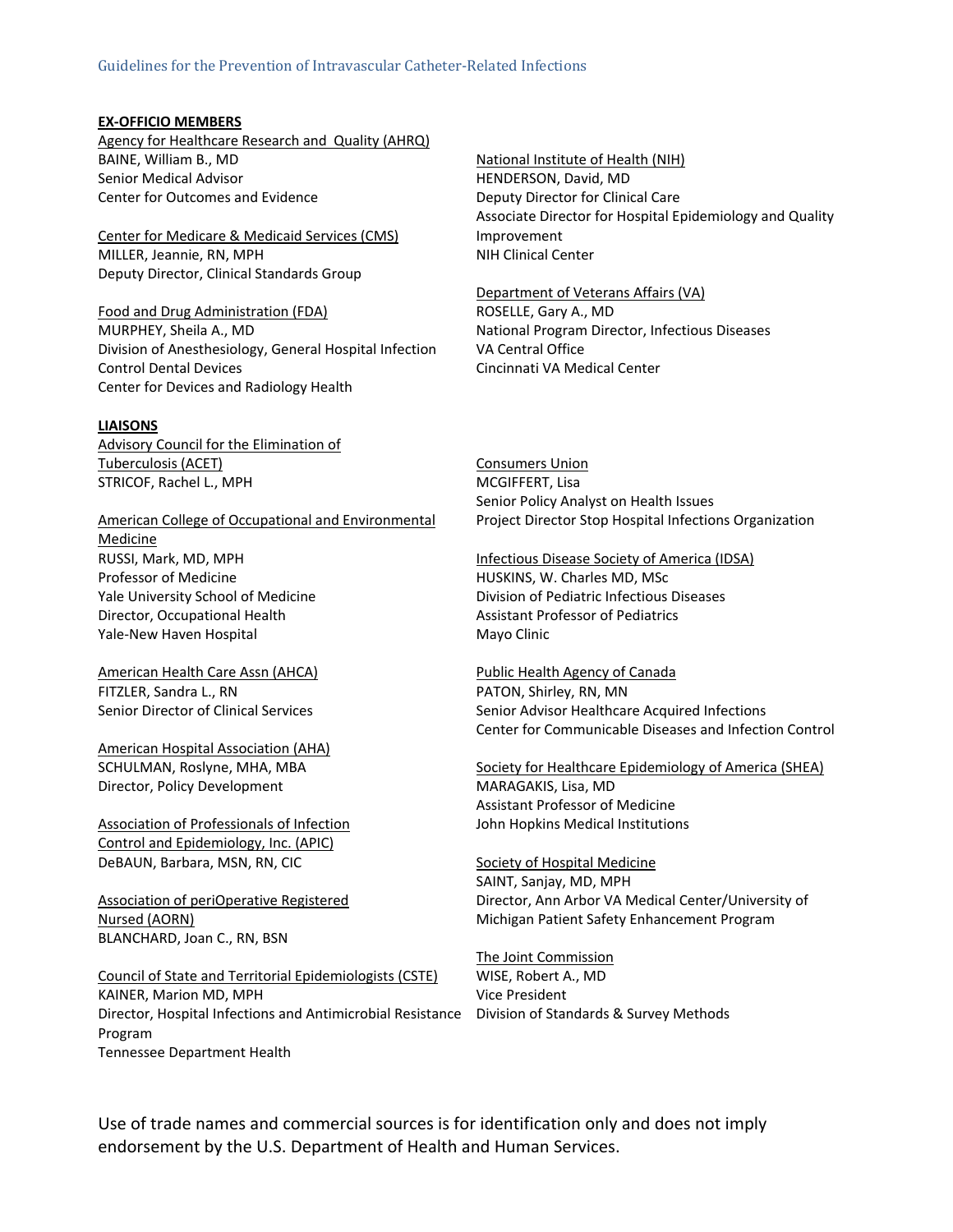**EX-OFFICIO MEMBERS**

Agency for Healthcare Research and Quality (AHRQ)
BAINE, William B., MD
Senior Medical Advisor
Center for Outcomes and Evidence

Center for Medicare & Medicaid Services (CMS)
MILLER, Jeannie, RN, MPH
Deputy Director, Clinical Standards Group

Food and Drug Administration (FDA)
MURPHEY, Sheila A., MD
Division of Anesthesiology, General Hospital Infection Control Dental Devices
Center for Devices and Radiology Health

National Institute of Health (NIH)
HENDERSON, David, MD
Deputy Director for Clinical Care
Associate Director for Hospital Epidemiology and Quality Improvement
NIH Clinical Center

Department of Veterans Affairs (VA)
ROSELLE, Gary A., MD
National Program Director, Infectious Diseases
VA Central Office
Cincinnati VA Medical Center

**LIAISONS**

Advisory Council for the Elimination of Tuberculosis (ACET)
STRICOF, Rachel L., MPH

American College of Occupational and Environmental Medicine
RUSSI, Mark, MD, MPH
Professor of Medicine
Yale University School of Medicine
Director, Occupational Health
Yale-New Haven Hospital

American Health Care Assn (AHCA)
FITZLER, Sandra L., RN
Senior Director of Clinical Services

American Hospital Association (AHA)
SCHULMAN, Roslyne, MHA, MBA
Director, Policy Development

Association of Professionals of Infection Control and Epidemiology, Inc. (APIC)
DeBAUN, Barbara, MSN, RN, CIC

Association of periOperative Registered Nursed (AORN)
BLANCHARD, Joan C., RN, BSN

Council of State and Territorial Epidemiologists (CSTE)
KAINER, Marion MD, MPH
Director, Hospital Infections and Antimicrobial Resistance Program
Tennessee Department Health

Consumers Union
MCGIFFERT, Lisa
Senior Policy Analyst on Health Issues
Project Director Stop Hospital Infections Organization

Infectious Disease Society of America (IDSA)
HUSKINS, W. Charles MD, MSc
Division of Pediatric Infectious Diseases
Assistant Professor of Pediatrics
Mayo Clinic

Public Health Agency of Canada
PATON, Shirley, RN, MN
Senior Advisor Healthcare Acquired Infections
Center for Communicable Diseases and Infection Control

Society for Healthcare Epidemiology of America (SHEA)
MARAGAKIS, Lisa, MD
Assistant Professor of Medicine
John Hopkins Medical Institutions

Society of Hospital Medicine
SAINT, Sanjay, MD, MPH
Director, Ann Arbor VA Medical Center/University of Michigan Patient Safety Enhancement Program

The Joint Commission
WISE, Robert A., MD
Vice President
Division of Standards & Survey Methods

Use of trade names and commercial sources is for identification only and does not imply endorsement by the U.S. Department of Health and Human Services.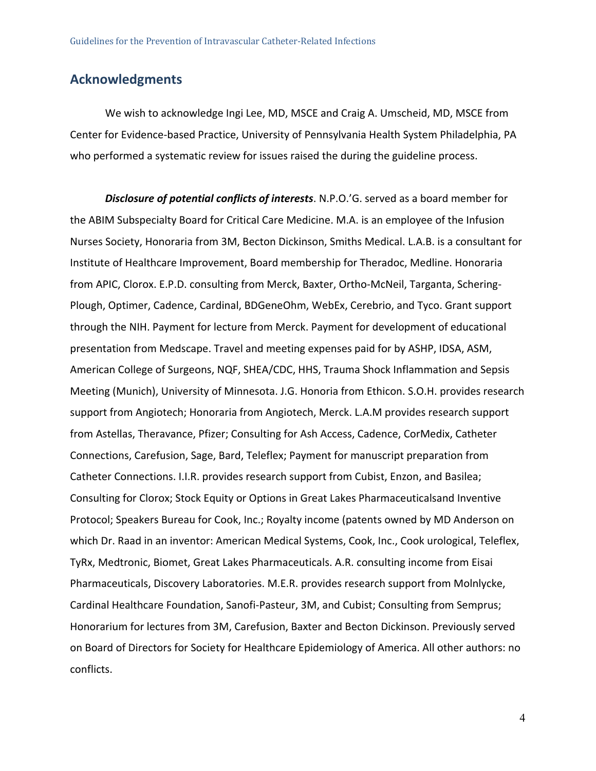## Acknowledgments

We wish to acknowledge Ingi Lee, MD, MSCE and Craig A. Umscheid, MD, MSCE from Center for Evidence-based Practice, University of Pennsylvania Health System Philadelphia, PA who performed a systematic review for issues raised the during the guideline process.

***Disclosure of potential conflicts of interests***. N.P.O.'G. served as a board member for the ABIM Subspecialty Board for Critical Care Medicine. M.A. is an employee of the Infusion Nurses Society, Honoraria from 3M, Becton Dickinson, Smiths Medical. L.A.B. is a consultant for Institute of Healthcare Improvement, Board membership for Theradoc, Medline. Honoraria from APIC, Clorox. E.P.D. consulting from Merck, Baxter, Ortho-McNeil, Targanta, Schering-Plough, Optimer, Cadence, Cardinal, BDGeneOhm, WebEx, Cerebrio, and Tyco. Grant support through the NIH. Payment for lecture from Merck. Payment for development of educational presentation from Medscape. Travel and meeting expenses paid for by ASHP, IDSA, ASM, American College of Surgeons, NQF, SHEA/CDC, HHS, Trauma Shock Inflammation and Sepsis Meeting (Munich), University of Minnesota. J.G. Honoria from Ethicon. S.O.H. provides research support from Angiotech; Honoraria from Angiotech, Merck. L.A.M provides research support from Astellas, Theravance, Pfizer; Consulting for Ash Access, Cadence, CorMedix, Catheter Connections, Carefusion, Sage, Bard, Teleflex; Payment for manuscript preparation from Catheter Connections. I.I.R. provides research support from Cubist, Enzon, and Basilea; Consulting for Clorox; Stock Equity or Options in Great Lakes Pharmaceuticalsand Inventive Protocol; Speakers Bureau for Cook, Inc.; Royalty income (patents owned by MD Anderson on which Dr. Raad in an inventor: American Medical Systems, Cook, Inc., Cook urological, Teleflex, TyRx, Medtronic, Biomet, Great Lakes Pharmaceuticals. A.R. consulting income from Eisai Pharmaceuticals, Discovery Laboratories. M.E.R. provides research support from Molnlycke, Cardinal Healthcare Foundation, Sanofi-Pasteur, 3M, and Cubist; Consulting from Semprus; Honorarium for lectures from 3M, Carefusion, Baxter and Becton Dickinson. Previously served on Board of Directors for Society for Healthcare Epidemiology of America. All other authors: no conflicts.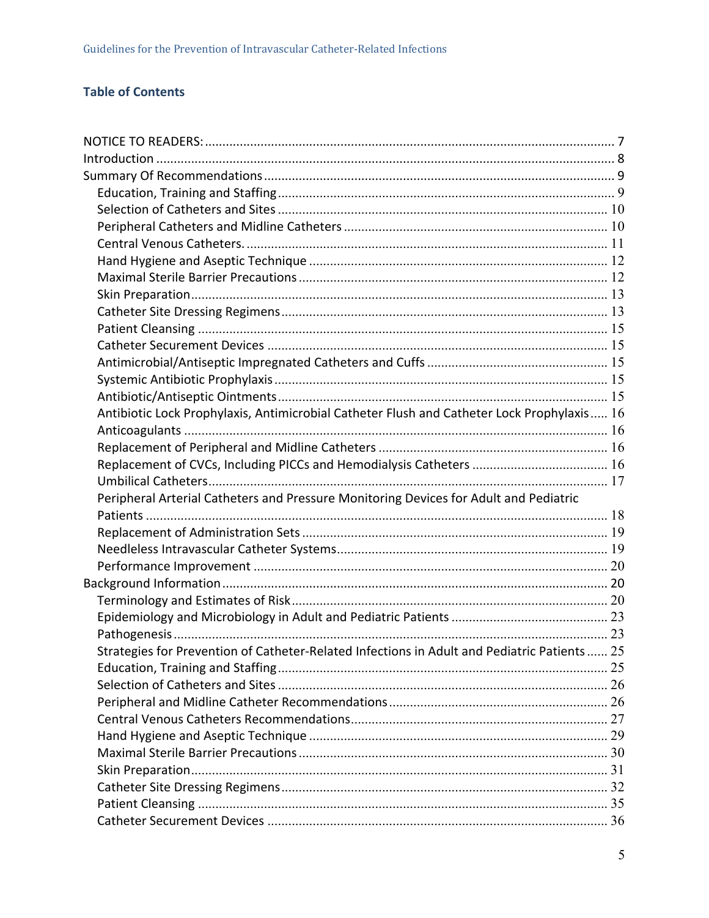## Table of Contents

- NOTICE TO READERS: ..... 7
- Introduction ..... 8
- Summary Of Recommendations ..... 9
  - Education, Training and Staffing ..... 9
  - Selection of Catheters and Sites ..... 10
  - Peripheral Catheters and Midline Catheters ..... 10
  - Central Venous Catheters. ..... 11
  - Hand Hygiene and Aseptic Technique ..... 12
  - Maximal Sterile Barrier Precautions ..... 12
  - Skin Preparation ..... 13
  - Catheter Site Dressing Regimens ..... 13
  - Patient Cleansing ..... 15
  - Catheter Securement Devices ..... 15
  - Antimicrobial/Antiseptic Impregnated Catheters and Cuffs ..... 15
  - Systemic Antibiotic Prophylaxis ..... 15
  - Antibiotic/Antiseptic Ointments ..... 15
  - Antibiotic Lock Prophylaxis, Antimicrobial Catheter Flush and Catheter Lock Prophylaxis ..... 16
  - Anticoagulants ..... 16
  - Replacement of Peripheral and Midline Catheters ..... 16
  - Replacement of CVCs, Including PICCs and Hemodialysis Catheters ..... 16
  - Umbilical Catheters ..... 17
  - Peripheral Arterial Catheters and Pressure Monitoring Devices for Adult and Pediatric Patients ..... 18
  - Replacement of Administration Sets ..... 19
  - Needleless Intravascular Catheter Systems ..... 19
  - Performance Improvement ..... 20
- Background Information ..... 20
  - Terminology and Estimates of Risk ..... 20
  - Epidemiology and Microbiology in Adult and Pediatric Patients ..... 23
  - Pathogenesis ..... 23
  - Strategies for Prevention of Catheter-Related Infections in Adult and Pediatric Patients ..... 25
  - Education, Training and Staffing ..... 25
  - Selection of Catheters and Sites ..... 26
  - Peripheral and Midline Catheter Recommendations ..... 26
  - Central Venous Catheters Recommendations ..... 27
  - Hand Hygiene and Aseptic Technique ..... 29
  - Maximal Sterile Barrier Precautions ..... 30
  - Skin Preparation ..... 31
  - Catheter Site Dressing Regimens ..... 32
  - Patient Cleansing ..... 35
  - Catheter Securement Devices ..... 36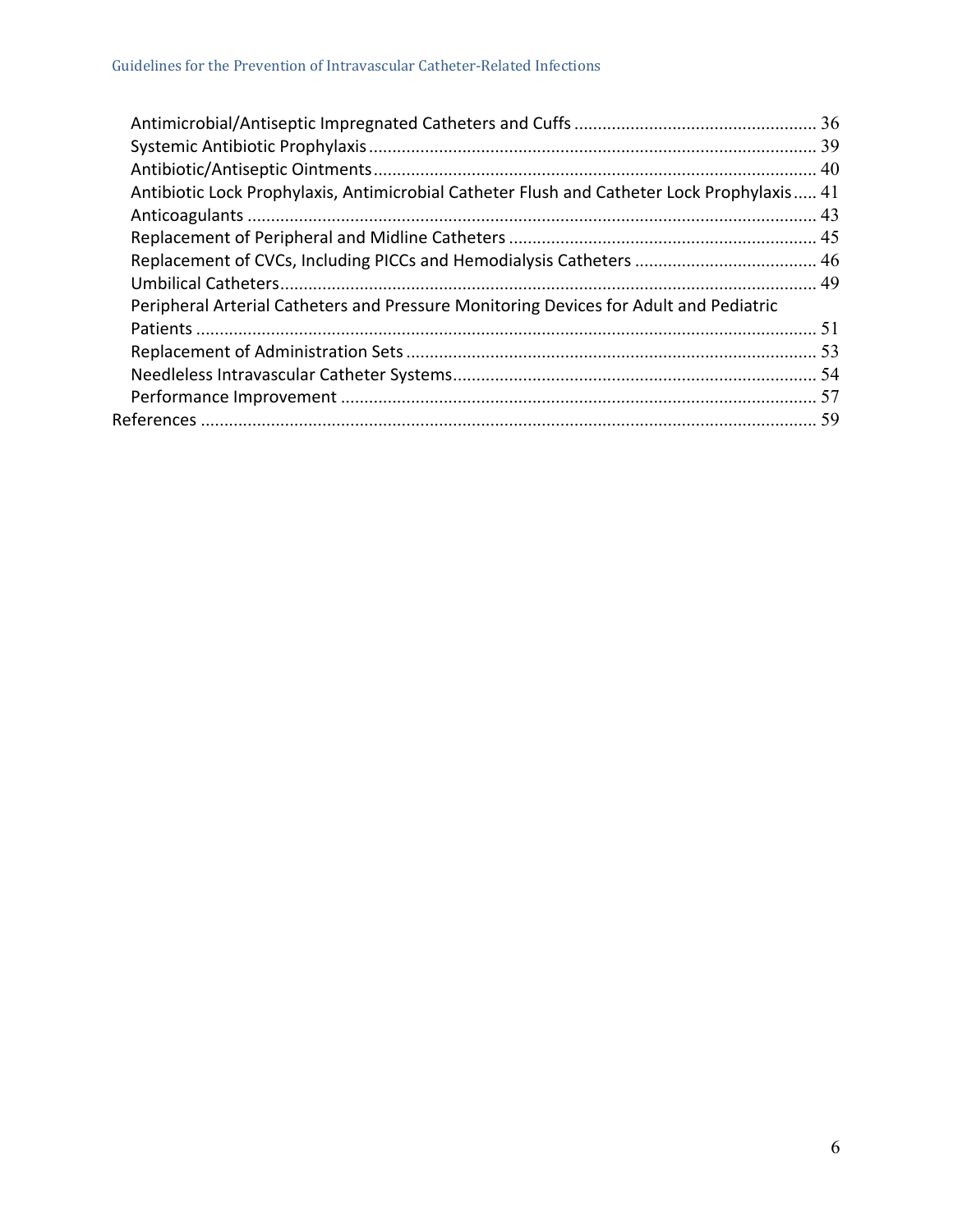- Antimicrobial/Antiseptic Impregnated Catheters and Cuffs ... 36
- Systemic Antibiotic Prophylaxis ... 39
- Antibiotic/Antiseptic Ointments ... 40
- Antibiotic Lock Prophylaxis, Antimicrobial Catheter Flush and Catheter Lock Prophylaxis ... 41
- Anticoagulants ... 43
- Replacement of Peripheral and Midline Catheters ... 45
- Replacement of CVCs, Including PICCs and Hemodialysis Catheters ... 46
- Umbilical Catheters ... 49
- Peripheral Arterial Catheters and Pressure Monitoring Devices for Adult and Pediatric Patients ... 51
- Replacement of Administration Sets ... 53
- Needleless Intravascular Catheter Systems ... 54
- Performance Improvement ... 57

References ... 59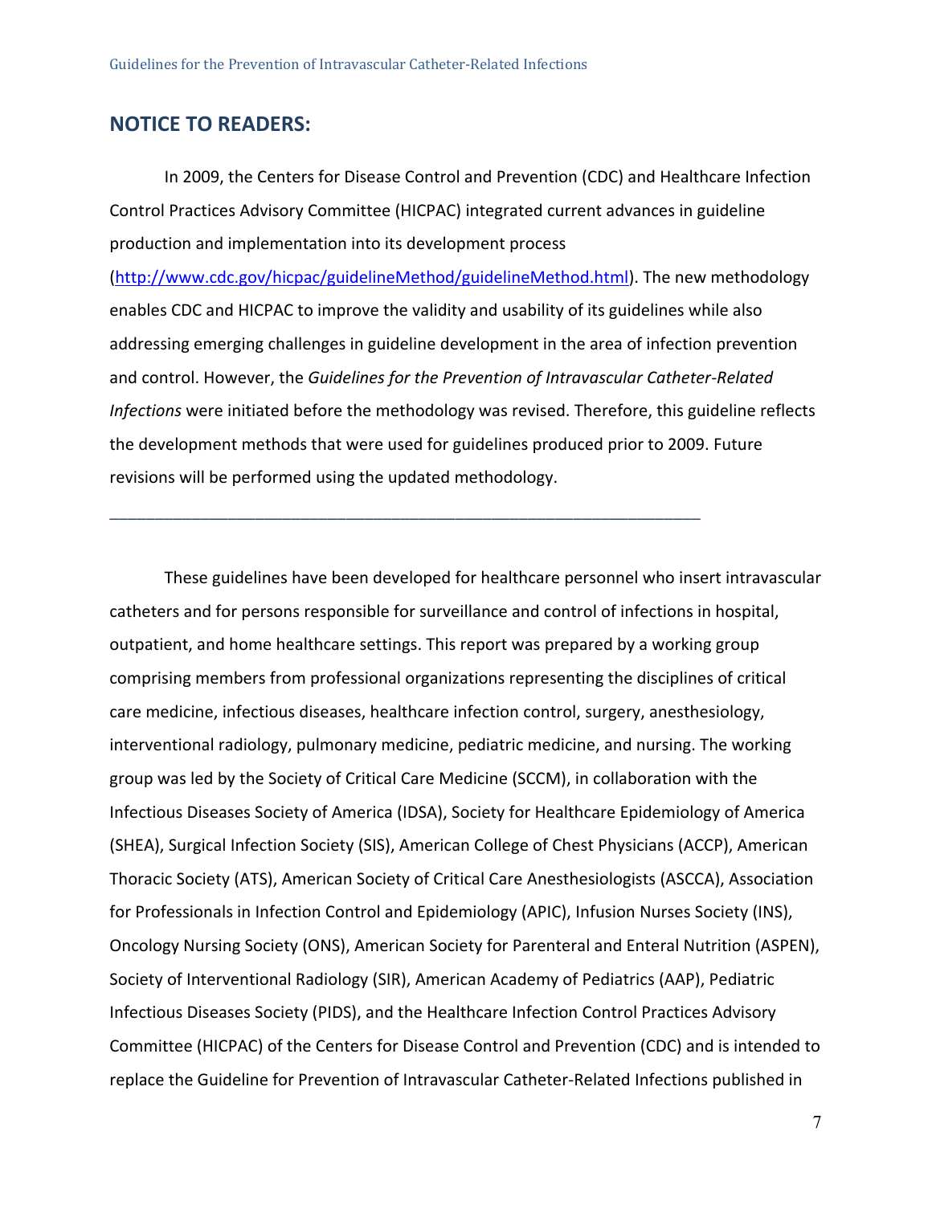## NOTICE TO READERS:

In 2009, the Centers for Disease Control and Prevention (CDC) and Healthcare Infection Control Practices Advisory Committee (HICPAC) integrated current advances in guideline production and implementation into its development process (http://www.cdc.gov/hicpac/guidelineMethod/guidelineMethod.html). The new methodology enables CDC and HICPAC to improve the validity and usability of its guidelines while also addressing emerging challenges in guideline development in the area of infection prevention and control. However, the *Guidelines for the Prevention of Intravascular Catheter-Related Infections* were initiated before the methodology was revised. Therefore, this guideline reflects the development methods that were used for guidelines produced prior to 2009. Future revisions will be performed using the updated methodology.

---

These guidelines have been developed for healthcare personnel who insert intravascular catheters and for persons responsible for surveillance and control of infections in hospital, outpatient, and home healthcare settings. This report was prepared by a working group comprising members from professional organizations representing the disciplines of critical care medicine, infectious diseases, healthcare infection control, surgery, anesthesiology, interventional radiology, pulmonary medicine, pediatric medicine, and nursing. The working group was led by the Society of Critical Care Medicine (SCCM), in collaboration with the Infectious Diseases Society of America (IDSA), Society for Healthcare Epidemiology of America (SHEA), Surgical Infection Society (SIS), American College of Chest Physicians (ACCP), American Thoracic Society (ATS), American Society of Critical Care Anesthesiologists (ASCCA), Association for Professionals in Infection Control and Epidemiology (APIC), Infusion Nurses Society (INS), Oncology Nursing Society (ONS), American Society for Parenteral and Enteral Nutrition (ASPEN), Society of Interventional Radiology (SIR), American Academy of Pediatrics (AAP), Pediatric Infectious Diseases Society (PIDS), and the Healthcare Infection Control Practices Advisory Committee (HICPAC) of the Centers for Disease Control and Prevention (CDC) and is intended to replace the Guideline for Prevention of Intravascular Catheter-Related Infections published in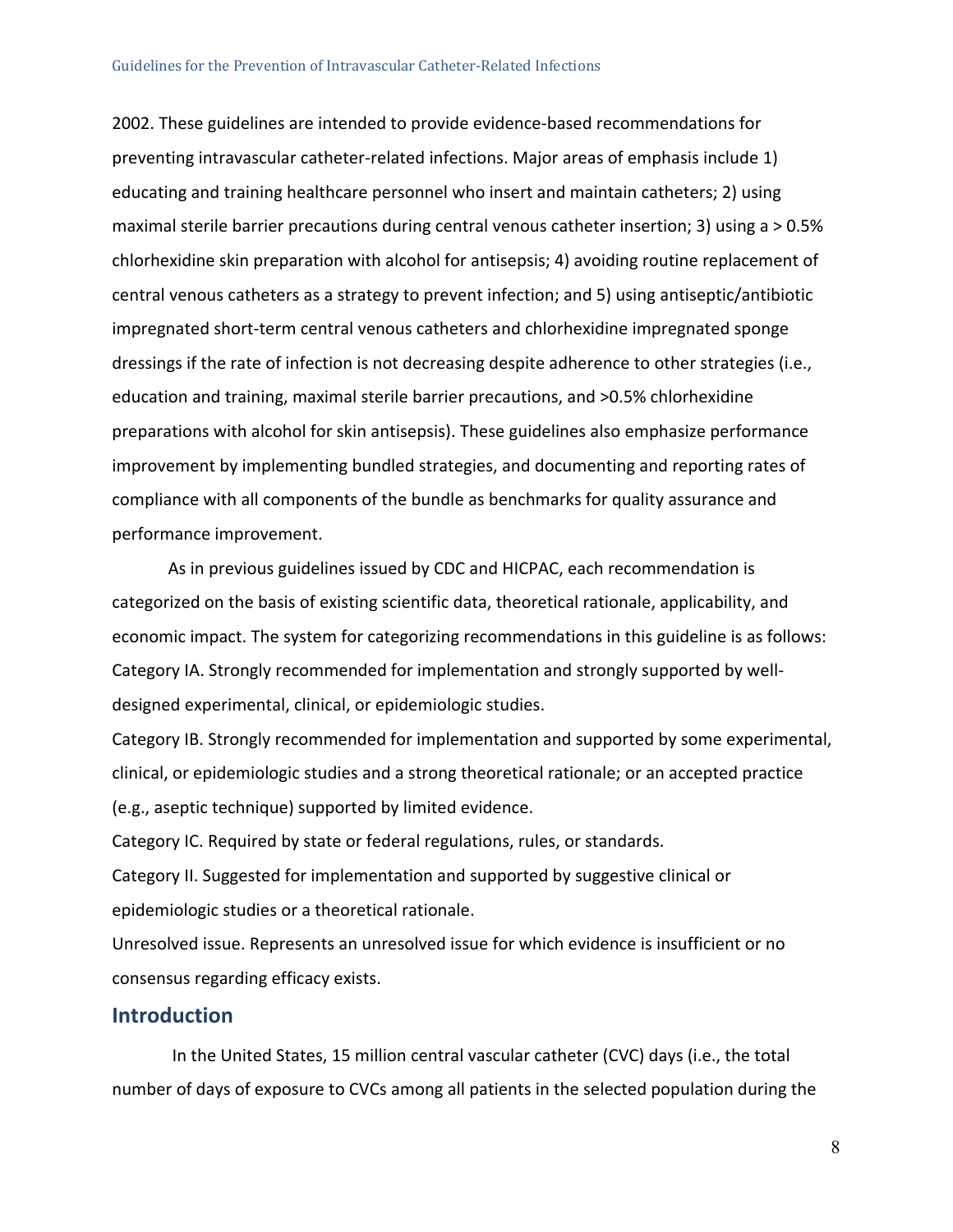2002. These guidelines are intended to provide evidence-based recommendations for preventing intravascular catheter-related infections. Major areas of emphasis include 1) educating and training healthcare personnel who insert and maintain catheters; 2) using maximal sterile barrier precautions during central venous catheter insertion; 3) using a > 0.5% chlorhexidine skin preparation with alcohol for antisepsis; 4) avoiding routine replacement of central venous catheters as a strategy to prevent infection; and 5) using antiseptic/antibiotic impregnated short-term central venous catheters and chlorhexidine impregnated sponge dressings if the rate of infection is not decreasing despite adherence to other strategies (i.e., education and training, maximal sterile barrier precautions, and >0.5% chlorhexidine preparations with alcohol for skin antisepsis). These guidelines also emphasize performance improvement by implementing bundled strategies, and documenting and reporting rates of compliance with all components of the bundle as benchmarks for quality assurance and performance improvement.

As in previous guidelines issued by CDC and HICPAC, each recommendation is categorized on the basis of existing scientific data, theoretical rationale, applicability, and economic impact. The system for categorizing recommendations in this guideline is as follows:

Category IA. Strongly recommended for implementation and strongly supported by well-designed experimental, clinical, or epidemiologic studies.

Category IB. Strongly recommended for implementation and supported by some experimental, clinical, or epidemiologic studies and a strong theoretical rationale; or an accepted practice (e.g., aseptic technique) supported by limited evidence.

Category IC. Required by state or federal regulations, rules, or standards.

Category II. Suggested for implementation and supported by suggestive clinical or epidemiologic studies or a theoretical rationale.

Unresolved issue. Represents an unresolved issue for which evidence is insufficient or no consensus regarding efficacy exists.

## Introduction

In the United States, 15 million central vascular catheter (CVC) days (i.e., the total number of days of exposure to CVCs among all patients in the selected population during the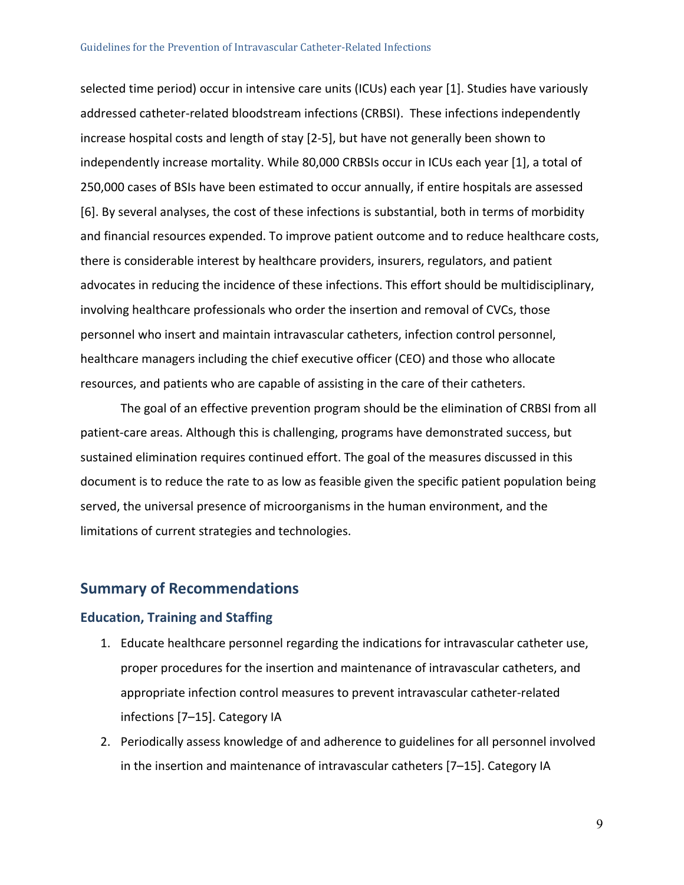selected time period) occur in intensive care units (ICUs) each year [1]. Studies have variously addressed catheter-related bloodstream infections (CRBSI). These infections independently increase hospital costs and length of stay [2-5], but have not generally been shown to independently increase mortality. While 80,000 CRBSIs occur in ICUs each year [1], a total of 250,000 cases of BSIs have been estimated to occur annually, if entire hospitals are assessed [6]. By several analyses, the cost of these infections is substantial, both in terms of morbidity and financial resources expended. To improve patient outcome and to reduce healthcare costs, there is considerable interest by healthcare providers, insurers, regulators, and patient advocates in reducing the incidence of these infections. This effort should be multidisciplinary, involving healthcare professionals who order the insertion and removal of CVCs, those personnel who insert and maintain intravascular catheters, infection control personnel, healthcare managers including the chief executive officer (CEO) and those who allocate resources, and patients who are capable of assisting in the care of their catheters.

The goal of an effective prevention program should be the elimination of CRBSI from all patient-care areas. Although this is challenging, programs have demonstrated success, but sustained elimination requires continued effort. The goal of the measures discussed in this document is to reduce the rate to as low as feasible given the specific patient population being served, the universal presence of microorganisms in the human environment, and the limitations of current strategies and technologies.

## Summary of Recommendations

### Education, Training and Staffing

1. Educate healthcare personnel regarding the indications for intravascular catheter use, proper procedures for the insertion and maintenance of intravascular catheters, and appropriate infection control measures to prevent intravascular catheter-related infections [7–15]. Category IA
2. Periodically assess knowledge of and adherence to guidelines for all personnel involved in the insertion and maintenance of intravascular catheters [7–15]. Category IA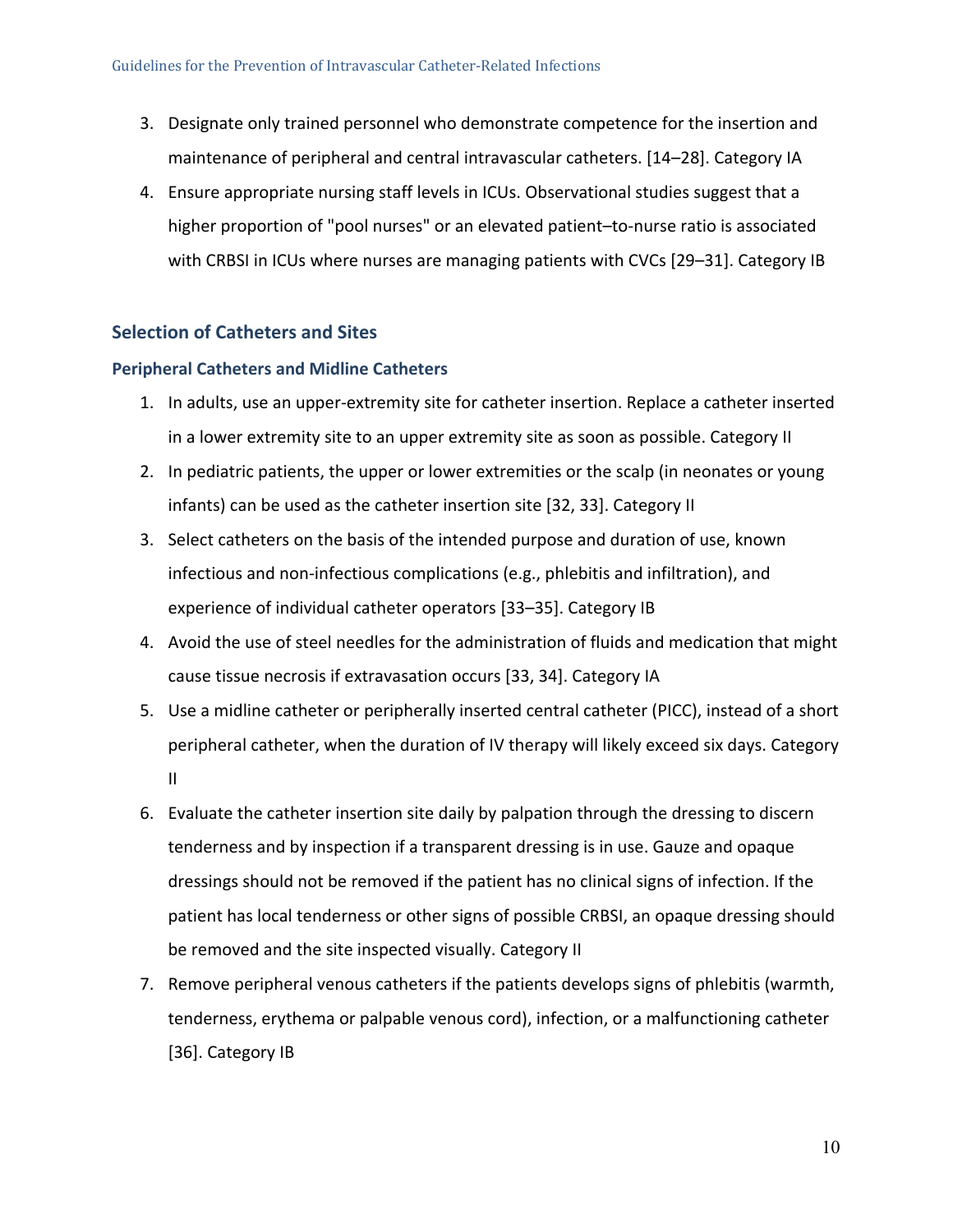3. Designate only trained personnel who demonstrate competence for the insertion and maintenance of peripheral and central intravascular catheters. [14–28]. Category IA
4. Ensure appropriate nursing staff levels in ICUs. Observational studies suggest that a higher proportion of "pool nurses" or an elevated patient–to-nurse ratio is associated with CRBSI in ICUs where nurses are managing patients with CVCs [29–31]. Category IB

## Selection of Catheters and Sites

### Peripheral Catheters and Midline Catheters

1. In adults, use an upper-extremity site for catheter insertion. Replace a catheter inserted in a lower extremity site to an upper extremity site as soon as possible. Category II
2. In pediatric patients, the upper or lower extremities or the scalp (in neonates or young infants) can be used as the catheter insertion site [32, 33]. Category II
3. Select catheters on the basis of the intended purpose and duration of use, known infectious and non-infectious complications (e.g., phlebitis and infiltration), and experience of individual catheter operators [33–35]. Category IB
4. Avoid the use of steel needles for the administration of fluids and medication that might cause tissue necrosis if extravasation occurs [33, 34]. Category IA
5. Use a midline catheter or peripherally inserted central catheter (PICC), instead of a short peripheral catheter, when the duration of IV therapy will likely exceed six days. Category II
6. Evaluate the catheter insertion site daily by palpation through the dressing to discern tenderness and by inspection if a transparent dressing is in use. Gauze and opaque dressings should not be removed if the patient has no clinical signs of infection. If the patient has local tenderness or other signs of possible CRBSI, an opaque dressing should be removed and the site inspected visually. Category II
7. Remove peripheral venous catheters if the patients develops signs of phlebitis (warmth, tenderness, erythema or palpable venous cord), infection, or a malfunctioning catheter [36]. Category IB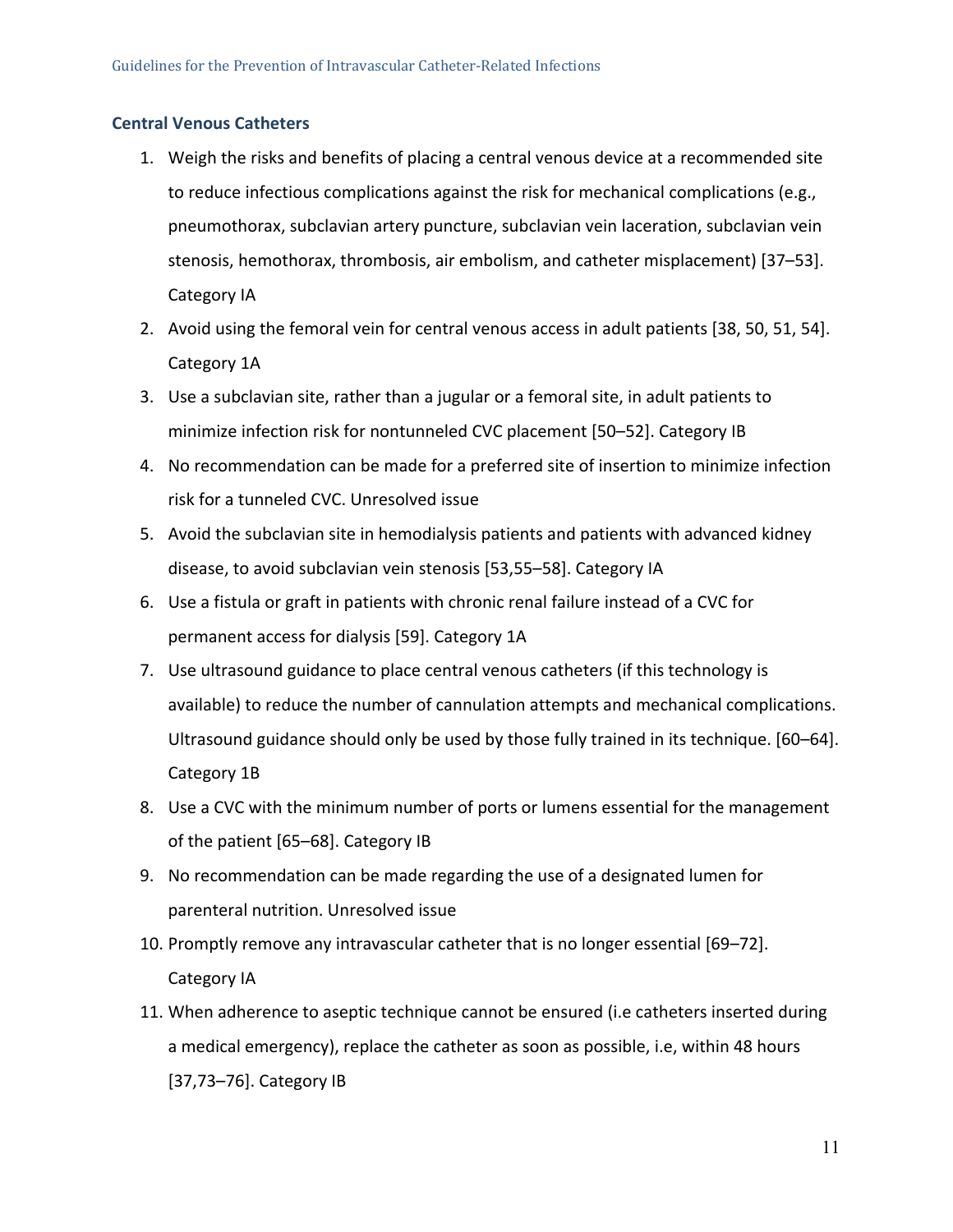### Central Venous Catheters

1. Weigh the risks and benefits of placing a central venous device at a recommended site to reduce infectious complications against the risk for mechanical complications (e.g., pneumothorax, subclavian artery puncture, subclavian vein laceration, subclavian vein stenosis, hemothorax, thrombosis, air embolism, and catheter misplacement) [37–53]. Category IA
2. Avoid using the femoral vein for central venous access in adult patients [38, 50, 51, 54]. Category 1A
3. Use a subclavian site, rather than a jugular or a femoral site, in adult patients to minimize infection risk for nontunneled CVC placement [50–52]. Category IB
4. No recommendation can be made for a preferred site of insertion to minimize infection risk for a tunneled CVC. Unresolved issue
5. Avoid the subclavian site in hemodialysis patients and patients with advanced kidney disease, to avoid subclavian vein stenosis [53,55–58]. Category IA
6. Use a fistula or graft in patients with chronic renal failure instead of a CVC for permanent access for dialysis [59]. Category 1A
7. Use ultrasound guidance to place central venous catheters (if this technology is available) to reduce the number of cannulation attempts and mechanical complications. Ultrasound guidance should only be used by those fully trained in its technique. [60–64]. Category 1B
8. Use a CVC with the minimum number of ports or lumens essential for the management of the patient [65–68]. Category IB
9. No recommendation can be made regarding the use of a designated lumen for parenteral nutrition. Unresolved issue
10. Promptly remove any intravascular catheter that is no longer essential [69–72]. Category IA
11. When adherence to aseptic technique cannot be ensured (i.e catheters inserted during a medical emergency), replace the catheter as soon as possible, i.e, within 48 hours [37,73–76]. Category IB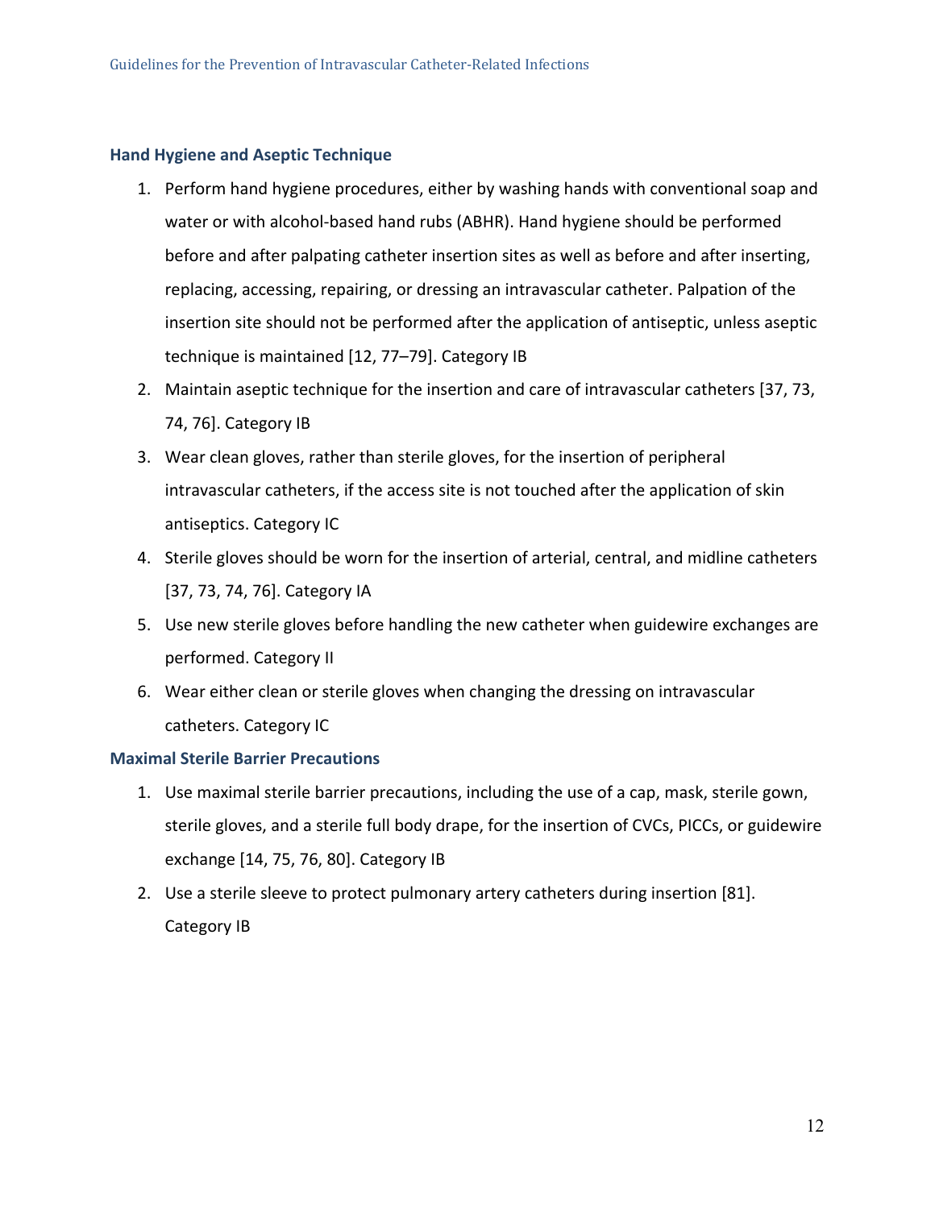### Hand Hygiene and Aseptic Technique

1. Perform hand hygiene procedures, either by washing hands with conventional soap and water or with alcohol-based hand rubs (ABHR). Hand hygiene should be performed before and after palpating catheter insertion sites as well as before and after inserting, replacing, accessing, repairing, or dressing an intravascular catheter. Palpation of the insertion site should not be performed after the application of antiseptic, unless aseptic technique is maintained [12, 77–79]. Category IB
2. Maintain aseptic technique for the insertion and care of intravascular catheters [37, 73, 74, 76]. Category IB
3. Wear clean gloves, rather than sterile gloves, for the insertion of peripheral intravascular catheters, if the access site is not touched after the application of skin antiseptics. Category IC
4. Sterile gloves should be worn for the insertion of arterial, central, and midline catheters [37, 73, 74, 76]. Category IA
5. Use new sterile gloves before handling the new catheter when guidewire exchanges are performed. Category II
6. Wear either clean or sterile gloves when changing the dressing on intravascular catheters. Category IC

### Maximal Sterile Barrier Precautions

1. Use maximal sterile barrier precautions, including the use of a cap, mask, sterile gown, sterile gloves, and a sterile full body drape, for the insertion of CVCs, PICCs, or guidewire exchange [14, 75, 76, 80]. Category IB
2. Use a sterile sleeve to protect pulmonary artery catheters during insertion [81]. Category IB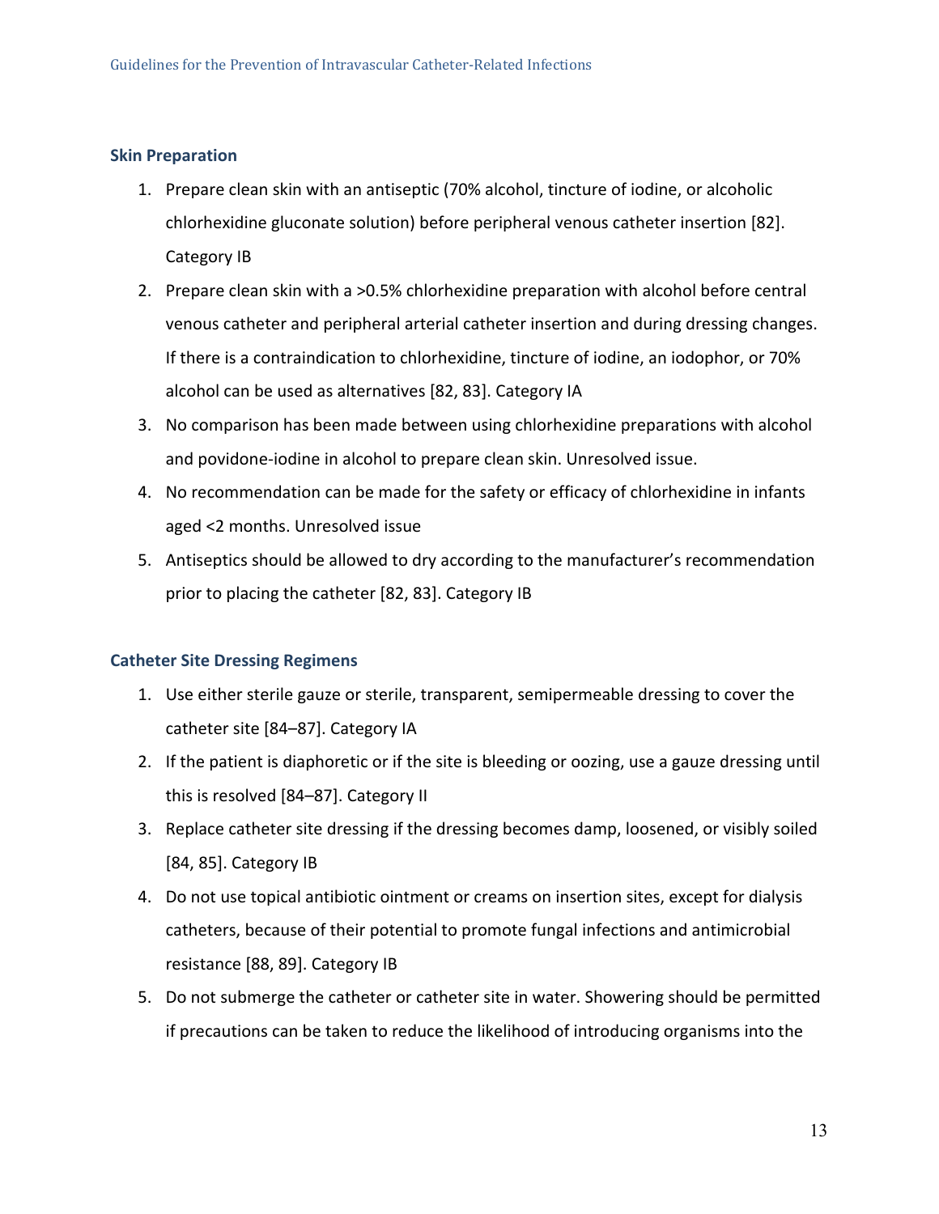## Skin Preparation

1. Prepare clean skin with an antiseptic (70% alcohol, tincture of iodine, or alcoholic chlorhexidine gluconate solution) before peripheral venous catheter insertion [82]. Category IB
2. Prepare clean skin with a >0.5% chlorhexidine preparation with alcohol before central venous catheter and peripheral arterial catheter insertion and during dressing changes. If there is a contraindication to chlorhexidine, tincture of iodine, an iodophor, or 70% alcohol can be used as alternatives [82, 83]. Category IA
3. No comparison has been made between using chlorhexidine preparations with alcohol and povidone-iodine in alcohol to prepare clean skin. Unresolved issue.
4. No recommendation can be made for the safety or efficacy of chlorhexidine in infants aged <2 months. Unresolved issue
5. Antiseptics should be allowed to dry according to the manufacturer's recommendation prior to placing the catheter [82, 83]. Category IB

## Catheter Site Dressing Regimens

1. Use either sterile gauze or sterile, transparent, semipermeable dressing to cover the catheter site [84–87]. Category IA
2. If the patient is diaphoretic or if the site is bleeding or oozing, use a gauze dressing until this is resolved [84–87]. Category II
3. Replace catheter site dressing if the dressing becomes damp, loosened, or visibly soiled [84, 85]. Category IB
4. Do not use topical antibiotic ointment or creams on insertion sites, except for dialysis catheters, because of their potential to promote fungal infections and antimicrobial resistance [88, 89]. Category IB
5. Do not submerge the catheter or catheter site in water. Showering should be permitted if precautions can be taken to reduce the likelihood of introducing organisms into the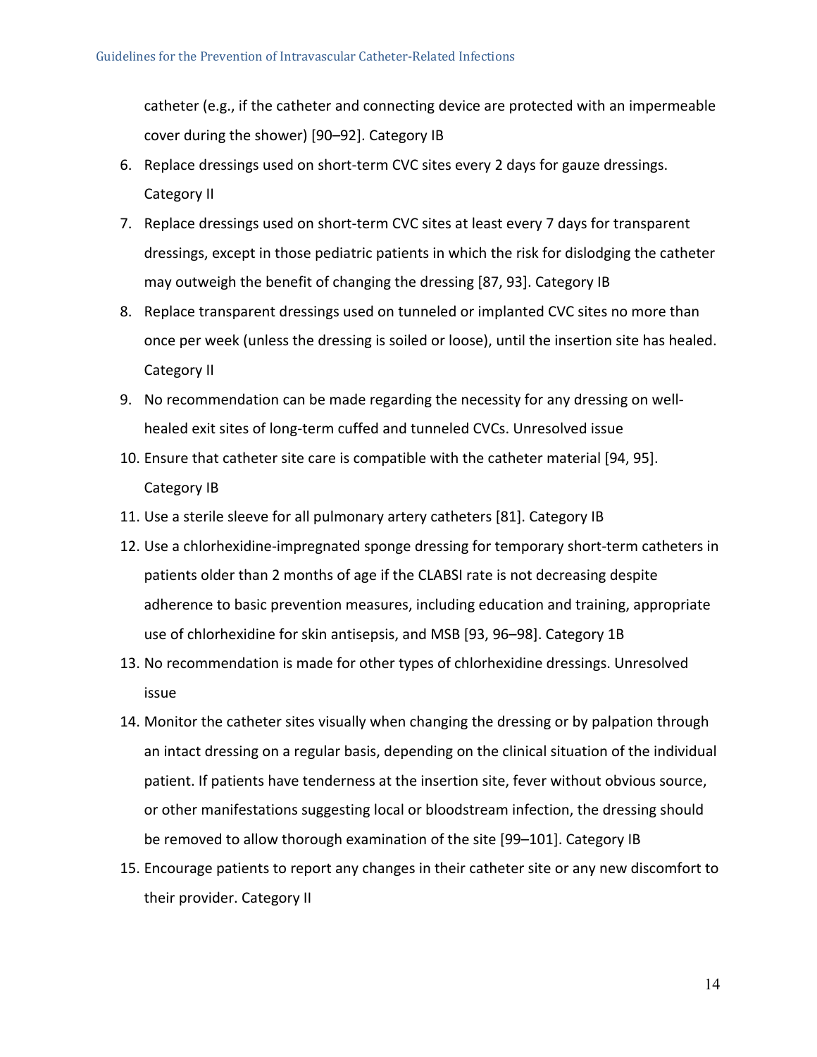catheter (e.g., if the catheter and connecting device are protected with an impermeable cover during the shower) [90–92]. Category IB

6. Replace dressings used on short-term CVC sites every 2 days for gauze dressings. Category II
7. Replace dressings used on short-term CVC sites at least every 7 days for transparent dressings, except in those pediatric patients in which the risk for dislodging the catheter may outweigh the benefit of changing the dressing [87, 93]. Category IB
8. Replace transparent dressings used on tunneled or implanted CVC sites no more than once per week (unless the dressing is soiled or loose), until the insertion site has healed. Category II
9. No recommendation can be made regarding the necessity for any dressing on well-healed exit sites of long-term cuffed and tunneled CVCs. Unresolved issue
10. Ensure that catheter site care is compatible with the catheter material [94, 95]. Category IB
11. Use a sterile sleeve for all pulmonary artery catheters [81]. Category IB
12. Use a chlorhexidine-impregnated sponge dressing for temporary short-term catheters in patients older than 2 months of age if the CLABSI rate is not decreasing despite adherence to basic prevention measures, including education and training, appropriate use of chlorhexidine for skin antisepsis, and MSB [93, 96–98]. Category 1B
13. No recommendation is made for other types of chlorhexidine dressings. Unresolved issue
14. Monitor the catheter sites visually when changing the dressing or by palpation through an intact dressing on a regular basis, depending on the clinical situation of the individual patient. If patients have tenderness at the insertion site, fever without obvious source, or other manifestations suggesting local or bloodstream infection, the dressing should be removed to allow thorough examination of the site [99–101]. Category IB
15. Encourage patients to report any changes in their catheter site or any new discomfort to their provider. Category II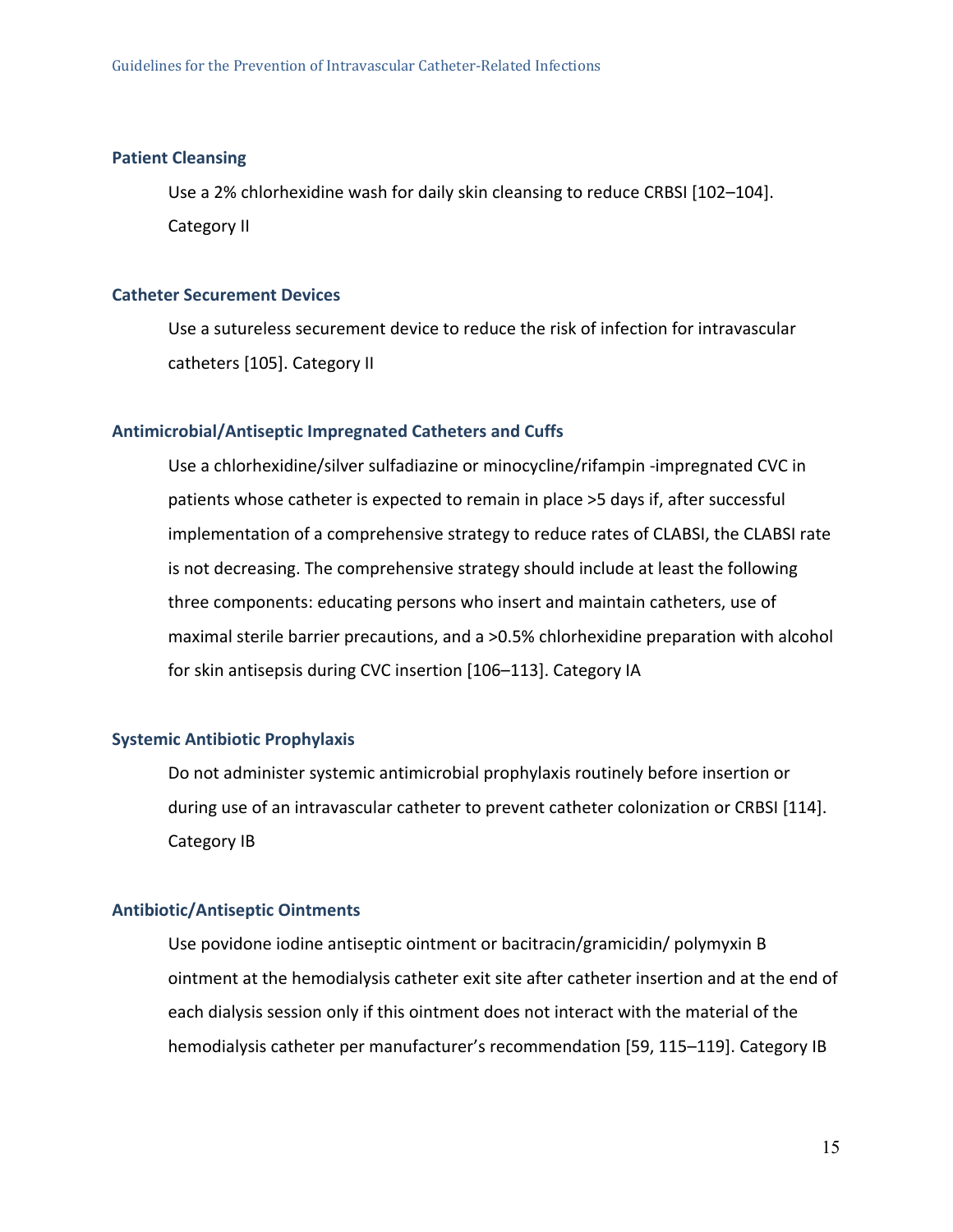### Patient Cleansing

Use a 2% chlorhexidine wash for daily skin cleansing to reduce CRBSI [102–104]. Category II

### Catheter Securement Devices

Use a sutureless securement device to reduce the risk of infection for intravascular catheters [105]. Category II

### Antimicrobial/Antiseptic Impregnated Catheters and Cuffs

Use a chlorhexidine/silver sulfadiazine or minocycline/rifampin -impregnated CVC in patients whose catheter is expected to remain in place >5 days if, after successful implementation of a comprehensive strategy to reduce rates of CLABSI, the CLABSI rate is not decreasing. The comprehensive strategy should include at least the following three components: educating persons who insert and maintain catheters, use of maximal sterile barrier precautions, and a >0.5% chlorhexidine preparation with alcohol for skin antisepsis during CVC insertion [106–113]. Category IA

### Systemic Antibiotic Prophylaxis

Do not administer systemic antimicrobial prophylaxis routinely before insertion or during use of an intravascular catheter to prevent catheter colonization or CRBSI [114]. Category IB

### Antibiotic/Antiseptic Ointments

Use povidone iodine antiseptic ointment or bacitracin/gramicidin/ polymyxin B ointment at the hemodialysis catheter exit site after catheter insertion and at the end of each dialysis session only if this ointment does not interact with the material of the hemodialysis catheter per manufacturer's recommendation [59, 115–119]. Category IB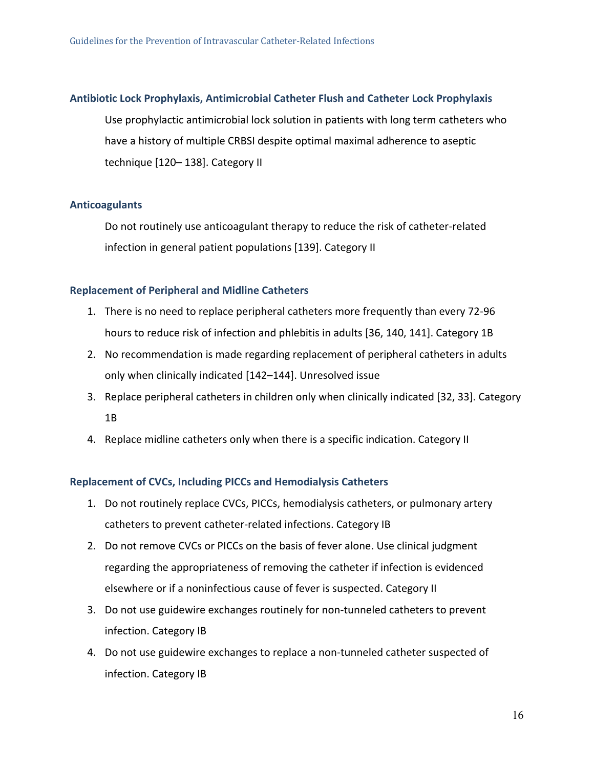### Antibiotic Lock Prophylaxis, Antimicrobial Catheter Flush and Catheter Lock Prophylaxis

Use prophylactic antimicrobial lock solution in patients with long term catheters who have a history of multiple CRBSI despite optimal maximal adherence to aseptic technique [120– 138]. Category II

### Anticoagulants

Do not routinely use anticoagulant therapy to reduce the risk of catheter-related infection in general patient populations [139]. Category II

### Replacement of Peripheral and Midline Catheters

1. There is no need to replace peripheral catheters more frequently than every 72-96 hours to reduce risk of infection and phlebitis in adults [36, 140, 141]. Category 1B
2. No recommendation is made regarding replacement of peripheral catheters in adults only when clinically indicated [142–144]. Unresolved issue
3. Replace peripheral catheters in children only when clinically indicated [32, 33]. Category 1B
4. Replace midline catheters only when there is a specific indication. Category II

### Replacement of CVCs, Including PICCs and Hemodialysis Catheters

1. Do not routinely replace CVCs, PICCs, hemodialysis catheters, or pulmonary artery catheters to prevent catheter-related infections. Category IB
2. Do not remove CVCs or PICCs on the basis of fever alone. Use clinical judgment regarding the appropriateness of removing the catheter if infection is evidenced elsewhere or if a noninfectious cause of fever is suspected. Category II
3. Do not use guidewire exchanges routinely for non-tunneled catheters to prevent infection. Category IB
4. Do not use guidewire exchanges to replace a non-tunneled catheter suspected of infection. Category IB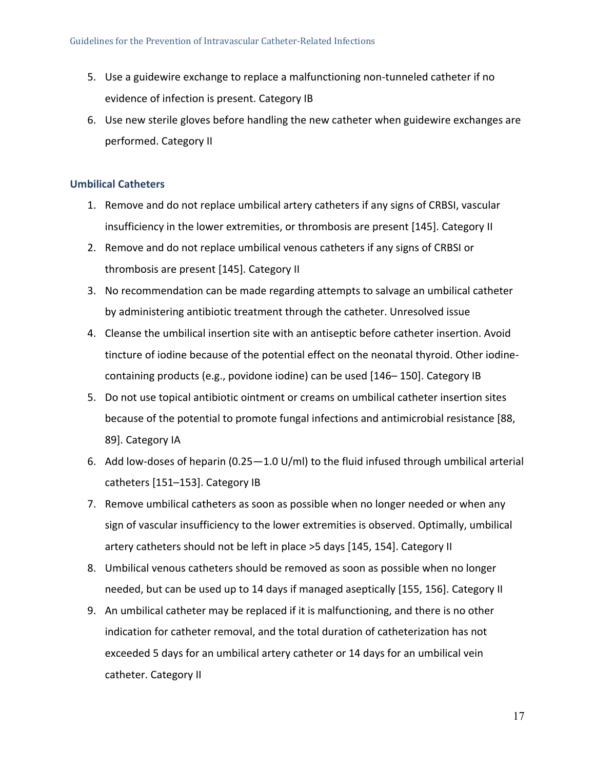5. Use a guidewire exchange to replace a malfunctioning non-tunneled catheter if no evidence of infection is present. Category IB
6. Use new sterile gloves before handling the new catheter when guidewire exchanges are performed. Category II

### Umbilical Catheters

1. Remove and do not replace umbilical artery catheters if any signs of CRBSI, vascular insufficiency in the lower extremities, or thrombosis are present [145]. Category II
2. Remove and do not replace umbilical venous catheters if any signs of CRBSI or thrombosis are present [145]. Category II
3. No recommendation can be made regarding attempts to salvage an umbilical catheter by administering antibiotic treatment through the catheter. Unresolved issue
4. Cleanse the umbilical insertion site with an antiseptic before catheter insertion. Avoid tincture of iodine because of the potential effect on the neonatal thyroid. Other iodine-containing products (e.g., povidone iodine) can be used [146– 150]. Category IB
5. Do not use topical antibiotic ointment or creams on umbilical catheter insertion sites because of the potential to promote fungal infections and antimicrobial resistance [88, 89]. Category IA
6. Add low-doses of heparin (0.25—1.0 U/ml) to the fluid infused through umbilical arterial catheters [151–153]. Category IB
7. Remove umbilical catheters as soon as possible when no longer needed or when any sign of vascular insufficiency to the lower extremities is observed. Optimally, umbilical artery catheters should not be left in place >5 days [145, 154]. Category II
8. Umbilical venous catheters should be removed as soon as possible when no longer needed, but can be used up to 14 days if managed aseptically [155, 156]. Category II
9. An umbilical catheter may be replaced if it is malfunctioning, and there is no other indication for catheter removal, and the total duration of catheterization has not exceeded 5 days for an umbilical artery catheter or 14 days for an umbilical vein catheter. Category II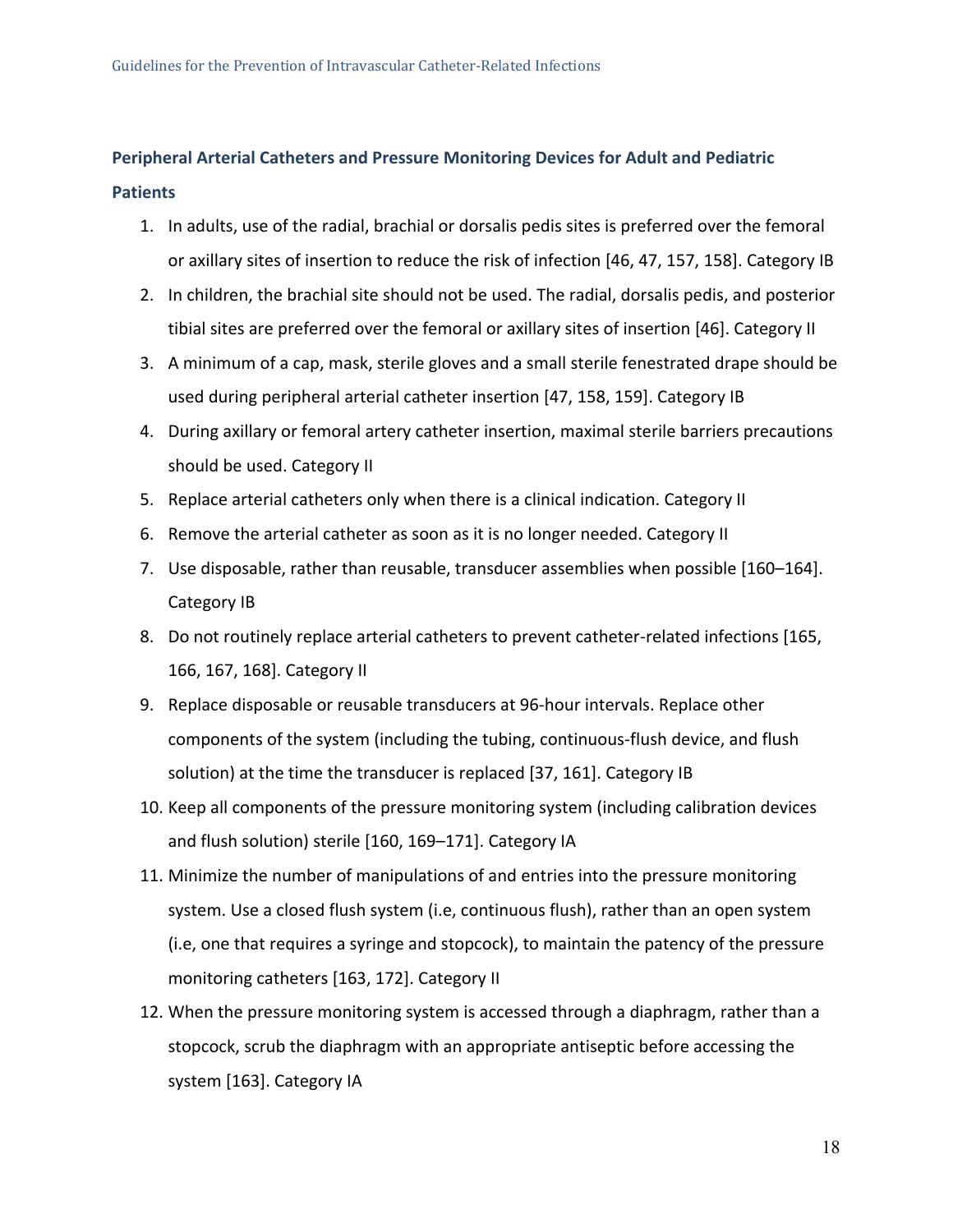## Peripheral Arterial Catheters and Pressure Monitoring Devices for Adult and Pediatric Patients

1. In adults, use of the radial, brachial or dorsalis pedis sites is preferred over the femoral or axillary sites of insertion to reduce the risk of infection [46, 47, 157, 158]. Category IB
2. In children, the brachial site should not be used. The radial, dorsalis pedis, and posterior tibial sites are preferred over the femoral or axillary sites of insertion [46]. Category II
3. A minimum of a cap, mask, sterile gloves and a small sterile fenestrated drape should be used during peripheral arterial catheter insertion [47, 158, 159]. Category IB
4. During axillary or femoral artery catheter insertion, maximal sterile barriers precautions should be used. Category II
5. Replace arterial catheters only when there is a clinical indication. Category II
6. Remove the arterial catheter as soon as it is no longer needed. Category II
7. Use disposable, rather than reusable, transducer assemblies when possible [160–164]. Category IB
8. Do not routinely replace arterial catheters to prevent catheter-related infections [165, 166, 167, 168]. Category II
9. Replace disposable or reusable transducers at 96-hour intervals. Replace other components of the system (including the tubing, continuous-flush device, and flush solution) at the time the transducer is replaced [37, 161]. Category IB
10. Keep all components of the pressure monitoring system (including calibration devices and flush solution) sterile [160, 169–171]. Category IA
11. Minimize the number of manipulations of and entries into the pressure monitoring system. Use a closed flush system (i.e, continuous flush), rather than an open system (i.e, one that requires a syringe and stopcock), to maintain the patency of the pressure monitoring catheters [163, 172]. Category II
12. When the pressure monitoring system is accessed through a diaphragm, rather than a stopcock, scrub the diaphragm with an appropriate antiseptic before accessing the system [163]. Category IA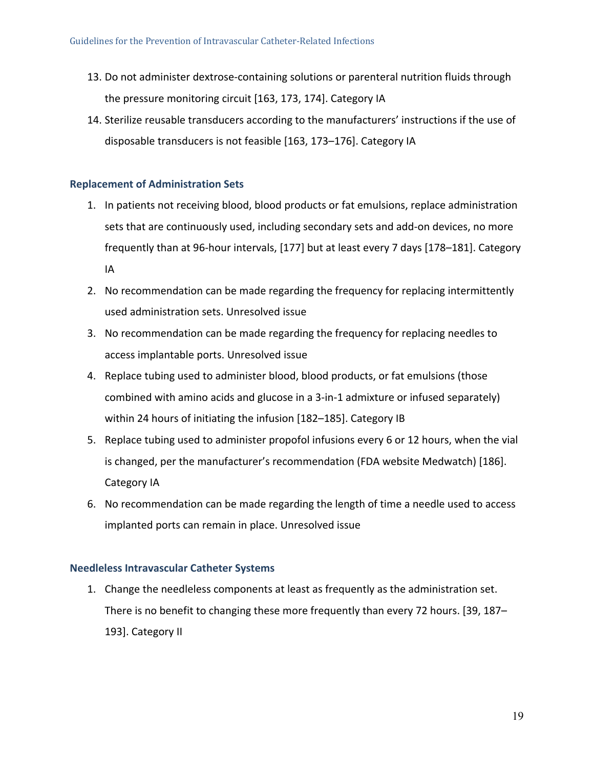13. Do not administer dextrose-containing solutions or parenteral nutrition fluids through the pressure monitoring circuit [163, 173, 174]. Category IA
14. Sterilize reusable transducers according to the manufacturers' instructions if the use of disposable transducers is not feasible [163, 173–176]. Category IA

### Replacement of Administration Sets

1. In patients not receiving blood, blood products or fat emulsions, replace administration sets that are continuously used, including secondary sets and add-on devices, no more frequently than at 96-hour intervals, [177] but at least every 7 days [178–181]. Category IA
2. No recommendation can be made regarding the frequency for replacing intermittently used administration sets. Unresolved issue
3. No recommendation can be made regarding the frequency for replacing needles to access implantable ports. Unresolved issue
4. Replace tubing used to administer blood, blood products, or fat emulsions (those combined with amino acids and glucose in a 3-in-1 admixture or infused separately) within 24 hours of initiating the infusion [182–185]. Category IB
5. Replace tubing used to administer propofol infusions every 6 or 12 hours, when the vial is changed, per the manufacturer's recommendation (FDA website Medwatch) [186]. Category IA
6. No recommendation can be made regarding the length of time a needle used to access implanted ports can remain in place. Unresolved issue

### Needleless Intravascular Catheter Systems

1. Change the needleless components at least as frequently as the administration set. There is no benefit to changing these more frequently than every 72 hours. [39, 187–193]. Category II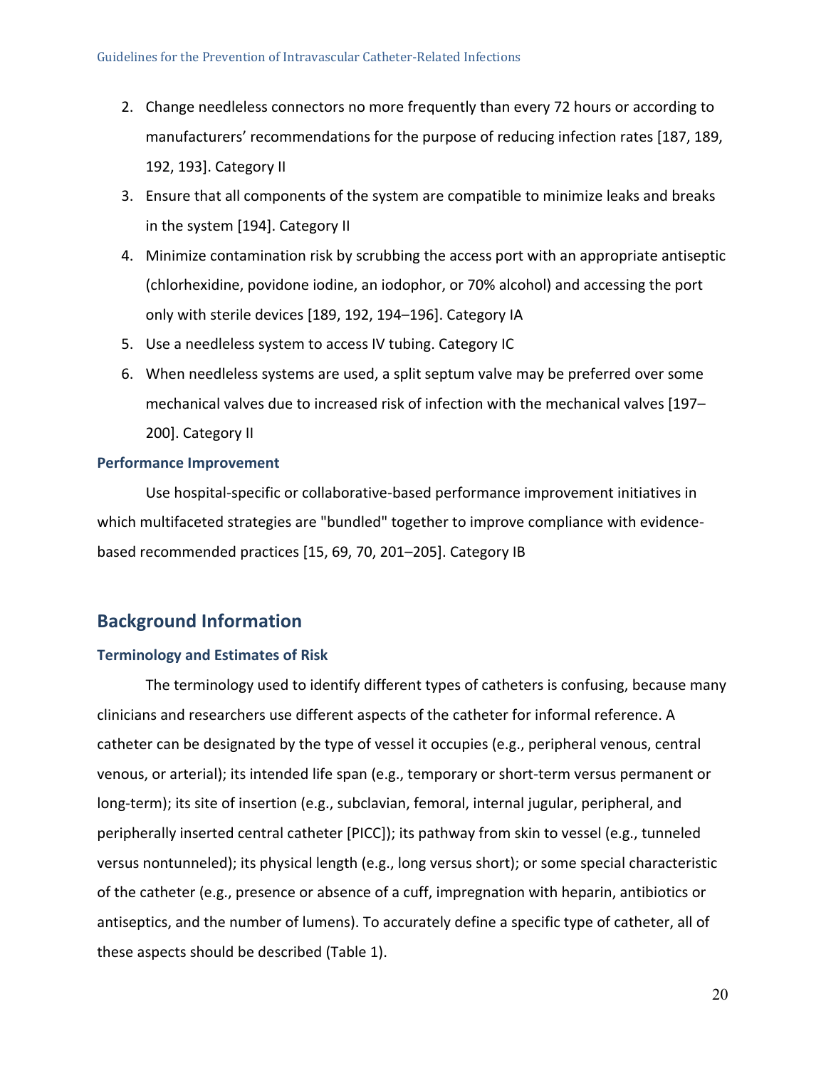2. Change needleless connectors no more frequently than every 72 hours or according to manufacturers' recommendations for the purpose of reducing infection rates [187, 189, 192, 193]. Category II
3. Ensure that all components of the system are compatible to minimize leaks and breaks in the system [194]. Category II
4. Minimize contamination risk by scrubbing the access port with an appropriate antiseptic (chlorhexidine, povidone iodine, an iodophor, or 70% alcohol) and accessing the port only with sterile devices [189, 192, 194–196]. Category IA
5. Use a needleless system to access IV tubing. Category IC
6. When needleless systems are used, a split septum valve may be preferred over some mechanical valves due to increased risk of infection with the mechanical valves [197–200]. Category II

### Performance Improvement

Use hospital-specific or collaborative-based performance improvement initiatives in which multifaceted strategies are "bundled" together to improve compliance with evidence-based recommended practices [15, 69, 70, 201–205]. Category IB

## Background Information

### Terminology and Estimates of Risk

The terminology used to identify different types of catheters is confusing, because many clinicians and researchers use different aspects of the catheter for informal reference. A catheter can be designated by the type of vessel it occupies (e.g., peripheral venous, central venous, or arterial); its intended life span (e.g., temporary or short-term versus permanent or long-term); its site of insertion (e.g., subclavian, femoral, internal jugular, peripheral, and peripherally inserted central catheter [PICC]); its pathway from skin to vessel (e.g., tunneled versus nontunneled); its physical length (e.g., long versus short); or some special characteristic of the catheter (e.g., presence or absence of a cuff, impregnation with heparin, antibiotics or antiseptics, and the number of lumens). To accurately define a specific type of catheter, all of these aspects should be described (Table 1).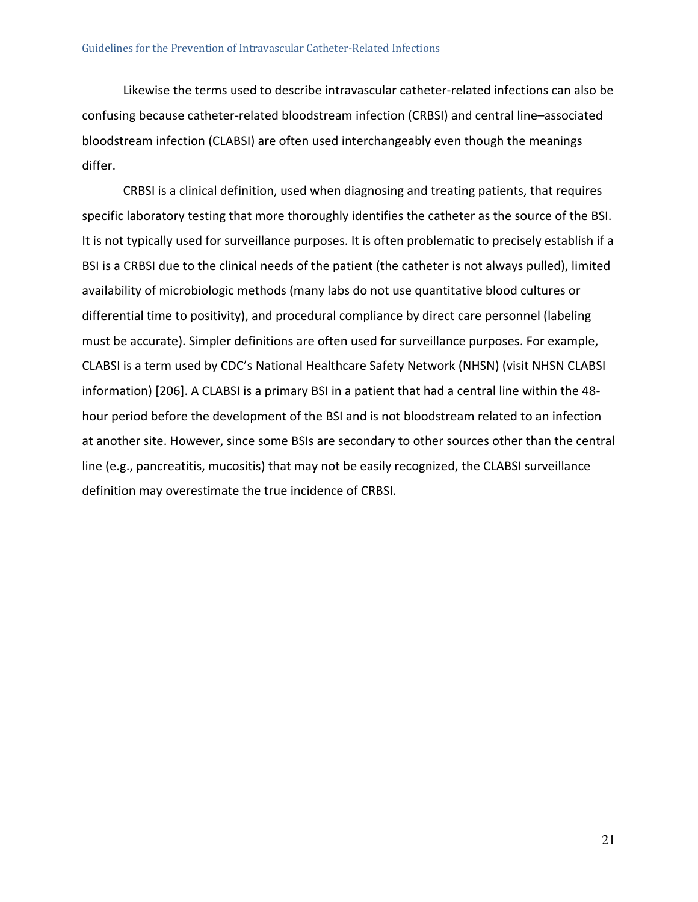Likewise the terms used to describe intravascular catheter-related infections can also be confusing because catheter-related bloodstream infection (CRBSI) and central line–associated bloodstream infection (CLABSI) are often used interchangeably even though the meanings differ.

CRBSI is a clinical definition, used when diagnosing and treating patients, that requires specific laboratory testing that more thoroughly identifies the catheter as the source of the BSI. It is not typically used for surveillance purposes. It is often problematic to precisely establish if a BSI is a CRBSI due to the clinical needs of the patient (the catheter is not always pulled), limited availability of microbiologic methods (many labs do not use quantitative blood cultures or differential time to positivity), and procedural compliance by direct care personnel (labeling must be accurate). Simpler definitions are often used for surveillance purposes. For example, CLABSI is a term used by CDC's National Healthcare Safety Network (NHSN) (visit NHSN CLABSI information) [206]. A CLABSI is a primary BSI in a patient that had a central line within the 48-hour period before the development of the BSI and is not bloodstream related to an infection at another site. However, since some BSIs are secondary to other sources other than the central line (e.g., pancreatitis, mucositis) that may not be easily recognized, the CLABSI surveillance definition may overestimate the true incidence of CRBSI.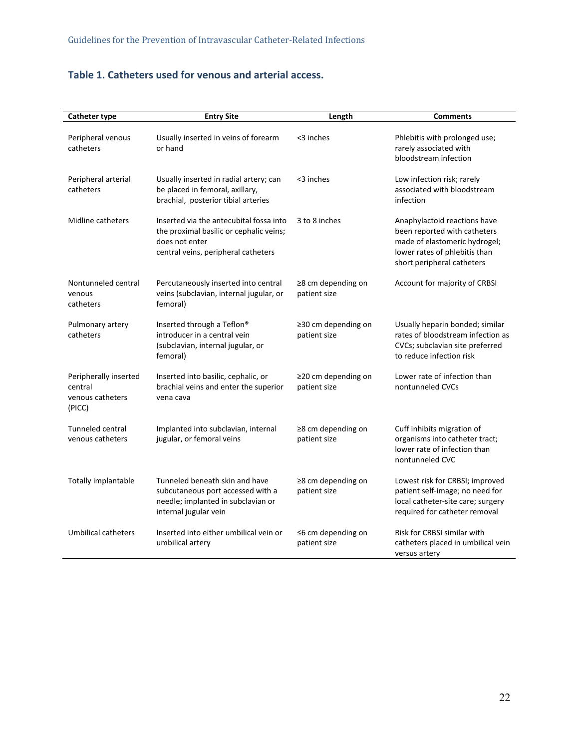## Table 1. Catheters used for venous and arterial access.

| Catheter type | Entry Site | Length | Comments |
|---|---|---|---|
| Peripheral venous catheters | Usually inserted in veins of forearm or hand | <3 inches | Phlebitis with prolonged use; rarely associated with bloodstream infection |
| Peripheral arterial catheters | Usually inserted in radial artery; can be placed in femoral, axillary, brachial, posterior tibial arteries | <3 inches | Low infection risk; rarely associated with bloodstream infection |
| Midline catheters | Inserted via the antecubital fossa into the proximal basilic or cephalic veins; does not enter central veins, peripheral catheters | 3 to 8 inches | Anaphylactoid reactions have been reported with catheters made of elastomeric hydrogel; lower rates of phlebitis than short peripheral catheters |
| Nontunneled central venous catheters | Percutaneously inserted into central veins (subclavian, internal jugular, or femoral) | ≥8 cm depending on patient size | Account for majority of CRBSI |
| Pulmonary artery catheters | Inserted through a Teflon® introducer in a central vein (subclavian, internal jugular, or femoral) | ≥30 cm depending on patient size | Usually heparin bonded; similar rates of bloodstream infection as CVCs; subclavian site preferred to reduce infection risk |
| Peripherally inserted central venous catheters (PICC) | Inserted into basilic, cephalic, or brachial veins and enter the superior vena cava | ≥20 cm depending on patient size | Lower rate of infection than nontunneled CVCs |
| Tunneled central venous catheters | Implanted into subclavian, internal jugular, or femoral veins | ≥8 cm depending on patient size | Cuff inhibits migration of organisms into catheter tract; lower rate of infection than nontunneled CVC |
| Totally implantable | Tunneled beneath skin and have subcutaneous port accessed with a needle; implanted in subclavian or internal jugular vein | ≥8 cm depending on patient size | Lowest risk for CRBSI; improved patient self-image; no need for local catheter-site care; surgery required for catheter removal |
| Umbilical catheters | Inserted into either umbilical vein or umbilical artery | ≤6 cm depending on patient size | Risk for CRBSI similar with catheters placed in umbilical vein versus artery |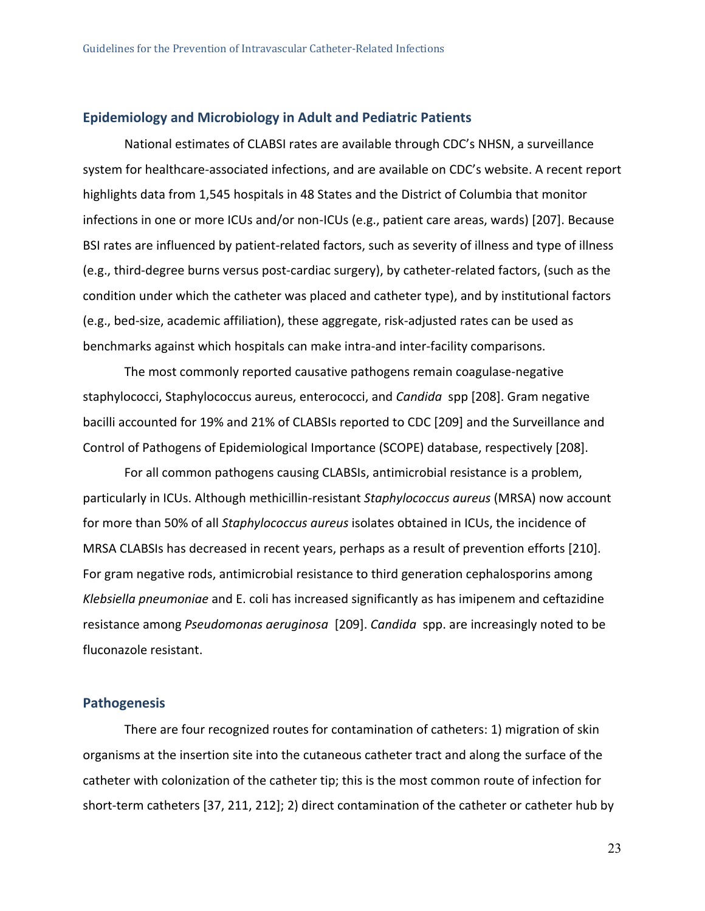## Epidemiology and Microbiology in Adult and Pediatric Patients

National estimates of CLABSI rates are available through CDC's NHSN, a surveillance system for healthcare-associated infections, and are available on CDC's website. A recent report highlights data from 1,545 hospitals in 48 States and the District of Columbia that monitor infections in one or more ICUs and/or non-ICUs (e.g., patient care areas, wards) [207]. Because BSI rates are influenced by patient-related factors, such as severity of illness and type of illness (e.g., third-degree burns versus post-cardiac surgery), by catheter-related factors, (such as the condition under which the catheter was placed and catheter type), and by institutional factors (e.g., bed-size, academic affiliation), these aggregate, risk-adjusted rates can be used as benchmarks against which hospitals can make intra-and inter-facility comparisons.

The most commonly reported causative pathogens remain coagulase-negative staphylococci, Staphylococcus aureus, enterococci, and *Candida* spp [208]. Gram negative bacilli accounted for 19% and 21% of CLABSIs reported to CDC [209] and the Surveillance and Control of Pathogens of Epidemiological Importance (SCOPE) database, respectively [208].

For all common pathogens causing CLABSIs, antimicrobial resistance is a problem, particularly in ICUs. Although methicillin-resistant *Staphylococcus aureus* (MRSA) now account for more than 50% of all *Staphylococcus aureus* isolates obtained in ICUs, the incidence of MRSA CLABSIs has decreased in recent years, perhaps as a result of prevention efforts [210]. For gram negative rods, antimicrobial resistance to third generation cephalosporins among *Klebsiella pneumoniae* and E. coli has increased significantly as has imipenem and ceftazidine resistance among *Pseudomonas aeruginosa* [209]. *Candida* spp. are increasingly noted to be fluconazole resistant.

## Pathogenesis

There are four recognized routes for contamination of catheters: 1) migration of skin organisms at the insertion site into the cutaneous catheter tract and along the surface of the catheter with colonization of the catheter tip; this is the most common route of infection for short-term catheters [37, 211, 212]; 2) direct contamination of the catheter or catheter hub by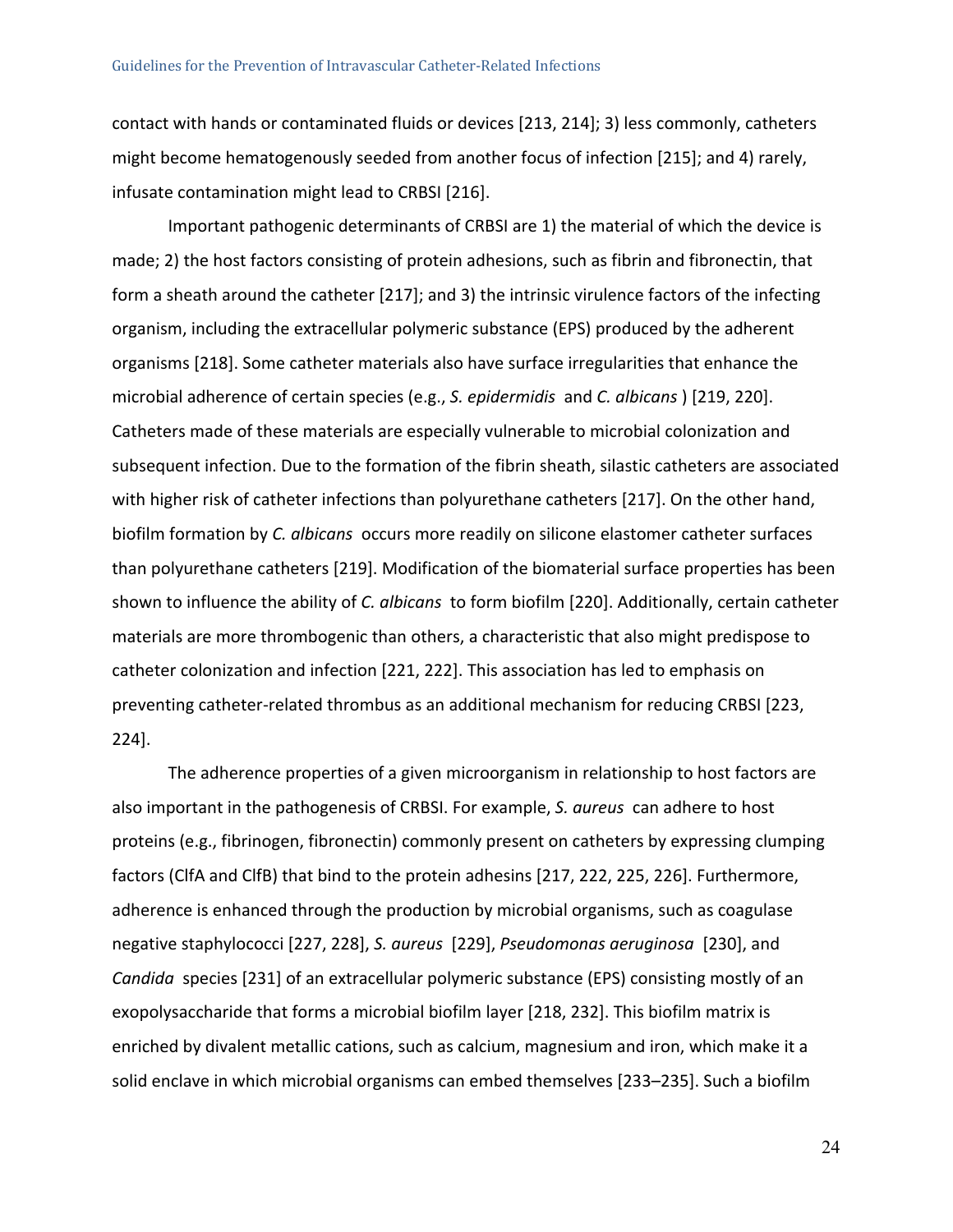contact with hands or contaminated fluids or devices [213, 214]; 3) less commonly, catheters might become hematogenously seeded from another focus of infection [215]; and 4) rarely, infusate contamination might lead to CRBSI [216].

Important pathogenic determinants of CRBSI are 1) the material of which the device is made; 2) the host factors consisting of protein adhesions, such as fibrin and fibronectin, that form a sheath around the catheter [217]; and 3) the intrinsic virulence factors of the infecting organism, including the extracellular polymeric substance (EPS) produced by the adherent organisms [218]. Some catheter materials also have surface irregularities that enhance the microbial adherence of certain species (e.g., *S. epidermidis* and *C. albicans* ) [219, 220]. Catheters made of these materials are especially vulnerable to microbial colonization and subsequent infection. Due to the formation of the fibrin sheath, silastic catheters are associated with higher risk of catheter infections than polyurethane catheters [217]. On the other hand, biofilm formation by *C. albicans* occurs more readily on silicone elastomer catheter surfaces than polyurethane catheters [219]. Modification of the biomaterial surface properties has been shown to influence the ability of *C. albicans* to form biofilm [220]. Additionally, certain catheter materials are more thrombogenic than others, a characteristic that also might predispose to catheter colonization and infection [221, 222]. This association has led to emphasis on preventing catheter-related thrombus as an additional mechanism for reducing CRBSI [223, 224].

The adherence properties of a given microorganism in relationship to host factors are also important in the pathogenesis of CRBSI. For example, *S. aureus* can adhere to host proteins (e.g., fibrinogen, fibronectin) commonly present on catheters by expressing clumping factors (ClfA and ClfB) that bind to the protein adhesins [217, 222, 225, 226]. Furthermore, adherence is enhanced through the production by microbial organisms, such as coagulase negative staphylococci [227, 228], *S. aureus* [229], *Pseudomonas aeruginosa* [230], and *Candida* species [231] of an extracellular polymeric substance (EPS) consisting mostly of an exopolysaccharide that forms a microbial biofilm layer [218, 232]. This biofilm matrix is enriched by divalent metallic cations, such as calcium, magnesium and iron, which make it a solid enclave in which microbial organisms can embed themselves [233–235]. Such a biofilm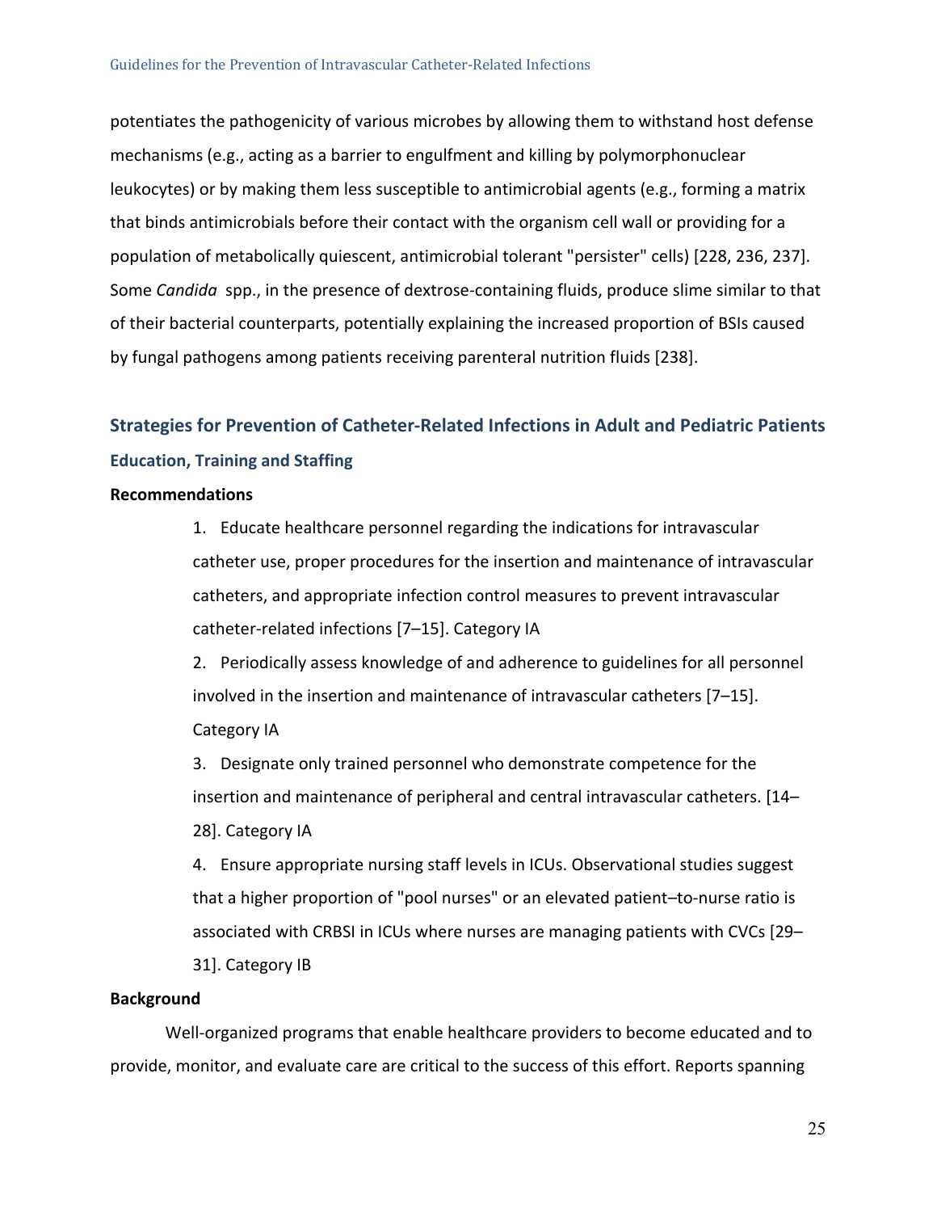potentiates the pathogenicity of various microbes by allowing them to withstand host defense mechanisms (e.g., acting as a barrier to engulfment and killing by polymorphonuclear leukocytes) or by making them less susceptible to antimicrobial agents (e.g., forming a matrix that binds antimicrobials before their contact with the organism cell wall or providing for a population of metabolically quiescent, antimicrobial tolerant "persister" cells) [228, 236, 237]. Some *Candida* spp., in the presence of dextrose-containing fluids, produce slime similar to that of their bacterial counterparts, potentially explaining the increased proportion of BSIs caused by fungal pathogens among patients receiving parenteral nutrition fluids [238].

## Strategies for Prevention of Catheter-Related Infections in Adult and Pediatric Patients

### Education, Training and Staffing

**Recommendations**

1. Educate healthcare personnel regarding the indications for intravascular catheter use, proper procedures for the insertion and maintenance of intravascular catheters, and appropriate infection control measures to prevent intravascular catheter-related infections [7–15]. Category IA
2. Periodically assess knowledge of and adherence to guidelines for all personnel involved in the insertion and maintenance of intravascular catheters [7–15]. Category IA
3. Designate only trained personnel who demonstrate competence for the insertion and maintenance of peripheral and central intravascular catheters. [14–28]. Category IA
4. Ensure appropriate nursing staff levels in ICUs. Observational studies suggest that a higher proportion of "pool nurses" or an elevated patient–to-nurse ratio is associated with CRBSI in ICUs where nurses are managing patients with CVCs [29–31]. Category IB

**Background**

Well-organized programs that enable healthcare providers to become educated and to provide, monitor, and evaluate care are critical to the success of this effort. Reports spanning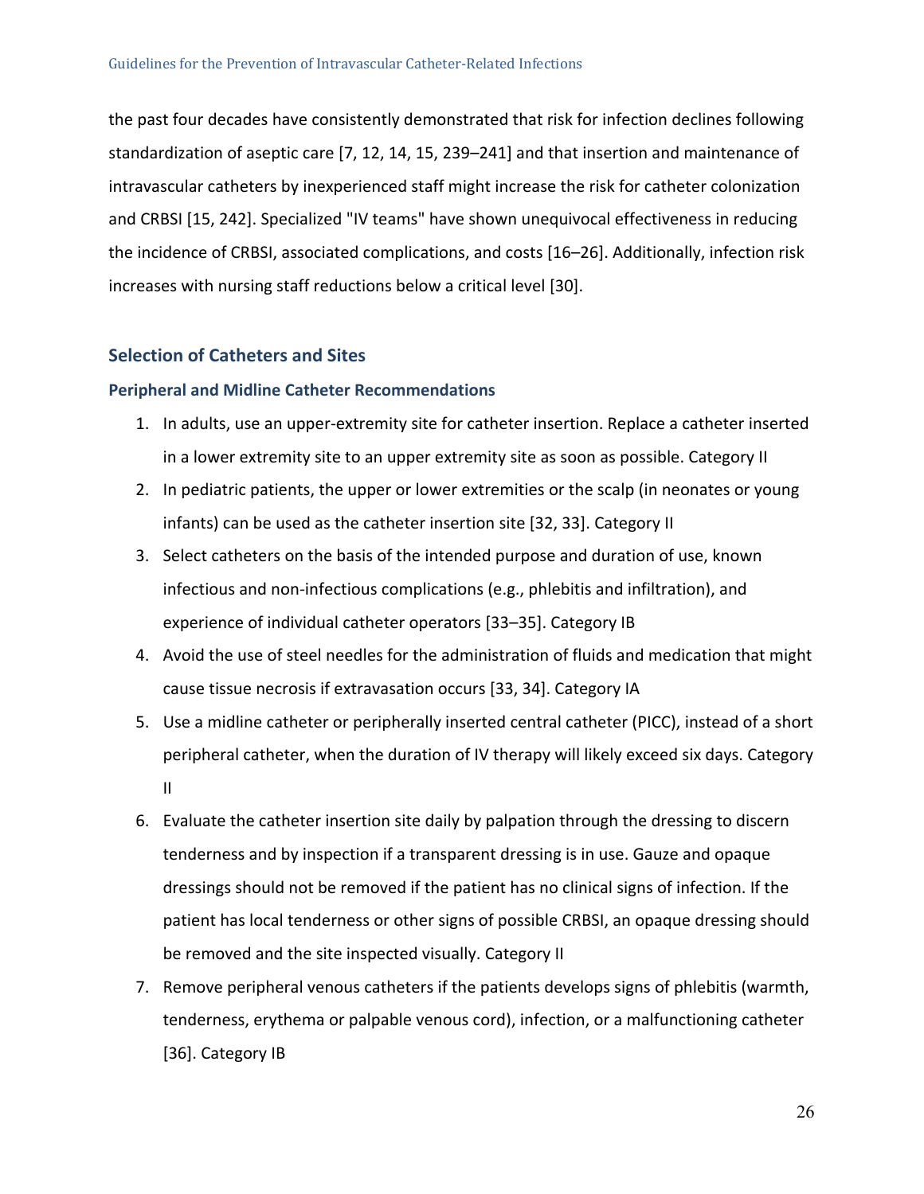the past four decades have consistently demonstrated that risk for infection declines following standardization of aseptic care [7, 12, 14, 15, 239–241] and that insertion and maintenance of intravascular catheters by inexperienced staff might increase the risk for catheter colonization and CRBSI [15, 242]. Specialized "IV teams" have shown unequivocal effectiveness in reducing the incidence of CRBSI, associated complications, and costs [16–26]. Additionally, infection risk increases with nursing staff reductions below a critical level [30].

## Selection of Catheters and Sites

### Peripheral and Midline Catheter Recommendations

1. In adults, use an upper-extremity site for catheter insertion. Replace a catheter inserted in a lower extremity site to an upper extremity site as soon as possible. Category II
2. In pediatric patients, the upper or lower extremities or the scalp (in neonates or young infants) can be used as the catheter insertion site [32, 33]. Category II
3. Select catheters on the basis of the intended purpose and duration of use, known infectious and non-infectious complications (e.g., phlebitis and infiltration), and experience of individual catheter operators [33–35]. Category IB
4. Avoid the use of steel needles for the administration of fluids and medication that might cause tissue necrosis if extravasation occurs [33, 34]. Category IA
5. Use a midline catheter or peripherally inserted central catheter (PICC), instead of a short peripheral catheter, when the duration of IV therapy will likely exceed six days. Category II
6. Evaluate the catheter insertion site daily by palpation through the dressing to discern tenderness and by inspection if a transparent dressing is in use. Gauze and opaque dressings should not be removed if the patient has no clinical signs of infection. If the patient has local tenderness or other signs of possible CRBSI, an opaque dressing should be removed and the site inspected visually. Category II
7. Remove peripheral venous catheters if the patients develops signs of phlebitis (warmth, tenderness, erythema or palpable venous cord), infection, or a malfunctioning catheter [36]. Category IB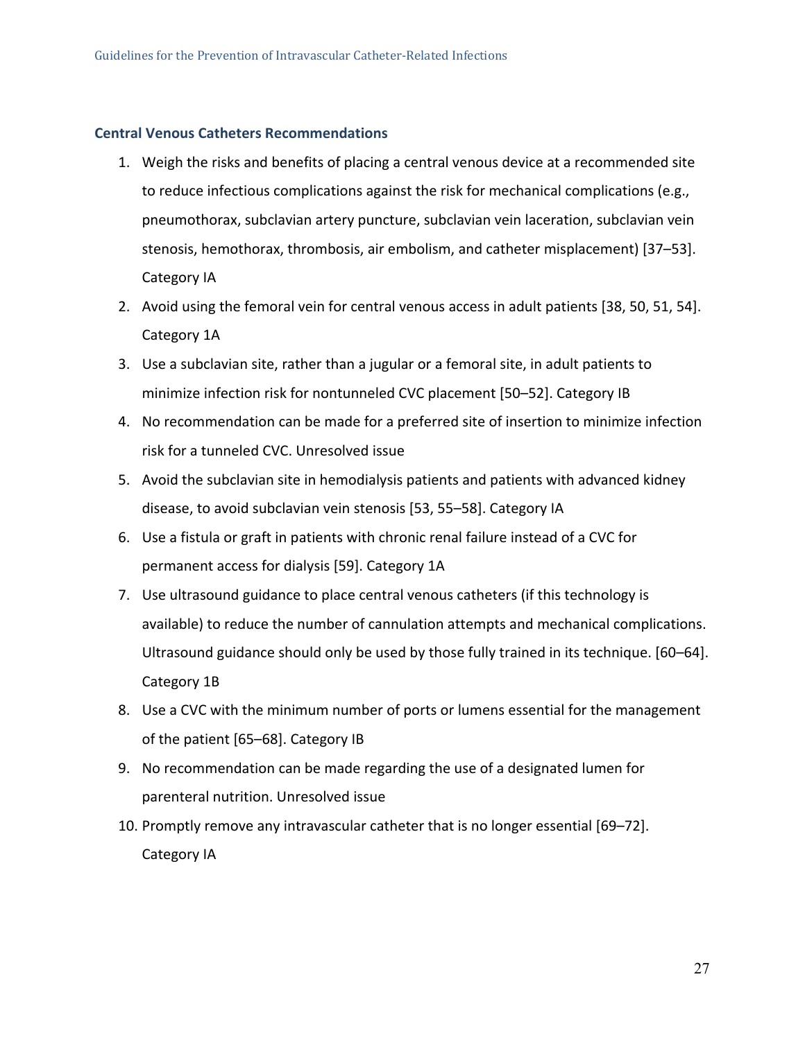### Central Venous Catheters Recommendations

1. Weigh the risks and benefits of placing a central venous device at a recommended site to reduce infectious complications against the risk for mechanical complications (e.g., pneumothorax, subclavian artery puncture, subclavian vein laceration, subclavian vein stenosis, hemothorax, thrombosis, air embolism, and catheter misplacement) [37–53]. Category IA
2. Avoid using the femoral vein for central venous access in adult patients [38, 50, 51, 54]. Category 1A
3. Use a subclavian site, rather than a jugular or a femoral site, in adult patients to minimize infection risk for nontunneled CVC placement [50–52]. Category IB
4. No recommendation can be made for a preferred site of insertion to minimize infection risk for a tunneled CVC. Unresolved issue
5. Avoid the subclavian site in hemodialysis patients and patients with advanced kidney disease, to avoid subclavian vein stenosis [53, 55–58]. Category IA
6. Use a fistula or graft in patients with chronic renal failure instead of a CVC for permanent access for dialysis [59]. Category 1A
7. Use ultrasound guidance to place central venous catheters (if this technology is available) to reduce the number of cannulation attempts and mechanical complications. Ultrasound guidance should only be used by those fully trained in its technique. [60–64]. Category 1B
8. Use a CVC with the minimum number of ports or lumens essential for the management of the patient [65–68]. Category IB
9. No recommendation can be made regarding the use of a designated lumen for parenteral nutrition. Unresolved issue
10. Promptly remove any intravascular catheter that is no longer essential [69–72]. Category IA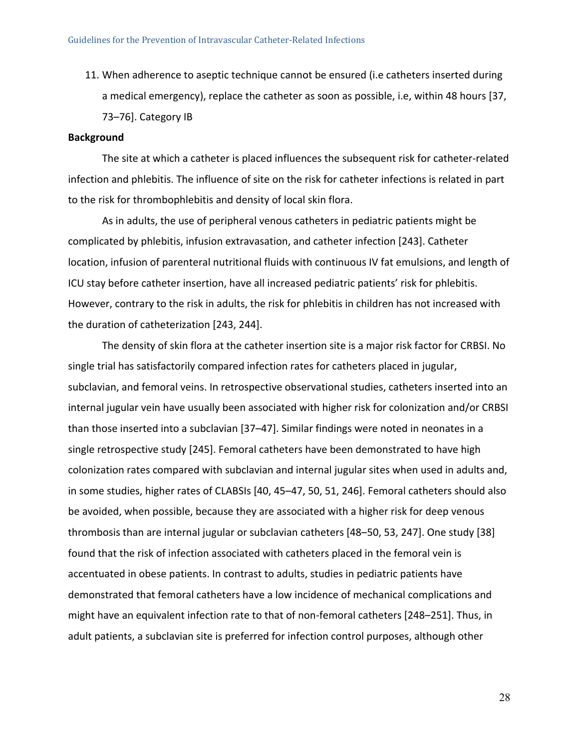11. When adherence to aseptic technique cannot be ensured (i.e catheters inserted during a medical emergency), replace the catheter as soon as possible, i.e, within 48 hours [37, 73–76]. Category IB

**Background**

The site at which a catheter is placed influences the subsequent risk for catheter-related infection and phlebitis. The influence of site on the risk for catheter infections is related in part to the risk for thrombophlebitis and density of local skin flora.

As in adults, the use of peripheral venous catheters in pediatric patients might be complicated by phlebitis, infusion extravasation, and catheter infection [243]. Catheter location, infusion of parenteral nutritional fluids with continuous IV fat emulsions, and length of ICU stay before catheter insertion, have all increased pediatric patients' risk for phlebitis. However, contrary to the risk in adults, the risk for phlebitis in children has not increased with the duration of catheterization [243, 244].

The density of skin flora at the catheter insertion site is a major risk factor for CRBSI. No single trial has satisfactorily compared infection rates for catheters placed in jugular, subclavian, and femoral veins. In retrospective observational studies, catheters inserted into an internal jugular vein have usually been associated with higher risk for colonization and/or CRBSI than those inserted into a subclavian [37–47]. Similar findings were noted in neonates in a single retrospective study [245]. Femoral catheters have been demonstrated to have high colonization rates compared with subclavian and internal jugular sites when used in adults and, in some studies, higher rates of CLABSIs [40, 45–47, 50, 51, 246]. Femoral catheters should also be avoided, when possible, because they are associated with a higher risk for deep venous thrombosis than are internal jugular or subclavian catheters [48–50, 53, 247]. One study [38] found that the risk of infection associated with catheters placed in the femoral vein is accentuated in obese patients. In contrast to adults, studies in pediatric patients have demonstrated that femoral catheters have a low incidence of mechanical complications and might have an equivalent infection rate to that of non-femoral catheters [248–251]. Thus, in adult patients, a subclavian site is preferred for infection control purposes, although other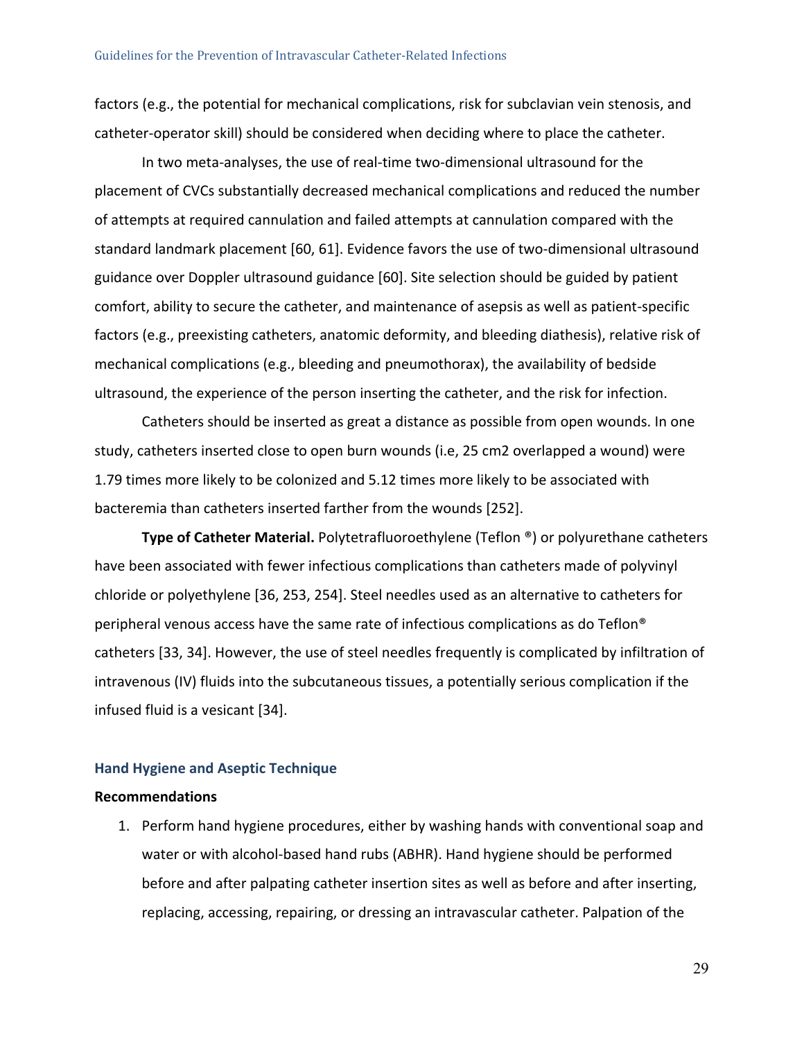factors (e.g., the potential for mechanical complications, risk for subclavian vein stenosis, and catheter-operator skill) should be considered when deciding where to place the catheter.

In two meta-analyses, the use of real-time two-dimensional ultrasound for the placement of CVCs substantially decreased mechanical complications and reduced the number of attempts at required cannulation and failed attempts at cannulation compared with the standard landmark placement [60, 61]. Evidence favors the use of two-dimensional ultrasound guidance over Doppler ultrasound guidance [60]. Site selection should be guided by patient comfort, ability to secure the catheter, and maintenance of asepsis as well as patient-specific factors (e.g., preexisting catheters, anatomic deformity, and bleeding diathesis), relative risk of mechanical complications (e.g., bleeding and pneumothorax), the availability of bedside ultrasound, the experience of the person inserting the catheter, and the risk for infection.

Catheters should be inserted as great a distance as possible from open wounds. In one study, catheters inserted close to open burn wounds (i.e, 25 cm2 overlapped a wound) were 1.79 times more likely to be colonized and 5.12 times more likely to be associated with bacteremia than catheters inserted farther from the wounds [252].

**Type of Catheter Material.** Polytetrafluoroethylene (Teflon ®) or polyurethane catheters have been associated with fewer infectious complications than catheters made of polyvinyl chloride or polyethylene [36, 253, 254]. Steel needles used as an alternative to catheters for peripheral venous access have the same rate of infectious complications as do Teflon® catheters [33, 34]. However, the use of steel needles frequently is complicated by infiltration of intravenous (IV) fluids into the subcutaneous tissues, a potentially serious complication if the infused fluid is a vesicant [34].

## Hand Hygiene and Aseptic Technique

**Recommendations**

1. Perform hand hygiene procedures, either by washing hands with conventional soap and water or with alcohol-based hand rubs (ABHR). Hand hygiene should be performed before and after palpating catheter insertion sites as well as before and after inserting, replacing, accessing, repairing, or dressing an intravascular catheter. Palpation of the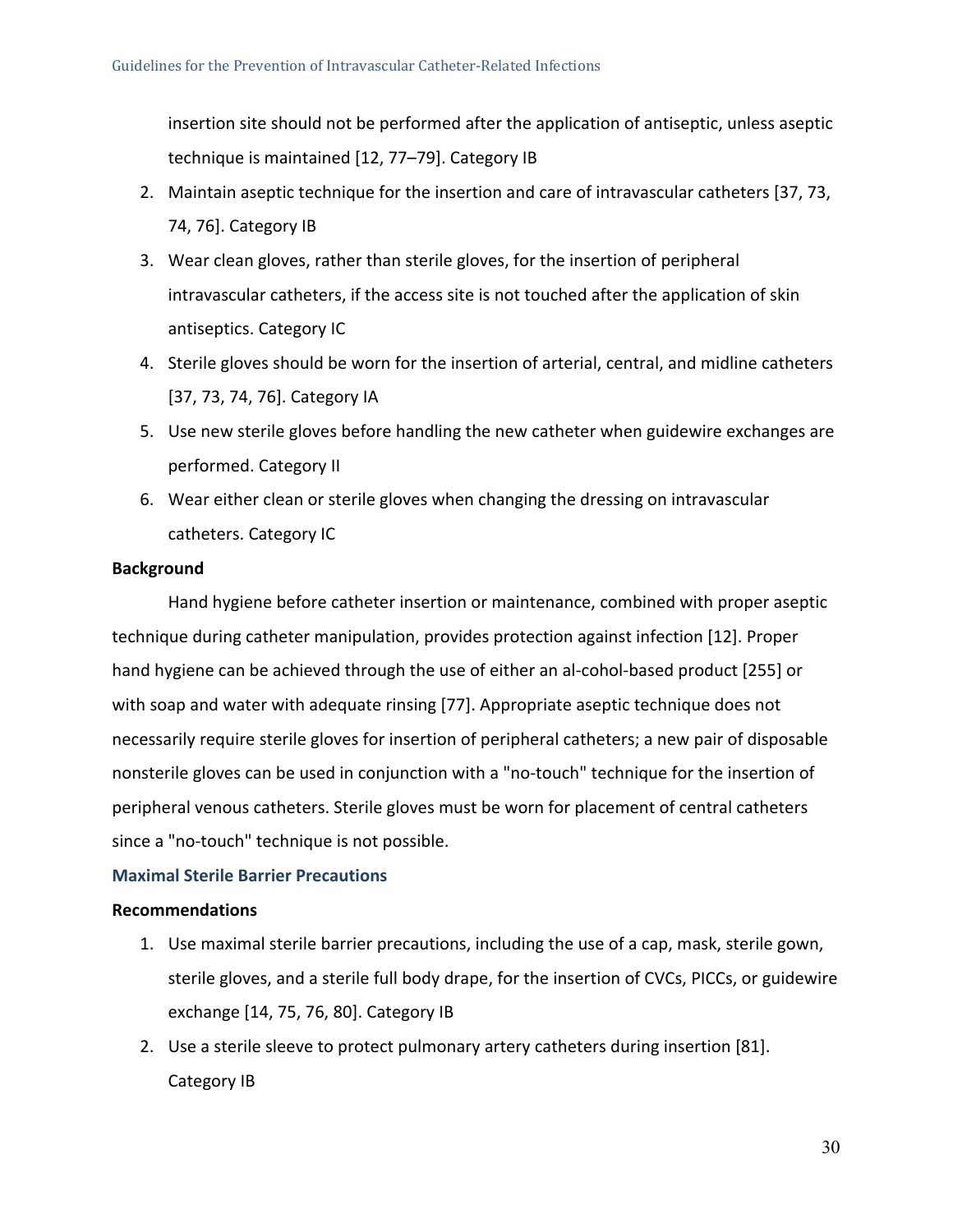insertion site should not be performed after the application of antiseptic, unless aseptic technique is maintained [12, 77–79]. Category IB

2. Maintain aseptic technique for the insertion and care of intravascular catheters [37, 73, 74, 76]. Category IB
3. Wear clean gloves, rather than sterile gloves, for the insertion of peripheral intravascular catheters, if the access site is not touched after the application of skin antiseptics. Category IC
4. Sterile gloves should be worn for the insertion of arterial, central, and midline catheters [37, 73, 74, 76]. Category IA
5. Use new sterile gloves before handling the new catheter when guidewire exchanges are performed. Category II
6. Wear either clean or sterile gloves when changing the dressing on intravascular catheters. Category IC

**Background**

Hand hygiene before catheter insertion or maintenance, combined with proper aseptic technique during catheter manipulation, provides protection against infection [12]. Proper hand hygiene can be achieved through the use of either an al-cohol-based product [255] or with soap and water with adequate rinsing [77]. Appropriate aseptic technique does not necessarily require sterile gloves for insertion of peripheral catheters; a new pair of disposable nonsterile gloves can be used in conjunction with a "no-touch" technique for the insertion of peripheral venous catheters. Sterile gloves must be worn for placement of central catheters since a "no-touch" technique is not possible.

## Maximal Sterile Barrier Precautions

**Recommendations**

1. Use maximal sterile barrier precautions, including the use of a cap, mask, sterile gown, sterile gloves, and a sterile full body drape, for the insertion of CVCs, PICCs, or guidewire exchange [14, 75, 76, 80]. Category IB
2. Use a sterile sleeve to protect pulmonary artery catheters during insertion [81]. Category IB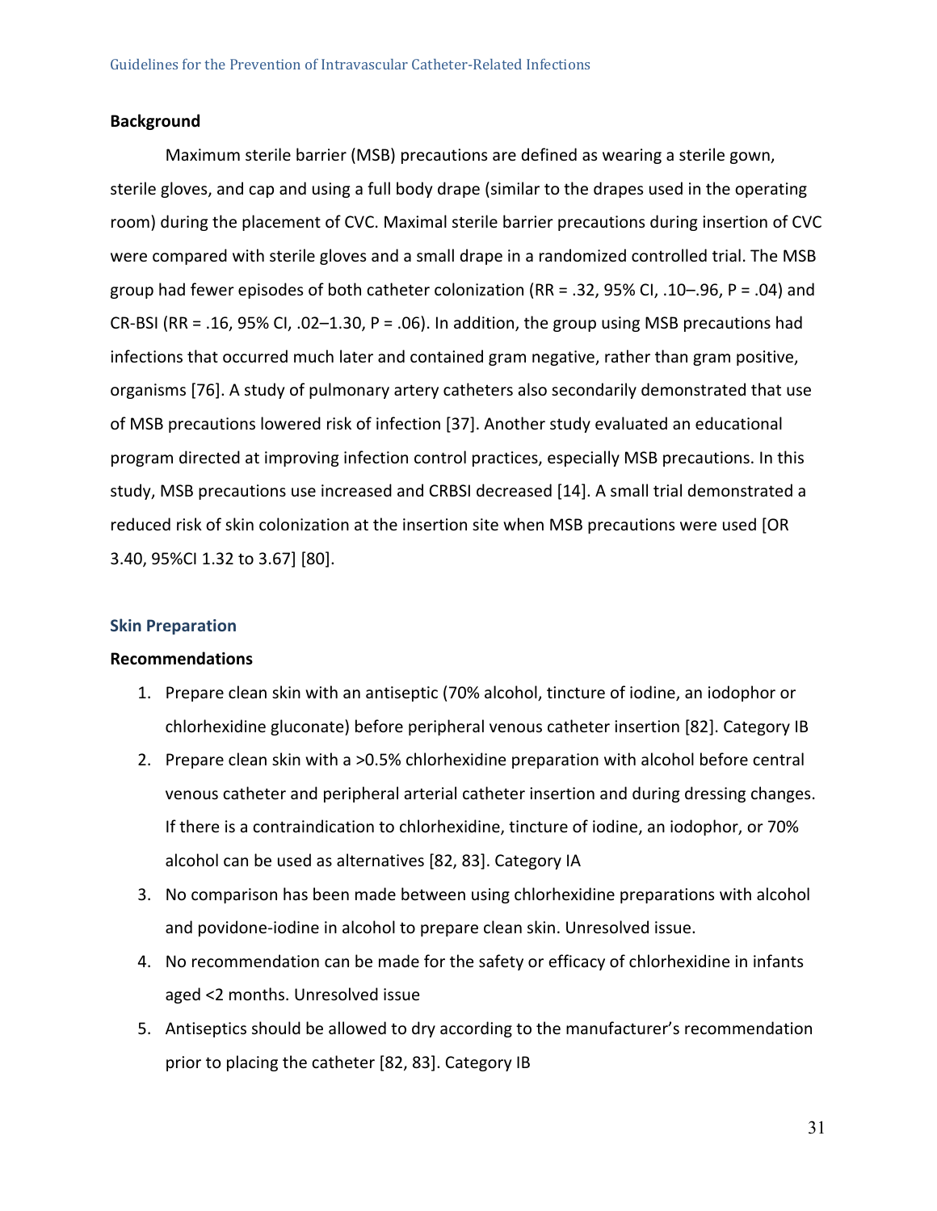### Background

Maximum sterile barrier (MSB) precautions are defined as wearing a sterile gown, sterile gloves, and cap and using a full body drape (similar to the drapes used in the operating room) during the placement of CVC. Maximal sterile barrier precautions during insertion of CVC were compared with sterile gloves and a small drape in a randomized controlled trial. The MSB group had fewer episodes of both catheter colonization (RR = .32, 95% CI, .10–.96, P = .04) and CR-BSI (RR = .16, 95% CI, .02–1.30, P = .06). In addition, the group using MSB precautions had infections that occurred much later and contained gram negative, rather than gram positive, organisms [76]. A study of pulmonary artery catheters also secondarily demonstrated that use of MSB precautions lowered risk of infection [37]. Another study evaluated an educational program directed at improving infection control practices, especially MSB precautions. In this study, MSB precautions use increased and CRBSI decreased [14]. A small trial demonstrated a reduced risk of skin colonization at the insertion site when MSB precautions were used [OR 3.40, 95%CI 1.32 to 3.67] [80].

## Skin Preparation

### Recommendations

1. Prepare clean skin with an antiseptic (70% alcohol, tincture of iodine, an iodophor or chlorhexidine gluconate) before peripheral venous catheter insertion [82]. Category IB
2. Prepare clean skin with a >0.5% chlorhexidine preparation with alcohol before central venous catheter and peripheral arterial catheter insertion and during dressing changes. If there is a contraindication to chlorhexidine, tincture of iodine, an iodophor, or 70% alcohol can be used as alternatives [82, 83]. Category IA
3. No comparison has been made between using chlorhexidine preparations with alcohol and povidone-iodine in alcohol to prepare clean skin. Unresolved issue.
4. No recommendation can be made for the safety or efficacy of chlorhexidine in infants aged <2 months. Unresolved issue
5. Antiseptics should be allowed to dry according to the manufacturer's recommendation prior to placing the catheter [82, 83]. Category IB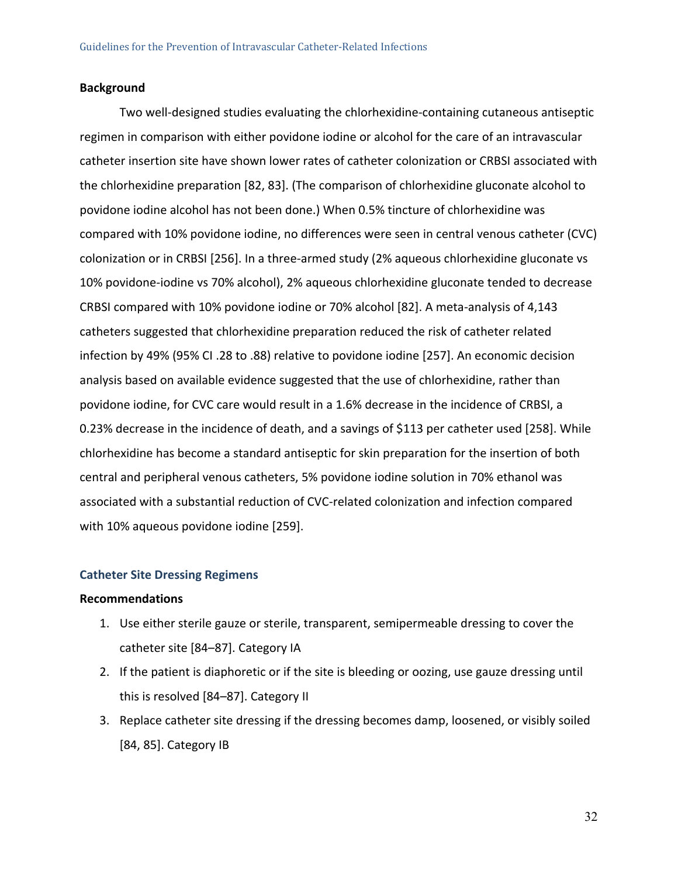### Background

Two well-designed studies evaluating the chlorhexidine-containing cutaneous antiseptic regimen in comparison with either povidone iodine or alcohol for the care of an intravascular catheter insertion site have shown lower rates of catheter colonization or CRBSI associated with the chlorhexidine preparation [82, 83]. (The comparison of chlorhexidine gluconate alcohol to povidone iodine alcohol has not been done.) When 0.5% tincture of chlorhexidine was compared with 10% povidone iodine, no differences were seen in central venous catheter (CVC) colonization or in CRBSI [256]. In a three-armed study (2% aqueous chlorhexidine gluconate vs 10% povidone-iodine vs 70% alcohol), 2% aqueous chlorhexidine gluconate tended to decrease CRBSI compared with 10% povidone iodine or 70% alcohol [82]. A meta-analysis of 4,143 catheters suggested that chlorhexidine preparation reduced the risk of catheter related infection by 49% (95% CI .28 to .88) relative to povidone iodine [257]. An economic decision analysis based on available evidence suggested that the use of chlorhexidine, rather than povidone iodine, for CVC care would result in a 1.6% decrease in the incidence of CRBSI, a 0.23% decrease in the incidence of death, and a savings of $113 per catheter used [258]. While chlorhexidine has become a standard antiseptic for skin preparation for the insertion of both central and peripheral venous catheters, 5% povidone iodine solution in 70% ethanol was associated with a substantial reduction of CVC-related colonization and infection compared with 10% aqueous povidone iodine [259].

## Catheter Site Dressing Regimens

### Recommendations

1. Use either sterile gauze or sterile, transparent, semipermeable dressing to cover the catheter site [84–87]. Category IA
2. If the patient is diaphoretic or if the site is bleeding or oozing, use gauze dressing until this is resolved [84–87]. Category II
3. Replace catheter site dressing if the dressing becomes damp, loosened, or visibly soiled [84, 85]. Category IB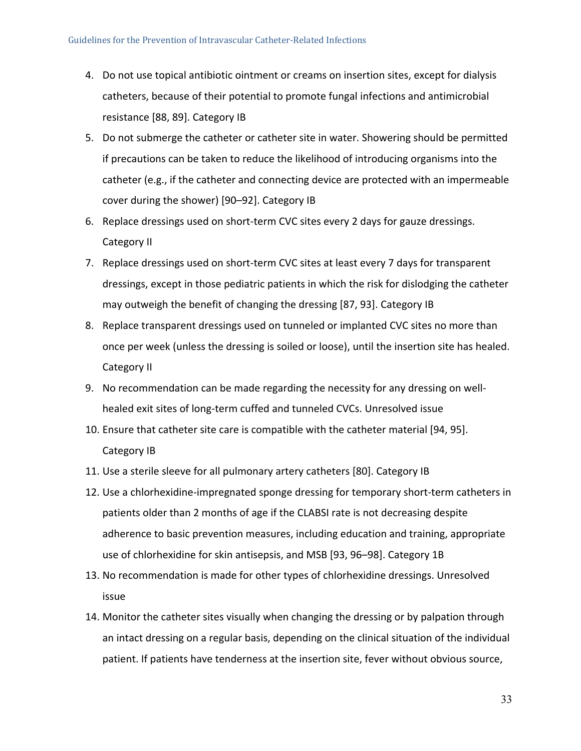4. Do not use topical antibiotic ointment or creams on insertion sites, except for dialysis catheters, because of their potential to promote fungal infections and antimicrobial resistance [88, 89]. Category IB
5. Do not submerge the catheter or catheter site in water. Showering should be permitted if precautions can be taken to reduce the likelihood of introducing organisms into the catheter (e.g., if the catheter and connecting device are protected with an impermeable cover during the shower) [90–92]. Category IB
6. Replace dressings used on short-term CVC sites every 2 days for gauze dressings. Category II
7. Replace dressings used on short-term CVC sites at least every 7 days for transparent dressings, except in those pediatric patients in which the risk for dislodging the catheter may outweigh the benefit of changing the dressing [87, 93]. Category IB
8. Replace transparent dressings used on tunneled or implanted CVC sites no more than once per week (unless the dressing is soiled or loose), until the insertion site has healed. Category II
9. No recommendation can be made regarding the necessity for any dressing on well-healed exit sites of long-term cuffed and tunneled CVCs. Unresolved issue
10. Ensure that catheter site care is compatible with the catheter material [94, 95]. Category IB
11. Use a sterile sleeve for all pulmonary artery catheters [80]. Category IB
12. Use a chlorhexidine-impregnated sponge dressing for temporary short-term catheters in patients older than 2 months of age if the CLABSI rate is not decreasing despite adherence to basic prevention measures, including education and training, appropriate use of chlorhexidine for skin antisepsis, and MSB [93, 96–98]. Category 1B
13. No recommendation is made for other types of chlorhexidine dressings. Unresolved issue
14. Monitor the catheter sites visually when changing the dressing or by palpation through an intact dressing on a regular basis, depending on the clinical situation of the individual patient. If patients have tenderness at the insertion site, fever without obvious source,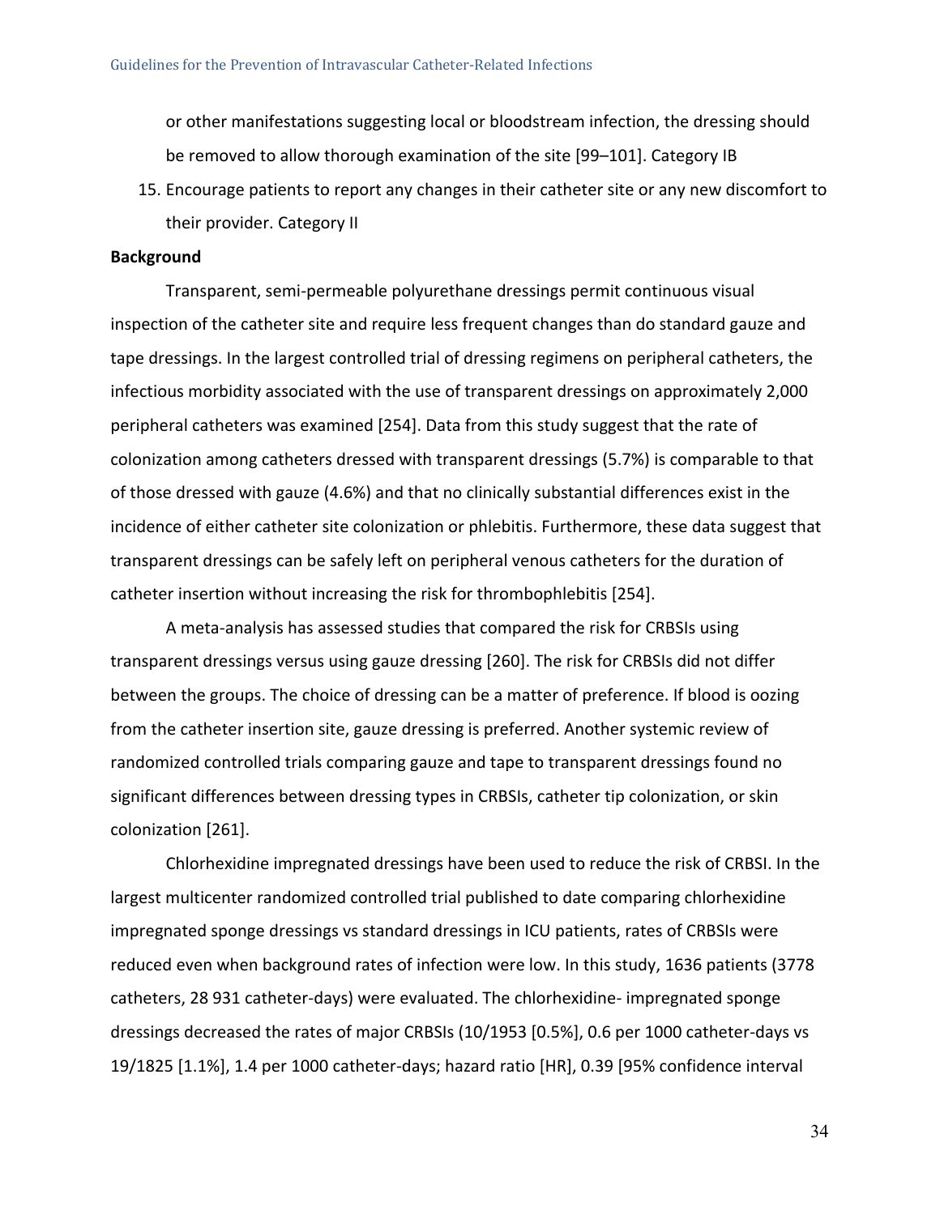or other manifestations suggesting local or bloodstream infection, the dressing should be removed to allow thorough examination of the site [99–101]. Category IB

15. Encourage patients to report any changes in their catheter site or any new discomfort to their provider. Category II

**Background**

Transparent, semi-permeable polyurethane dressings permit continuous visual inspection of the catheter site and require less frequent changes than do standard gauze and tape dressings. In the largest controlled trial of dressing regimens on peripheral catheters, the infectious morbidity associated with the use of transparent dressings on approximately 2,000 peripheral catheters was examined [254]. Data from this study suggest that the rate of colonization among catheters dressed with transparent dressings (5.7%) is comparable to that of those dressed with gauze (4.6%) and that no clinically substantial differences exist in the incidence of either catheter site colonization or phlebitis. Furthermore, these data suggest that transparent dressings can be safely left on peripheral venous catheters for the duration of catheter insertion without increasing the risk for thrombophlebitis [254].

A meta-analysis has assessed studies that compared the risk for CRBSIs using transparent dressings versus using gauze dressing [260]. The risk for CRBSIs did not differ between the groups. The choice of dressing can be a matter of preference. If blood is oozing from the catheter insertion site, gauze dressing is preferred. Another systemic review of randomized controlled trials comparing gauze and tape to transparent dressings found no significant differences between dressing types in CRBSIs, catheter tip colonization, or skin colonization [261].

Chlorhexidine impregnated dressings have been used to reduce the risk of CRBSI. In the largest multicenter randomized controlled trial published to date comparing chlorhexidine impregnated sponge dressings vs standard dressings in ICU patients, rates of CRBSIs were reduced even when background rates of infection were low. In this study, 1636 patients (3778 catheters, 28 931 catheter-days) were evaluated. The chlorhexidine- impregnated sponge dressings decreased the rates of major CRBSIs (10/1953 [0.5%], 0.6 per 1000 catheter-days vs 19/1825 [1.1%], 1.4 per 1000 catheter-days; hazard ratio [HR], 0.39 [95% confidence interval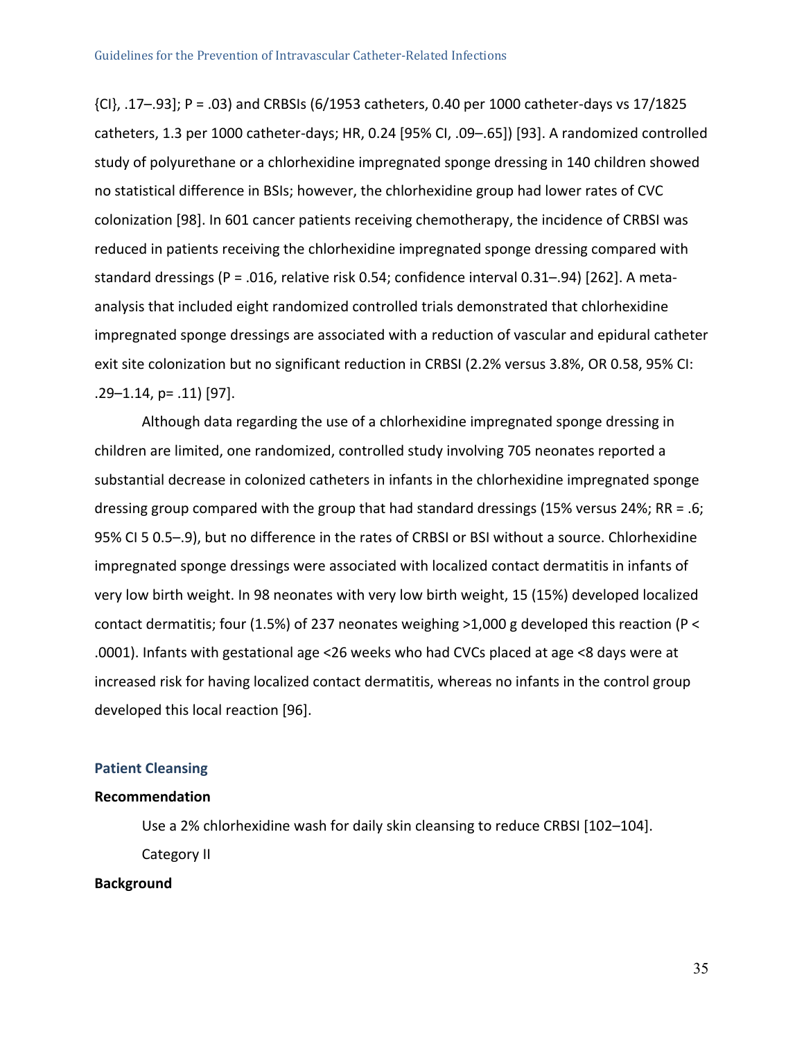{CI}, .17–.93]; P = .03) and CRBSIs (6/1953 catheters, 0.40 per 1000 catheter-days vs 17/1825 catheters, 1.3 per 1000 catheter-days; HR, 0.24 [95% CI, .09–.65]) [93]. A randomized controlled study of polyurethane or a chlorhexidine impregnated sponge dressing in 140 children showed no statistical difference in BSIs; however, the chlorhexidine group had lower rates of CVC colonization [98]. In 601 cancer patients receiving chemotherapy, the incidence of CRBSI was reduced in patients receiving the chlorhexidine impregnated sponge dressing compared with standard dressings (P = .016, relative risk 0.54; confidence interval 0.31–.94) [262]. A meta-analysis that included eight randomized controlled trials demonstrated that chlorhexidine impregnated sponge dressings are associated with a reduction of vascular and epidural catheter exit site colonization but no significant reduction in CRBSI (2.2% versus 3.8%, OR 0.58, 95% CI: .29–1.14, p= .11) [97].

Although data regarding the use of a chlorhexidine impregnated sponge dressing in children are limited, one randomized, controlled study involving 705 neonates reported a substantial decrease in colonized catheters in infants in the chlorhexidine impregnated sponge dressing group compared with the group that had standard dressings (15% versus 24%; RR = .6; 95% CI 5 0.5–.9), but no difference in the rates of CRBSI or BSI without a source. Chlorhexidine impregnated sponge dressings were associated with localized contact dermatitis in infants of very low birth weight. In 98 neonates with very low birth weight, 15 (15%) developed localized contact dermatitis; four (1.5%) of 237 neonates weighing >1,000 g developed this reaction (P < .0001). Infants with gestational age <26 weeks who had CVCs placed at age <8 days were at increased risk for having localized contact dermatitis, whereas no infants in the control group developed this local reaction [96].

### Patient Cleansing

**Recommendation**

Use a 2% chlorhexidine wash for daily skin cleansing to reduce CRBSI [102–104]. Category II

**Background**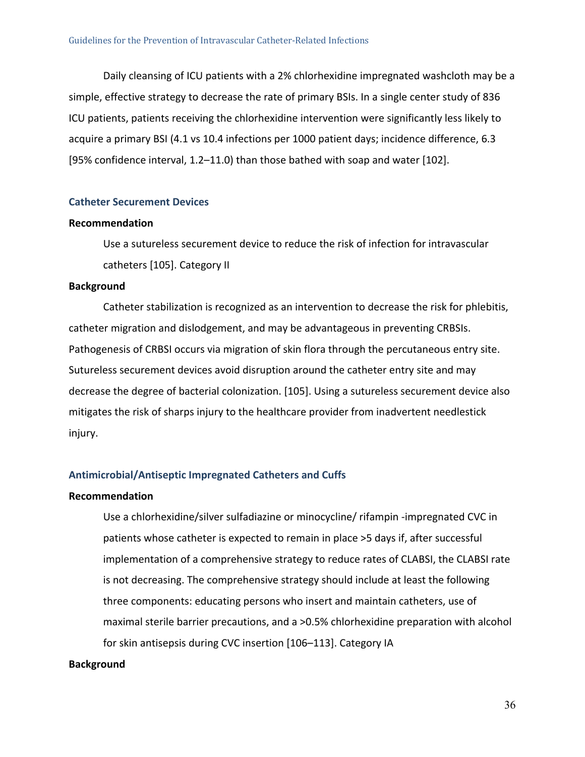Daily cleansing of ICU patients with a 2% chlorhexidine impregnated washcloth may be a simple, effective strategy to decrease the rate of primary BSIs. In a single center study of 836 ICU patients, patients receiving the chlorhexidine intervention were significantly less likely to acquire a primary BSI (4.1 vs 10.4 infections per 1000 patient days; incidence difference, 6.3 [95% confidence interval, 1.2–11.0) than those bathed with soap and water [102].

### Catheter Securement Devices

**Recommendation**

Use a sutureless securement device to reduce the risk of infection for intravascular catheters [105]. Category II

**Background**

Catheter stabilization is recognized as an intervention to decrease the risk for phlebitis, catheter migration and dislodgement, and may be advantageous in preventing CRBSIs. Pathogenesis of CRBSI occurs via migration of skin flora through the percutaneous entry site. Sutureless securement devices avoid disruption around the catheter entry site and may decrease the degree of bacterial colonization. [105]. Using a sutureless securement device also mitigates the risk of sharps injury to the healthcare provider from inadvertent needlestick injury.

### Antimicrobial/Antiseptic Impregnated Catheters and Cuffs

**Recommendation**

Use a chlorhexidine/silver sulfadiazine or minocycline/ rifampin -impregnated CVC in patients whose catheter is expected to remain in place >5 days if, after successful implementation of a comprehensive strategy to reduce rates of CLABSI, the CLABSI rate is not decreasing. The comprehensive strategy should include at least the following three components: educating persons who insert and maintain catheters, use of maximal sterile barrier precautions, and a >0.5% chlorhexidine preparation with alcohol for skin antisepsis during CVC insertion [106–113]. Category IA

**Background**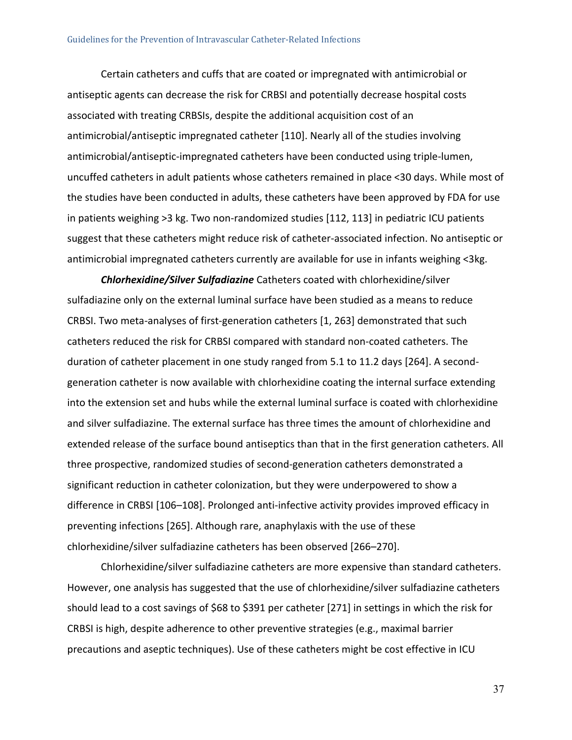Certain catheters and cuffs that are coated or impregnated with antimicrobial or antiseptic agents can decrease the risk for CRBSI and potentially decrease hospital costs associated with treating CRBSIs, despite the additional acquisition cost of an antimicrobial/antiseptic impregnated catheter [110]. Nearly all of the studies involving antimicrobial/antiseptic-impregnated catheters have been conducted using triple-lumen, uncuffed catheters in adult patients whose catheters remained in place <30 days. While most of the studies have been conducted in adults, these catheters have been approved by FDA for use in patients weighing >3 kg. Two non-randomized studies [112, 113] in pediatric ICU patients suggest that these catheters might reduce risk of catheter-associated infection. No antiseptic or antimicrobial impregnated catheters currently are available for use in infants weighing <3kg.

***Chlorhexidine/Silver Sulfadiazine*** Catheters coated with chlorhexidine/silver sulfadiazine only on the external luminal surface have been studied as a means to reduce CRBSI. Two meta-analyses of first-generation catheters [1, 263] demonstrated that such catheters reduced the risk for CRBSI compared with standard non-coated catheters. The duration of catheter placement in one study ranged from 5.1 to 11.2 days [264]. A second-generation catheter is now available with chlorhexidine coating the internal surface extending into the extension set and hubs while the external luminal surface is coated with chlorhexidine and silver sulfadiazine. The external surface has three times the amount of chlorhexidine and extended release of the surface bound antiseptics than that in the first generation catheters. All three prospective, randomized studies of second-generation catheters demonstrated a significant reduction in catheter colonization, but they were underpowered to show a difference in CRBSI [106–108]. Prolonged anti-infective activity provides improved efficacy in preventing infections [265]. Although rare, anaphylaxis with the use of these chlorhexidine/silver sulfadiazine catheters has been observed [266–270].

Chlorhexidine/silver sulfadiazine catheters are more expensive than standard catheters. However, one analysis has suggested that the use of chlorhexidine/silver sulfadiazine catheters should lead to a cost savings of $68 to $391 per catheter [271] in settings in which the risk for CRBSI is high, despite adherence to other preventive strategies (e.g., maximal barrier precautions and aseptic techniques). Use of these catheters might be cost effective in ICU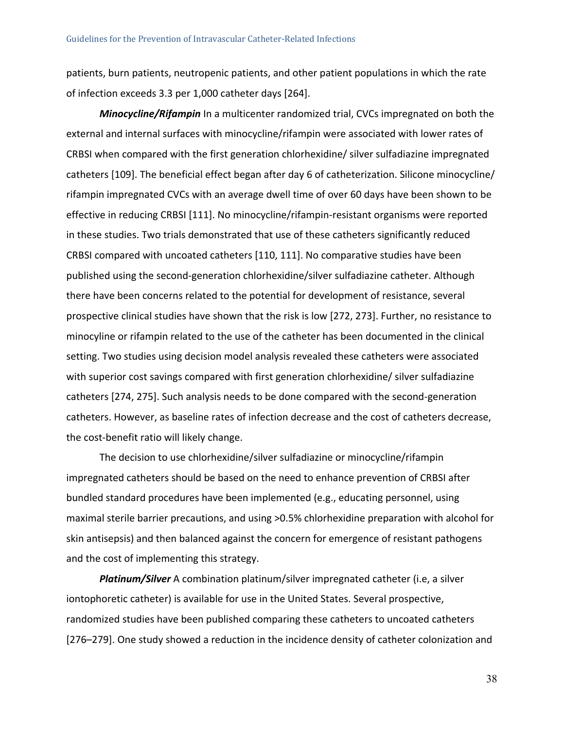patients, burn patients, neutropenic patients, and other patient populations in which the rate of infection exceeds 3.3 per 1,000 catheter days [264].

***Minocycline/Rifampin*** In a multicenter randomized trial, CVCs impregnated on both the external and internal surfaces with minocycline/rifampin were associated with lower rates of CRBSI when compared with the first generation chlorhexidine/ silver sulfadiazine impregnated catheters [109]. The beneficial effect began after day 6 of catheterization. Silicone minocycline/ rifampin impregnated CVCs with an average dwell time of over 60 days have been shown to be effective in reducing CRBSI [111]. No minocycline/rifampin-resistant organisms were reported in these studies. Two trials demonstrated that use of these catheters significantly reduced CRBSI compared with uncoated catheters [110, 111]. No comparative studies have been published using the second-generation chlorhexidine/silver sulfadiazine catheter. Although there have been concerns related to the potential for development of resistance, several prospective clinical studies have shown that the risk is low [272, 273]. Further, no resistance to minocyline or rifampin related to the use of the catheter has been documented in the clinical setting. Two studies using decision model analysis revealed these catheters were associated with superior cost savings compared with first generation chlorhexidine/ silver sulfadiazine catheters [274, 275]. Such analysis needs to be done compared with the second-generation catheters. However, as baseline rates of infection decrease and the cost of catheters decrease, the cost-benefit ratio will likely change.

The decision to use chlorhexidine/silver sulfadiazine or minocycline/rifampin impregnated catheters should be based on the need to enhance prevention of CRBSI after bundled standard procedures have been implemented (e.g., educating personnel, using maximal sterile barrier precautions, and using >0.5% chlorhexidine preparation with alcohol for skin antisepsis) and then balanced against the concern for emergence of resistant pathogens and the cost of implementing this strategy.

***Platinum/Silver*** A combination platinum/silver impregnated catheter (i.e, a silver iontophoretic catheter) is available for use in the United States. Several prospective, randomized studies have been published comparing these catheters to uncoated catheters [276–279]. One study showed a reduction in the incidence density of catheter colonization and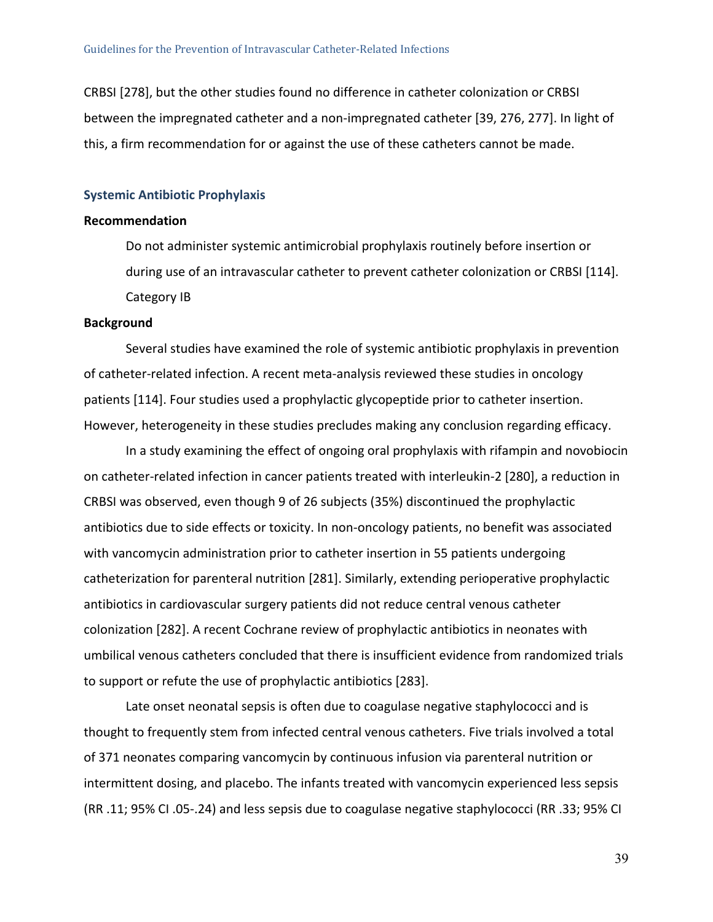CRBSI [278], but the other studies found no difference in catheter colonization or CRBSI between the impregnated catheter and a non-impregnated catheter [39, 276, 277]. In light of this, a firm recommendation for or against the use of these catheters cannot be made.

### Systemic Antibiotic Prophylaxis

**Recommendation**

Do not administer systemic antimicrobial prophylaxis routinely before insertion or during use of an intravascular catheter to prevent catheter colonization or CRBSI [114]. Category IB

**Background**

Several studies have examined the role of systemic antibiotic prophylaxis in prevention of catheter-related infection. A recent meta-analysis reviewed these studies in oncology patients [114]. Four studies used a prophylactic glycopeptide prior to catheter insertion. However, heterogeneity in these studies precludes making any conclusion regarding efficacy.

In a study examining the effect of ongoing oral prophylaxis with rifampin and novobiocin on catheter-related infection in cancer patients treated with interleukin-2 [280], a reduction in CRBSI was observed, even though 9 of 26 subjects (35%) discontinued the prophylactic antibiotics due to side effects or toxicity. In non-oncology patients, no benefit was associated with vancomycin administration prior to catheter insertion in 55 patients undergoing catheterization for parenteral nutrition [281]. Similarly, extending perioperative prophylactic antibiotics in cardiovascular surgery patients did not reduce central venous catheter colonization [282]. A recent Cochrane review of prophylactic antibiotics in neonates with umbilical venous catheters concluded that there is insufficient evidence from randomized trials to support or refute the use of prophylactic antibiotics [283].

Late onset neonatal sepsis is often due to coagulase negative staphylococci and is thought to frequently stem from infected central venous catheters. Five trials involved a total of 371 neonates comparing vancomycin by continuous infusion via parenteral nutrition or intermittent dosing, and placebo. The infants treated with vancomycin experienced less sepsis (RR .11; 95% CI .05-.24) and less sepsis due to coagulase negative staphylococci (RR .33; 95% CI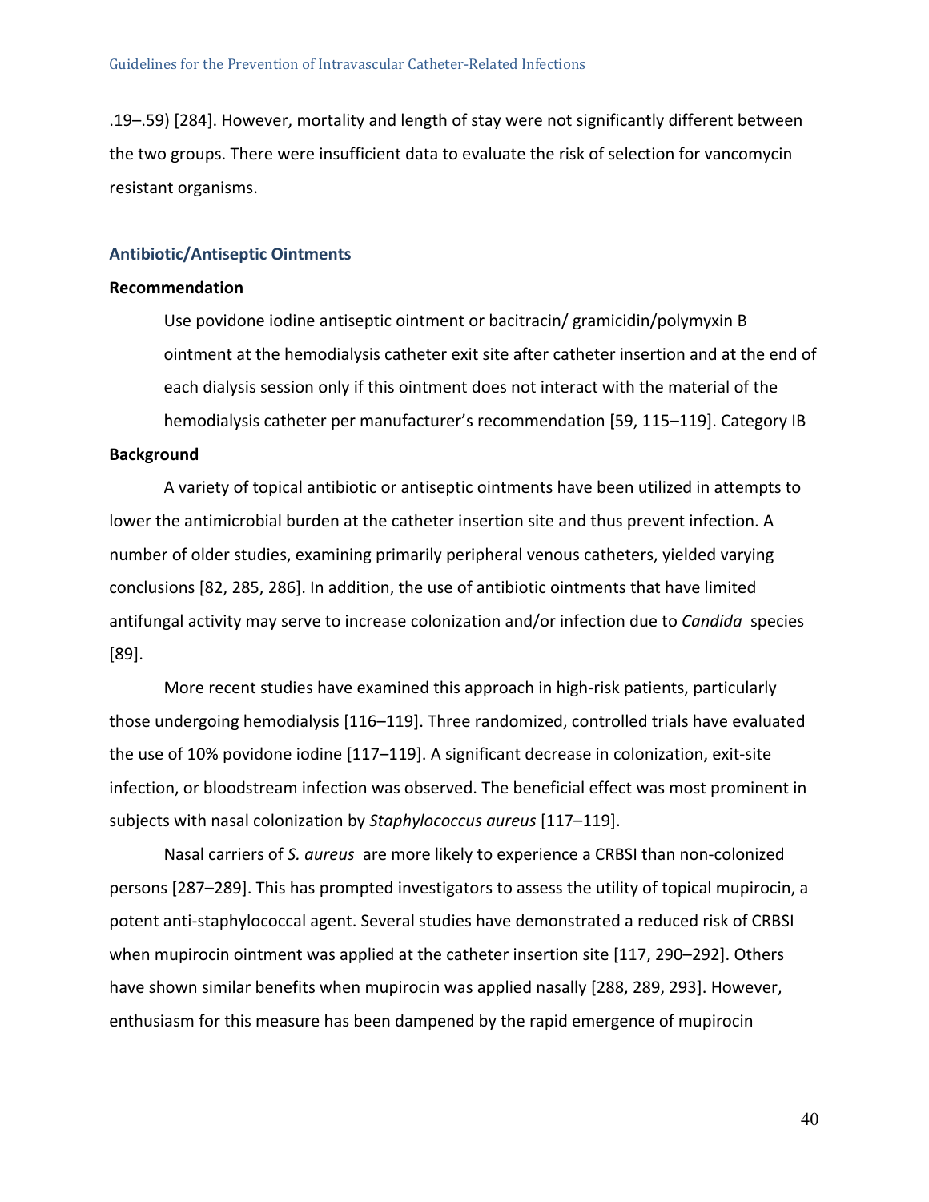.19–.59) [284]. However, mortality and length of stay were not significantly different between the two groups. There were insufficient data to evaluate the risk of selection for vancomycin resistant organisms.

### Antibiotic/Antiseptic Ointments

**Recommendation**

Use povidone iodine antiseptic ointment or bacitracin/ gramicidin/polymyxin B ointment at the hemodialysis catheter exit site after catheter insertion and at the end of each dialysis session only if this ointment does not interact with the material of the hemodialysis catheter per manufacturer's recommendation [59, 115–119]. Category IB

**Background**

A variety of topical antibiotic or antiseptic ointments have been utilized in attempts to lower the antimicrobial burden at the catheter insertion site and thus prevent infection. A number of older studies, examining primarily peripheral venous catheters, yielded varying conclusions [82, 285, 286]. In addition, the use of antibiotic ointments that have limited antifungal activity may serve to increase colonization and/or infection due to *Candida* species [89].

More recent studies have examined this approach in high-risk patients, particularly those undergoing hemodialysis [116–119]. Three randomized, controlled trials have evaluated the use of 10% povidone iodine [117–119]. A significant decrease in colonization, exit-site infection, or bloodstream infection was observed. The beneficial effect was most prominent in subjects with nasal colonization by *Staphylococcus aureus* [117–119].

Nasal carriers of *S. aureus* are more likely to experience a CRBSI than non-colonized persons [287–289]. This has prompted investigators to assess the utility of topical mupirocin, a potent anti-staphylococcal agent. Several studies have demonstrated a reduced risk of CRBSI when mupirocin ointment was applied at the catheter insertion site [117, 290–292]. Others have shown similar benefits when mupirocin was applied nasally [288, 289, 293]. However, enthusiasm for this measure has been dampened by the rapid emergence of mupirocin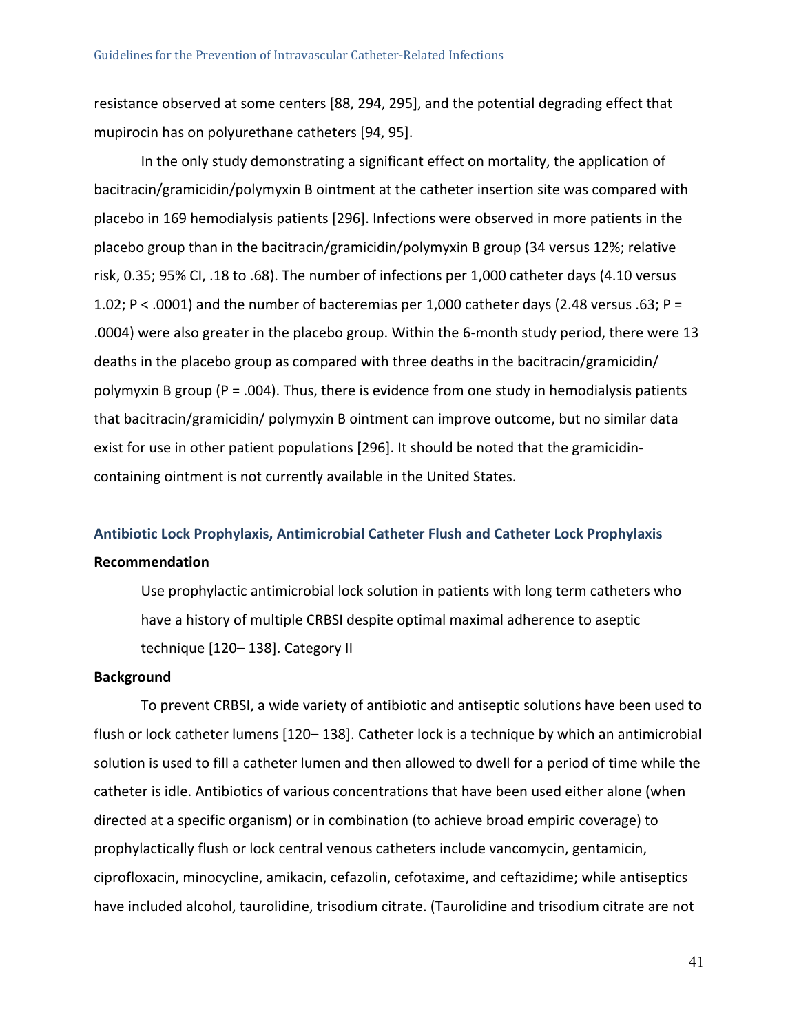resistance observed at some centers [88, 294, 295], and the potential degrading effect that mupirocin has on polyurethane catheters [94, 95].

In the only study demonstrating a significant effect on mortality, the application of bacitracin/gramicidin/polymyxin B ointment at the catheter insertion site was compared with placebo in 169 hemodialysis patients [296]. Infections were observed in more patients in the placebo group than in the bacitracin/gramicidin/polymyxin B group (34 versus 12%; relative risk, 0.35; 95% CI, .18 to .68). The number of infections per 1,000 catheter days (4.10 versus 1.02; P < .0001) and the number of bacteremias per 1,000 catheter days (2.48 versus .63; P = .0004) were also greater in the placebo group. Within the 6-month study period, there were 13 deaths in the placebo group as compared with three deaths in the bacitracin/gramicidin/ polymyxin B group (P = .004). Thus, there is evidence from one study in hemodialysis patients that bacitracin/gramicidin/ polymyxin B ointment can improve outcome, but no similar data exist for use in other patient populations [296]. It should be noted that the gramicidin-containing ointment is not currently available in the United States.

## Antibiotic Lock Prophylaxis, Antimicrobial Catheter Flush and Catheter Lock Prophylaxis

**Recommendation**

Use prophylactic antimicrobial lock solution in patients with long term catheters who have a history of multiple CRBSI despite optimal maximal adherence to aseptic technique [120– 138]. Category II

**Background**

To prevent CRBSI, a wide variety of antibiotic and antiseptic solutions have been used to flush or lock catheter lumens [120– 138]. Catheter lock is a technique by which an antimicrobial solution is used to fill a catheter lumen and then allowed to dwell for a period of time while the catheter is idle. Antibiotics of various concentrations that have been used either alone (when directed at a specific organism) or in combination (to achieve broad empiric coverage) to prophylactically flush or lock central venous catheters include vancomycin, gentamicin, ciprofloxacin, minocycline, amikacin, cefazolin, cefotaxime, and ceftazidime; while antiseptics have included alcohol, taurolidine, trisodium citrate. (Taurolidine and trisodium citrate are not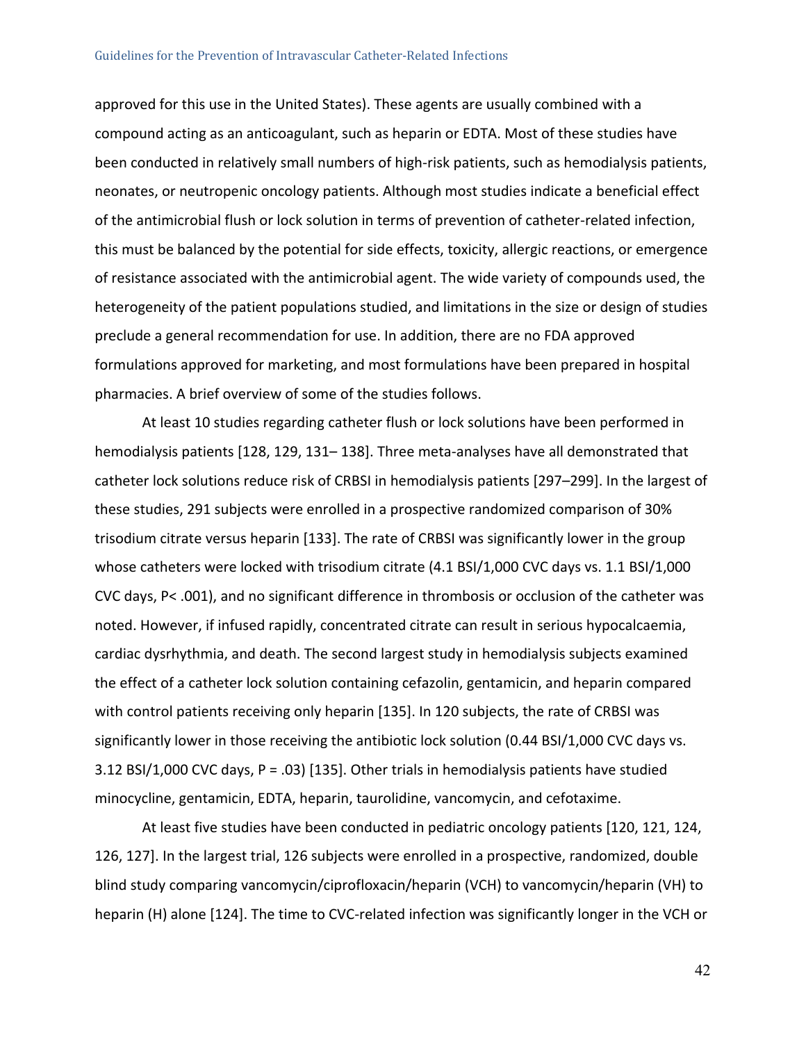approved for this use in the United States). These agents are usually combined with a compound acting as an anticoagulant, such as heparin or EDTA. Most of these studies have been conducted in relatively small numbers of high-risk patients, such as hemodialysis patients, neonates, or neutropenic oncology patients. Although most studies indicate a beneficial effect of the antimicrobial flush or lock solution in terms of prevention of catheter-related infection, this must be balanced by the potential for side effects, toxicity, allergic reactions, or emergence of resistance associated with the antimicrobial agent. The wide variety of compounds used, the heterogeneity of the patient populations studied, and limitations in the size or design of studies preclude a general recommendation for use. In addition, there are no FDA approved formulations approved for marketing, and most formulations have been prepared in hospital pharmacies. A brief overview of some of the studies follows.

At least 10 studies regarding catheter flush or lock solutions have been performed in hemodialysis patients [128, 129, 131– 138]. Three meta-analyses have all demonstrated that catheter lock solutions reduce risk of CRBSI in hemodialysis patients [297–299]. In the largest of these studies, 291 subjects were enrolled in a prospective randomized comparison of 30% trisodium citrate versus heparin [133]. The rate of CRBSI was significantly lower in the group whose catheters were locked with trisodium citrate (4.1 BSI/1,000 CVC days vs. 1.1 BSI/1,000 CVC days, P< .001), and no significant difference in thrombosis or occlusion of the catheter was noted. However, if infused rapidly, concentrated citrate can result in serious hypocalcaemia, cardiac dysrhythmia, and death. The second largest study in hemodialysis subjects examined the effect of a catheter lock solution containing cefazolin, gentamicin, and heparin compared with control patients receiving only heparin [135]. In 120 subjects, the rate of CRBSI was significantly lower in those receiving the antibiotic lock solution (0.44 BSI/1,000 CVC days vs. 3.12 BSI/1,000 CVC days, P = .03) [135]. Other trials in hemodialysis patients have studied minocycline, gentamicin, EDTA, heparin, taurolidine, vancomycin, and cefotaxime.

At least five studies have been conducted in pediatric oncology patients [120, 121, 124, 126, 127]. In the largest trial, 126 subjects were enrolled in a prospective, randomized, double blind study comparing vancomycin/ciprofloxacin/heparin (VCH) to vancomycin/heparin (VH) to heparin (H) alone [124]. The time to CVC-related infection was significantly longer in the VCH or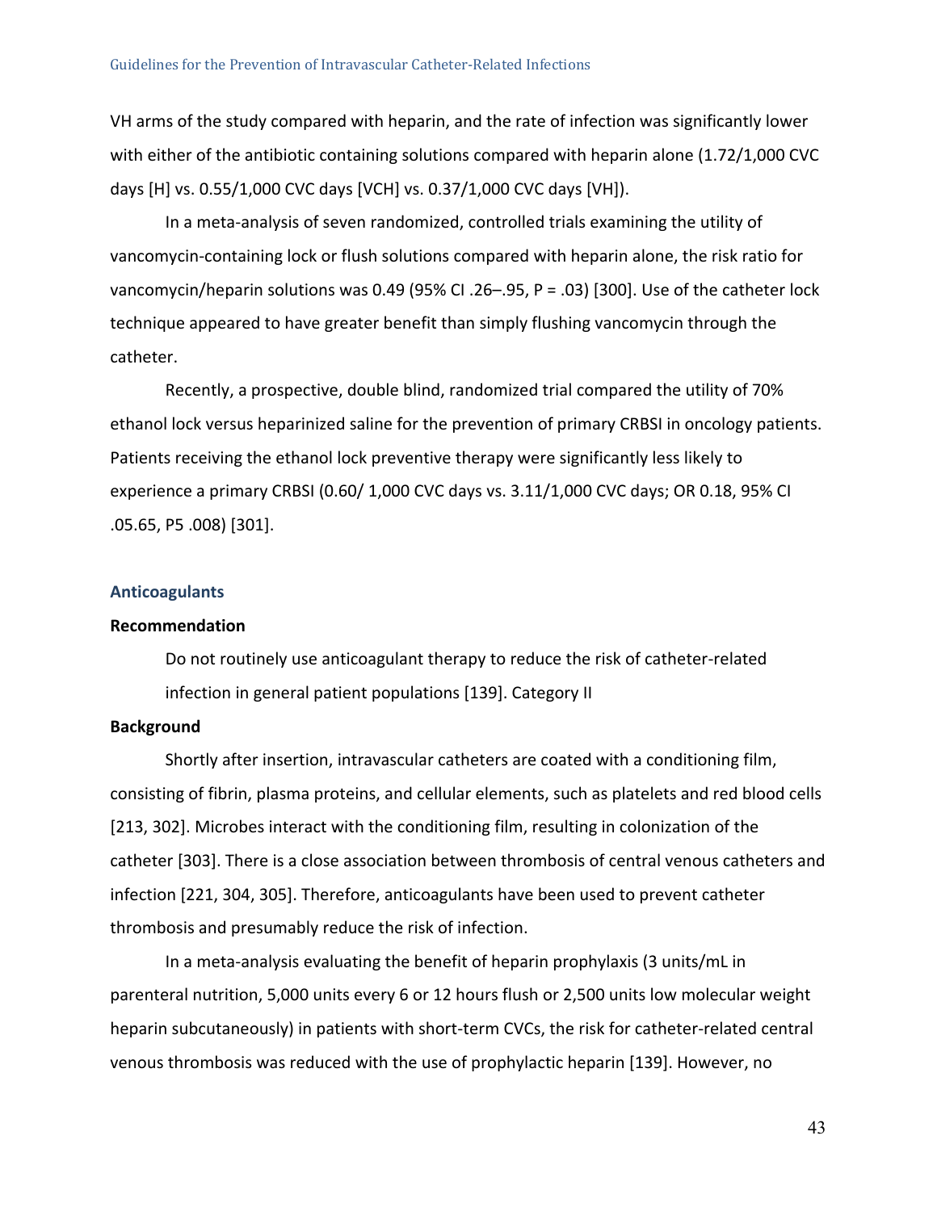VH arms of the study compared with heparin, and the rate of infection was significantly lower with either of the antibiotic containing solutions compared with heparin alone (1.72/1,000 CVC days [H] vs. 0.55/1,000 CVC days [VCH] vs. 0.37/1,000 CVC days [VH]).

In a meta-analysis of seven randomized, controlled trials examining the utility of vancomycin-containing lock or flush solutions compared with heparin alone, the risk ratio for vancomycin/heparin solutions was 0.49 (95% CI .26–.95, P = .03) [300]. Use of the catheter lock technique appeared to have greater benefit than simply flushing vancomycin through the catheter.

Recently, a prospective, double blind, randomized trial compared the utility of 70% ethanol lock versus heparinized saline for the prevention of primary CRBSI in oncology patients. Patients receiving the ethanol lock preventive therapy were significantly less likely to experience a primary CRBSI (0.60/ 1,000 CVC days vs. 3.11/1,000 CVC days; OR 0.18, 95% CI .05.65, P5 .008) [301].

### Anticoagulants

#### Recommendation

Do not routinely use anticoagulant therapy to reduce the risk of catheter-related infection in general patient populations [139]. Category II

#### Background

Shortly after insertion, intravascular catheters are coated with a conditioning film, consisting of fibrin, plasma proteins, and cellular elements, such as platelets and red blood cells [213, 302]. Microbes interact with the conditioning film, resulting in colonization of the catheter [303]. There is a close association between thrombosis of central venous catheters and infection [221, 304, 305]. Therefore, anticoagulants have been used to prevent catheter thrombosis and presumably reduce the risk of infection.

In a meta-analysis evaluating the benefit of heparin prophylaxis (3 units/mL in parenteral nutrition, 5,000 units every 6 or 12 hours flush or 2,500 units low molecular weight heparin subcutaneously) in patients with short-term CVCs, the risk for catheter-related central venous thrombosis was reduced with the use of prophylactic heparin [139]. However, no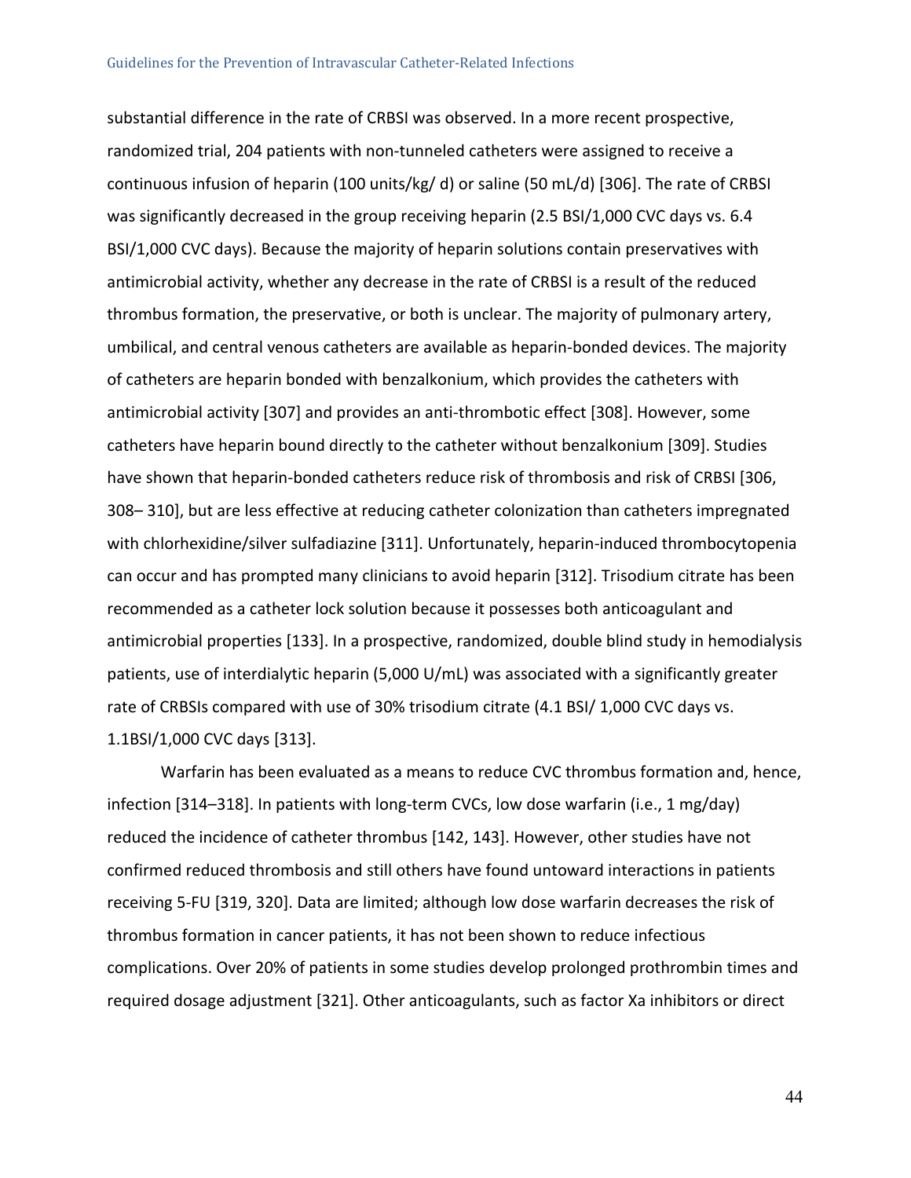substantial difference in the rate of CRBSI was observed. In a more recent prospective, randomized trial, 204 patients with non-tunneled catheters were assigned to receive a continuous infusion of heparin (100 units/kg/ d) or saline (50 mL/d) [306]. The rate of CRBSI was significantly decreased in the group receiving heparin (2.5 BSI/1,000 CVC days vs. 6.4 BSI/1,000 CVC days). Because the majority of heparin solutions contain preservatives with antimicrobial activity, whether any decrease in the rate of CRBSI is a result of the reduced thrombus formation, the preservative, or both is unclear. The majority of pulmonary artery, umbilical, and central venous catheters are available as heparin-bonded devices. The majority of catheters are heparin bonded with benzalkonium, which provides the catheters with antimicrobial activity [307] and provides an anti-thrombotic effect [308]. However, some catheters have heparin bound directly to the catheter without benzalkonium [309]. Studies have shown that heparin-bonded catheters reduce risk of thrombosis and risk of CRBSI [306, 308– 310], but are less effective at reducing catheter colonization than catheters impregnated with chlorhexidine/silver sulfadiazine [311]. Unfortunately, heparin-induced thrombocytopenia can occur and has prompted many clinicians to avoid heparin [312]. Trisodium citrate has been recommended as a catheter lock solution because it possesses both anticoagulant and antimicrobial properties [133]. In a prospective, randomized, double blind study in hemodialysis patients, use of interdialytic heparin (5,000 U/mL) was associated with a significantly greater rate of CRBSIs compared with use of 30% trisodium citrate (4.1 BSI/ 1,000 CVC days vs. 1.1BSI/1,000 CVC days [313].

Warfarin has been evaluated as a means to reduce CVC thrombus formation and, hence, infection [314–318]. In patients with long-term CVCs, low dose warfarin (i.e., 1 mg/day) reduced the incidence of catheter thrombus [142, 143]. However, other studies have not confirmed reduced thrombosis and still others have found untoward interactions in patients receiving 5-FU [319, 320]. Data are limited; although low dose warfarin decreases the risk of thrombus formation in cancer patients, it has not been shown to reduce infectious complications. Over 20% of patients in some studies develop prolonged prothrombin times and required dosage adjustment [321]. Other anticoagulants, such as factor Xa inhibitors or direct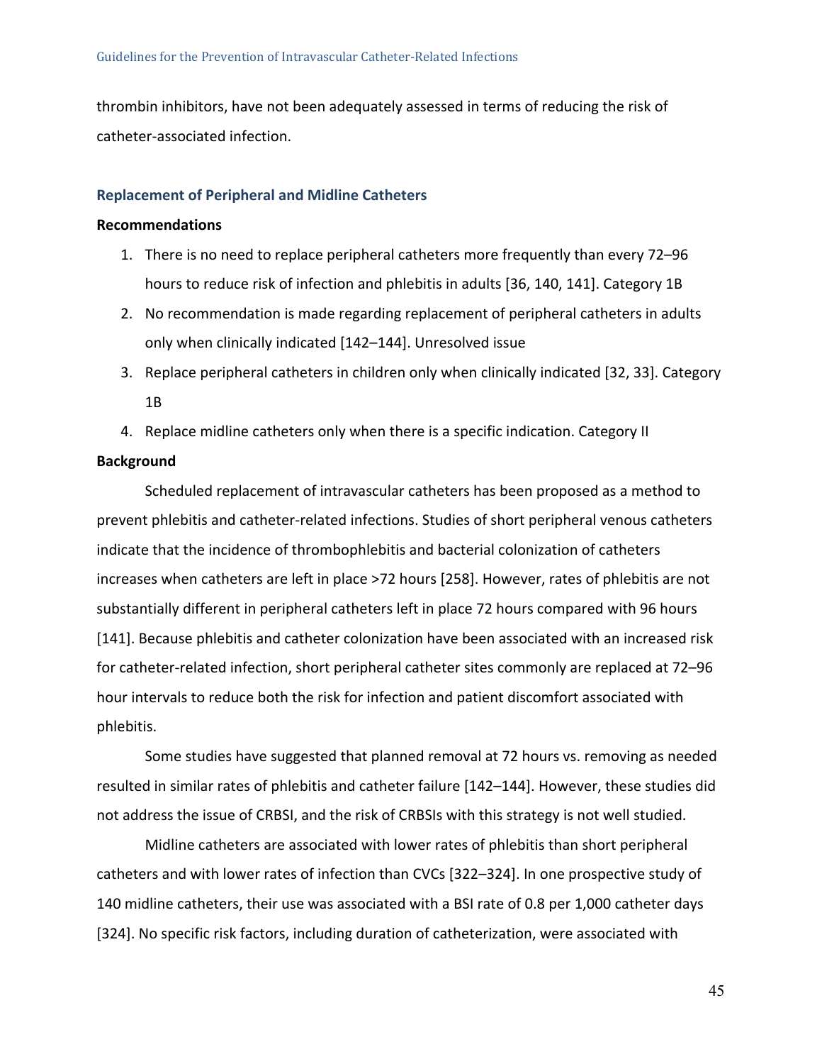thrombin inhibitors, have not been adequately assessed in terms of reducing the risk of catheter-associated infection.

### Replacement of Peripheral and Midline Catheters

**Recommendations**

1. There is no need to replace peripheral catheters more frequently than every 72–96 hours to reduce risk of infection and phlebitis in adults [36, 140, 141]. Category 1B
2. No recommendation is made regarding replacement of peripheral catheters in adults only when clinically indicated [142–144]. Unresolved issue
3. Replace peripheral catheters in children only when clinically indicated [32, 33]. Category 1B
4. Replace midline catheters only when there is a specific indication. Category II

**Background**

Scheduled replacement of intravascular catheters has been proposed as a method to prevent phlebitis and catheter-related infections. Studies of short peripheral venous catheters indicate that the incidence of thrombophlebitis and bacterial colonization of catheters increases when catheters are left in place >72 hours [258]. However, rates of phlebitis are not substantially different in peripheral catheters left in place 72 hours compared with 96 hours [141]. Because phlebitis and catheter colonization have been associated with an increased risk for catheter-related infection, short peripheral catheter sites commonly are replaced at 72–96 hour intervals to reduce both the risk for infection and patient discomfort associated with phlebitis.

Some studies have suggested that planned removal at 72 hours vs. removing as needed resulted in similar rates of phlebitis and catheter failure [142–144]. However, these studies did not address the issue of CRBSI, and the risk of CRBSIs with this strategy is not well studied.

Midline catheters are associated with lower rates of phlebitis than short peripheral catheters and with lower rates of infection than CVCs [322–324]. In one prospective study of 140 midline catheters, their use was associated with a BSI rate of 0.8 per 1,000 catheter days [324]. No specific risk factors, including duration of catheterization, were associated with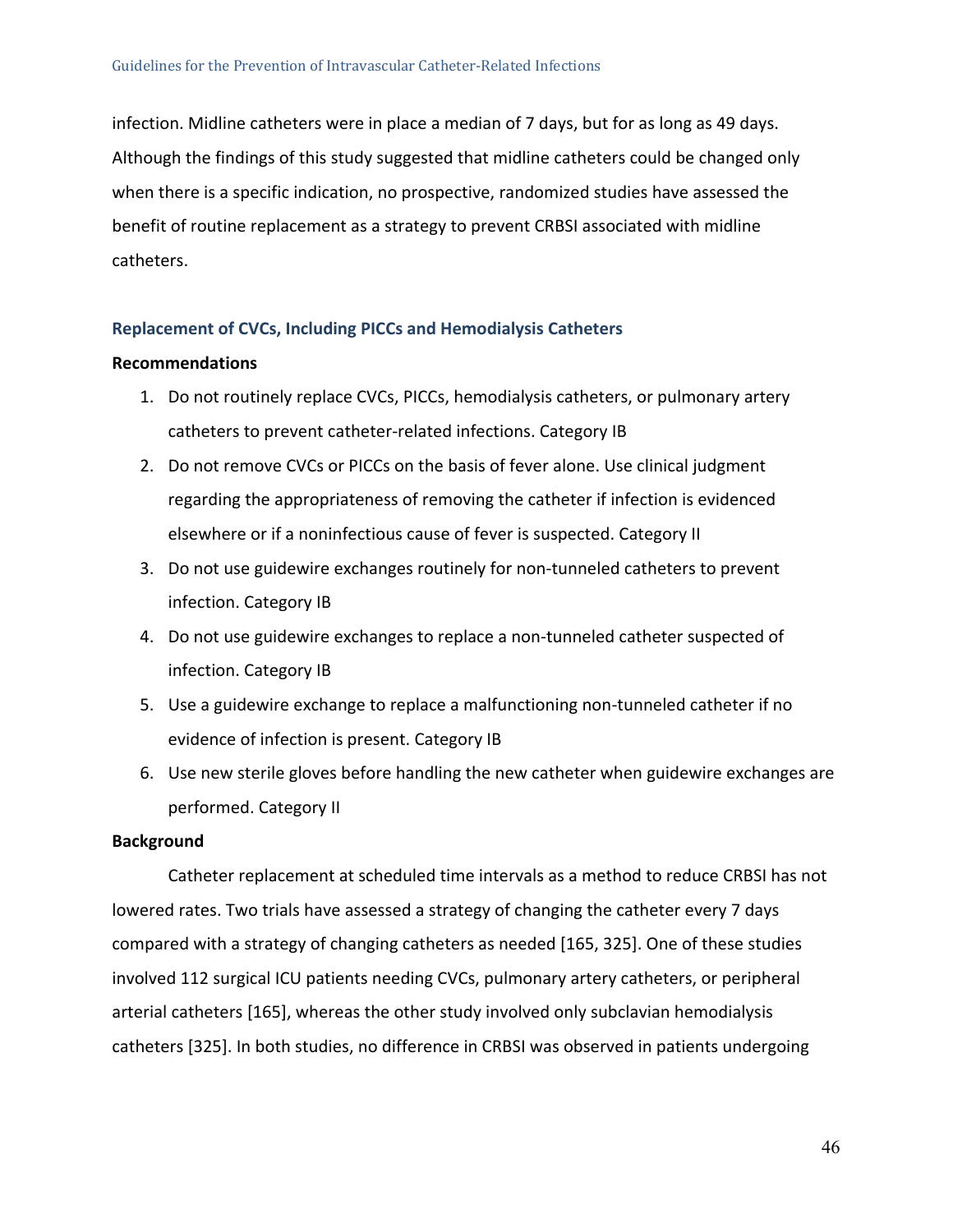infection. Midline catheters were in place a median of 7 days, but for as long as 49 days. Although the findings of this study suggested that midline catheters could be changed only when there is a specific indication, no prospective, randomized studies have assessed the benefit of routine replacement as a strategy to prevent CRBSI associated with midline catheters.

### Replacement of CVCs, Including PICCs and Hemodialysis Catheters

**Recommendations**

1. Do not routinely replace CVCs, PICCs, hemodialysis catheters, or pulmonary artery catheters to prevent catheter-related infections. Category IB
2. Do not remove CVCs or PICCs on the basis of fever alone. Use clinical judgment regarding the appropriateness of removing the catheter if infection is evidenced elsewhere or if a noninfectious cause of fever is suspected. Category II
3. Do not use guidewire exchanges routinely for non-tunneled catheters to prevent infection. Category IB
4. Do not use guidewire exchanges to replace a non-tunneled catheter suspected of infection. Category IB
5. Use a guidewire exchange to replace a malfunctioning non-tunneled catheter if no evidence of infection is present. Category IB
6. Use new sterile gloves before handling the new catheter when guidewire exchanges are performed. Category II

**Background**

Catheter replacement at scheduled time intervals as a method to reduce CRBSI has not lowered rates. Two trials have assessed a strategy of changing the catheter every 7 days compared with a strategy of changing catheters as needed [165, 325]. One of these studies involved 112 surgical ICU patients needing CVCs, pulmonary artery catheters, or peripheral arterial catheters [165], whereas the other study involved only subclavian hemodialysis catheters [325]. In both studies, no difference in CRBSI was observed in patients undergoing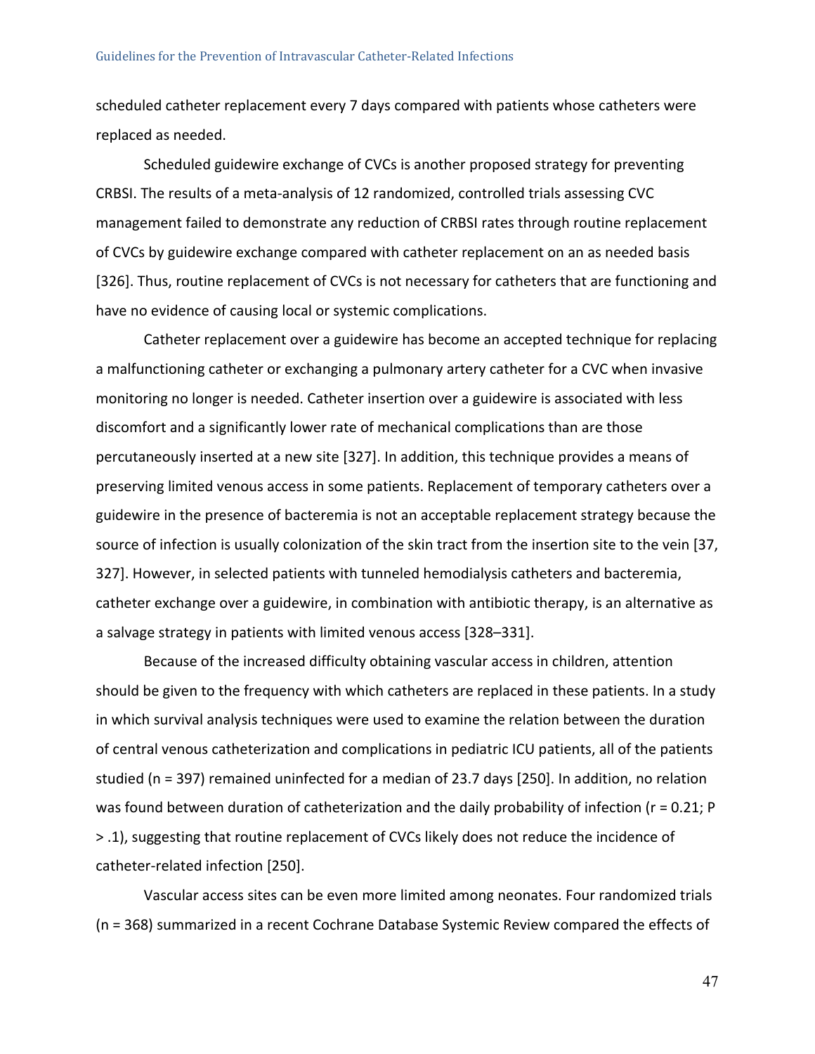scheduled catheter replacement every 7 days compared with patients whose catheters were replaced as needed.

Scheduled guidewire exchange of CVCs is another proposed strategy for preventing CRBSI. The results of a meta-analysis of 12 randomized, controlled trials assessing CVC management failed to demonstrate any reduction of CRBSI rates through routine replacement of CVCs by guidewire exchange compared with catheter replacement on an as needed basis [326]. Thus, routine replacement of CVCs is not necessary for catheters that are functioning and have no evidence of causing local or systemic complications.

Catheter replacement over a guidewire has become an accepted technique for replacing a malfunctioning catheter or exchanging a pulmonary artery catheter for a CVC when invasive monitoring no longer is needed. Catheter insertion over a guidewire is associated with less discomfort and a significantly lower rate of mechanical complications than are those percutaneously inserted at a new site [327]. In addition, this technique provides a means of preserving limited venous access in some patients. Replacement of temporary catheters over a guidewire in the presence of bacteremia is not an acceptable replacement strategy because the source of infection is usually colonization of the skin tract from the insertion site to the vein [37, 327]. However, in selected patients with tunneled hemodialysis catheters and bacteremia, catheter exchange over a guidewire, in combination with antibiotic therapy, is an alternative as a salvage strategy in patients with limited venous access [328–331].

Because of the increased difficulty obtaining vascular access in children, attention should be given to the frequency with which catheters are replaced in these patients. In a study in which survival analysis techniques were used to examine the relation between the duration of central venous catheterization and complications in pediatric ICU patients, all of the patients studied (n = 397) remained uninfected for a median of 23.7 days [250]. In addition, no relation was found between duration of catheterization and the daily probability of infection ($r = 0.21$; $P > .1$), suggesting that routine replacement of CVCs likely does not reduce the incidence of catheter-related infection [250].

Vascular access sites can be even more limited among neonates. Four randomized trials (n = 368) summarized in a recent Cochrane Database Systemic Review compared the effects of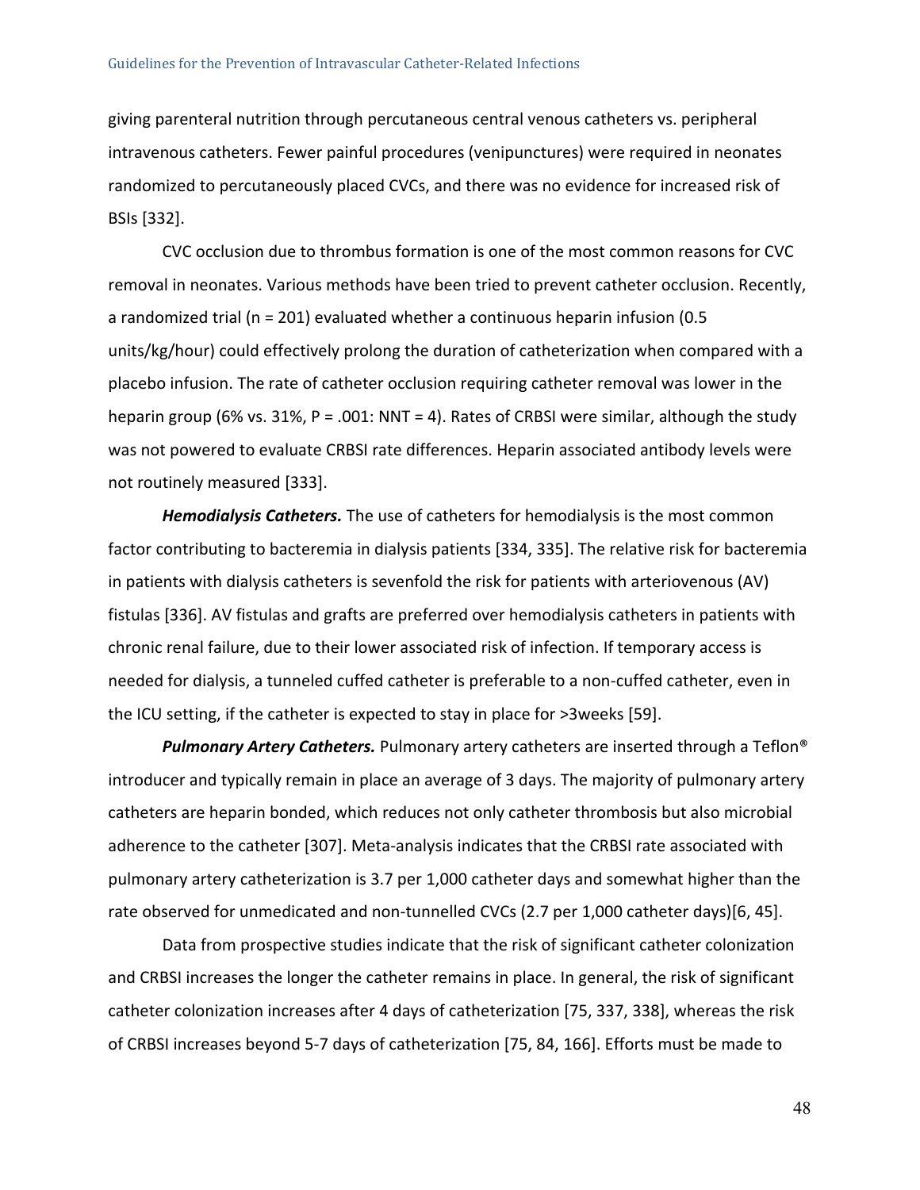giving parenteral nutrition through percutaneous central venous catheters vs. peripheral intravenous catheters. Fewer painful procedures (venipunctures) were required in neonates randomized to percutaneously placed CVCs, and there was no evidence for increased risk of BSIs [332].

CVC occlusion due to thrombus formation is one of the most common reasons for CVC removal in neonates. Various methods have been tried to prevent catheter occlusion. Recently, a randomized trial (n = 201) evaluated whether a continuous heparin infusion (0.5 units/kg/hour) could effectively prolong the duration of catheterization when compared with a placebo infusion. The rate of catheter occlusion requiring catheter removal was lower in the heparin group (6% vs. 31%, P = .001: NNT = 4). Rates of CRBSI were similar, although the study was not powered to evaluate CRBSI rate differences. Heparin associated antibody levels were not routinely measured [333].

***Hemodialysis Catheters.*** The use of catheters for hemodialysis is the most common factor contributing to bacteremia in dialysis patients [334, 335]. The relative risk for bacteremia in patients with dialysis catheters is sevenfold the risk for patients with arteriovenous (AV) fistulas [336]. AV fistulas and grafts are preferred over hemodialysis catheters in patients with chronic renal failure, due to their lower associated risk of infection. If temporary access is needed for dialysis, a tunneled cuffed catheter is preferable to a non-cuffed catheter, even in the ICU setting, if the catheter is expected to stay in place for >3weeks [59].

***Pulmonary Artery Catheters.*** Pulmonary artery catheters are inserted through a Teflon® introducer and typically remain in place an average of 3 days. The majority of pulmonary artery catheters are heparin bonded, which reduces not only catheter thrombosis but also microbial adherence to the catheter [307]. Meta-analysis indicates that the CRBSI rate associated with pulmonary artery catheterization is 3.7 per 1,000 catheter days and somewhat higher than the rate observed for unmedicated and non-tunnelled CVCs (2.7 per 1,000 catheter days)[6, 45].

Data from prospective studies indicate that the risk of significant catheter colonization and CRBSI increases the longer the catheter remains in place. In general, the risk of significant catheter colonization increases after 4 days of catheterization [75, 337, 338], whereas the risk of CRBSI increases beyond 5-7 days of catheterization [75, 84, 166]. Efforts must be made to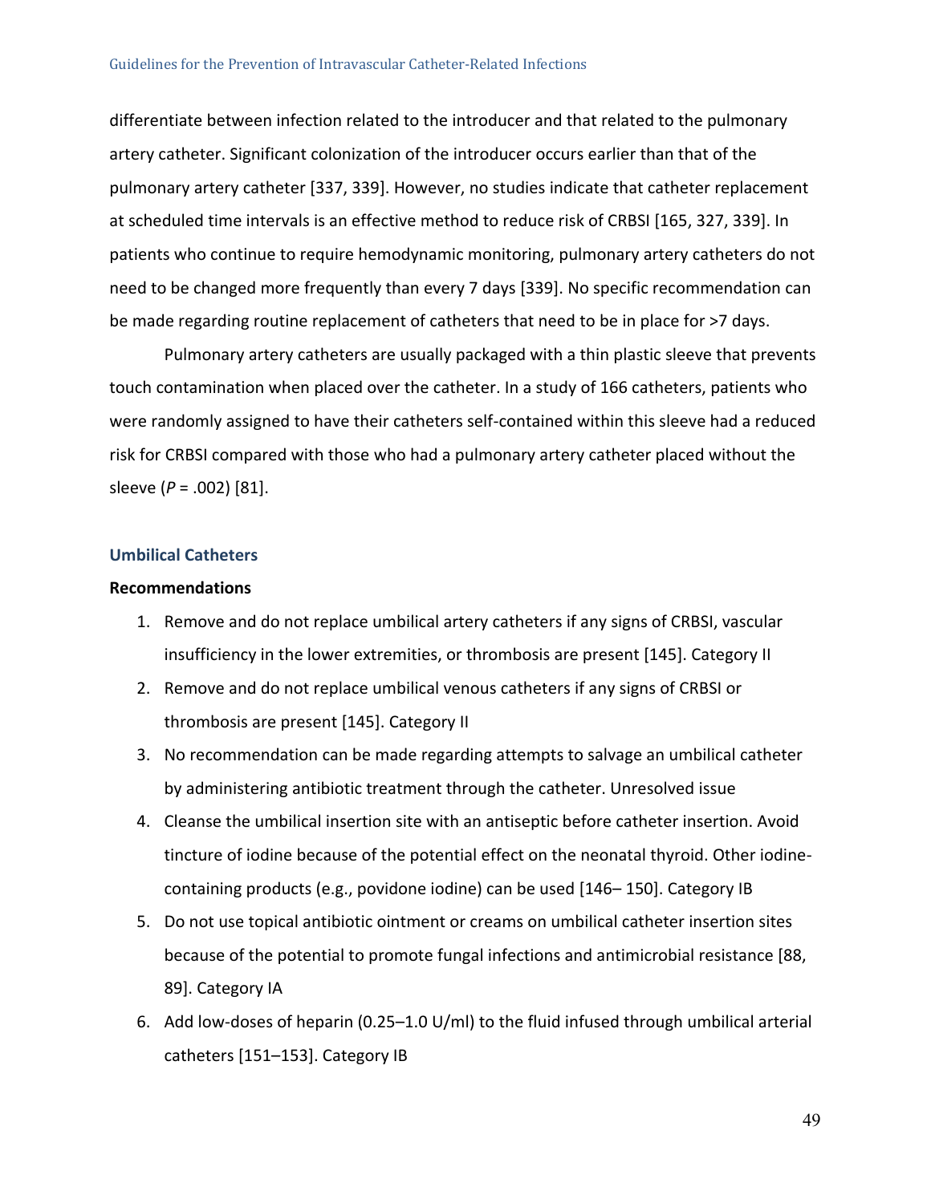differentiate between infection related to the introducer and that related to the pulmonary artery catheter. Significant colonization of the introducer occurs earlier than that of the pulmonary artery catheter [337, 339]. However, no studies indicate that catheter replacement at scheduled time intervals is an effective method to reduce risk of CRBSI [165, 327, 339]. In patients who continue to require hemodynamic monitoring, pulmonary artery catheters do not need to be changed more frequently than every 7 days [339]. No specific recommendation can be made regarding routine replacement of catheters that need to be in place for >7 days.

Pulmonary artery catheters are usually packaged with a thin plastic sleeve that prevents touch contamination when placed over the catheter. In a study of 166 catheters, patients who were randomly assigned to have their catheters self-contained within this sleeve had a reduced risk for CRBSI compared with those who had a pulmonary artery catheter placed without the sleeve (*P* = .002) [81].

## Umbilical Catheters

**Recommendations**

1. Remove and do not replace umbilical artery catheters if any signs of CRBSI, vascular insufficiency in the lower extremities, or thrombosis are present [145]. Category II
2. Remove and do not replace umbilical venous catheters if any signs of CRBSI or thrombosis are present [145]. Category II
3. No recommendation can be made regarding attempts to salvage an umbilical catheter by administering antibiotic treatment through the catheter. Unresolved issue
4. Cleanse the umbilical insertion site with an antiseptic before catheter insertion. Avoid tincture of iodine because of the potential effect on the neonatal thyroid. Other iodine-containing products (e.g., povidone iodine) can be used [146– 150]. Category IB
5. Do not use topical antibiotic ointment or creams on umbilical catheter insertion sites because of the potential to promote fungal infections and antimicrobial resistance [88, 89]. Category IA
6. Add low-doses of heparin (0.25–1.0 U/ml) to the fluid infused through umbilical arterial catheters [151–153]. Category IB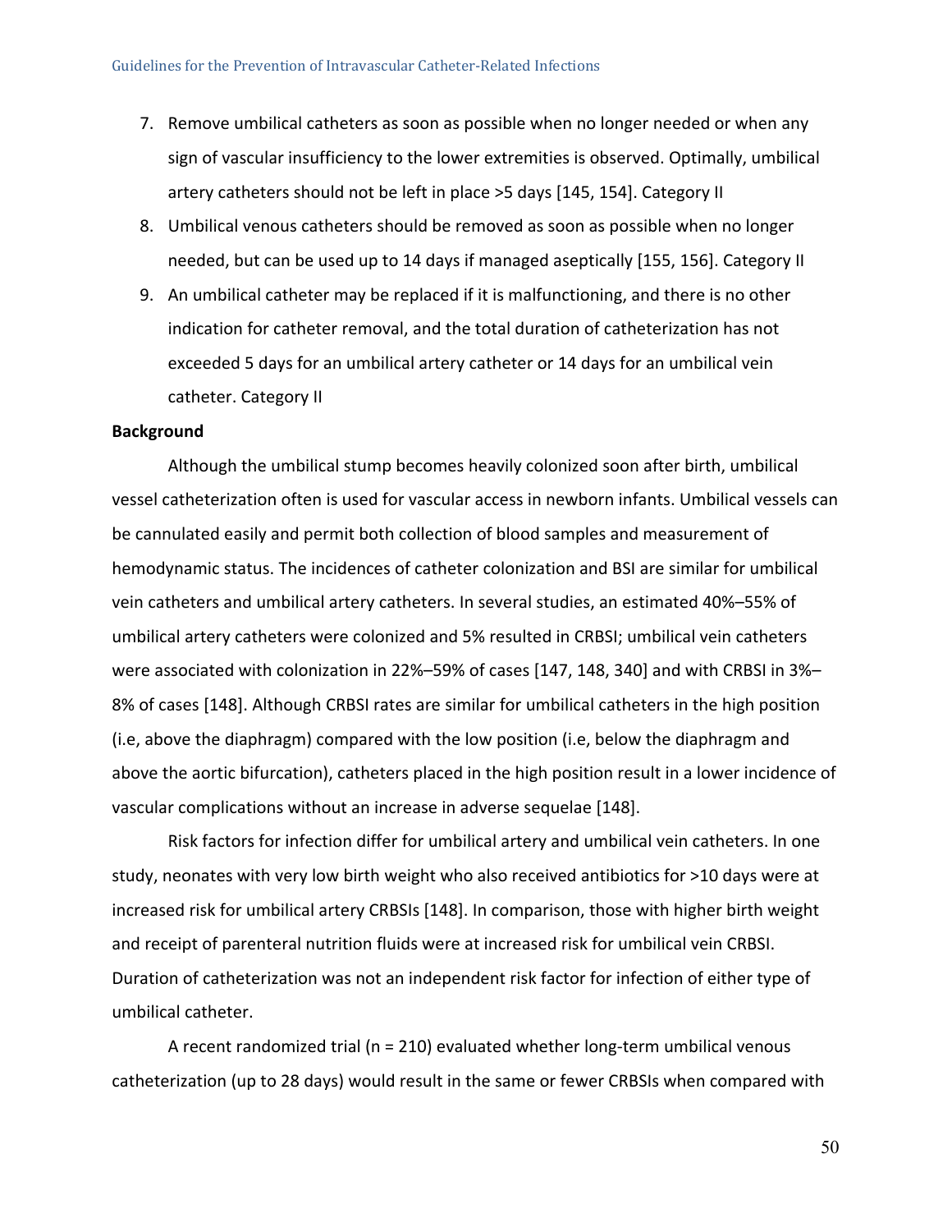7. Remove umbilical catheters as soon as possible when no longer needed or when any sign of vascular insufficiency to the lower extremities is observed. Optimally, umbilical artery catheters should not be left in place >5 days [145, 154]. Category II
8. Umbilical venous catheters should be removed as soon as possible when no longer needed, but can be used up to 14 days if managed aseptically [155, 156]. Category II
9. An umbilical catheter may be replaced if it is malfunctioning, and there is no other indication for catheter removal, and the total duration of catheterization has not exceeded 5 days for an umbilical artery catheter or 14 days for an umbilical vein catheter. Category II

**Background**

Although the umbilical stump becomes heavily colonized soon after birth, umbilical vessel catheterization often is used for vascular access in newborn infants. Umbilical vessels can be cannulated easily and permit both collection of blood samples and measurement of hemodynamic status. The incidences of catheter colonization and BSI are similar for umbilical vein catheters and umbilical artery catheters. In several studies, an estimated 40%–55% of umbilical artery catheters were colonized and 5% resulted in CRBSI; umbilical vein catheters were associated with colonization in 22%–59% of cases [147, 148, 340] and with CRBSI in 3%–8% of cases [148]. Although CRBSI rates are similar for umbilical catheters in the high position (i.e, above the diaphragm) compared with the low position (i.e, below the diaphragm and above the aortic bifurcation), catheters placed in the high position result in a lower incidence of vascular complications without an increase in adverse sequelae [148].

Risk factors for infection differ for umbilical artery and umbilical vein catheters. In one study, neonates with very low birth weight who also received antibiotics for >10 days were at increased risk for umbilical artery CRBSIs [148]. In comparison, those with higher birth weight and receipt of parenteral nutrition fluids were at increased risk for umbilical vein CRBSI. Duration of catheterization was not an independent risk factor for infection of either type of umbilical catheter.

A recent randomized trial (n = 210) evaluated whether long-term umbilical venous catheterization (up to 28 days) would result in the same or fewer CRBSIs when compared with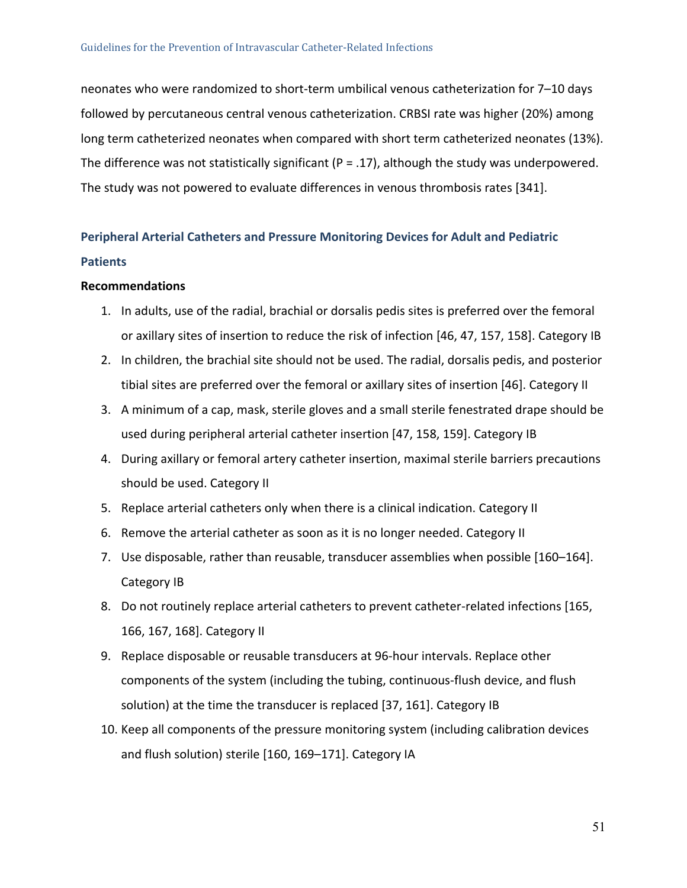neonates who were randomized to short-term umbilical venous catheterization for 7–10 days followed by percutaneous central venous catheterization. CRBSI rate was higher (20%) among long term catheterized neonates when compared with short term catheterized neonates (13%). The difference was not statistically significant (P = .17), although the study was underpowered. The study was not powered to evaluate differences in venous thrombosis rates [341].

## Peripheral Arterial Catheters and Pressure Monitoring Devices for Adult and Pediatric Patients

**Recommendations**

1. In adults, use of the radial, brachial or dorsalis pedis sites is preferred over the femoral or axillary sites of insertion to reduce the risk of infection [46, 47, 157, 158]. Category IB
2. In children, the brachial site should not be used. The radial, dorsalis pedis, and posterior tibial sites are preferred over the femoral or axillary sites of insertion [46]. Category II
3. A minimum of a cap, mask, sterile gloves and a small sterile fenestrated drape should be used during peripheral arterial catheter insertion [47, 158, 159]. Category IB
4. During axillary or femoral artery catheter insertion, maximal sterile barriers precautions should be used. Category II
5. Replace arterial catheters only when there is a clinical indication. Category II
6. Remove the arterial catheter as soon as it is no longer needed. Category II
7. Use disposable, rather than reusable, transducer assemblies when possible [160–164]. Category IB
8. Do not routinely replace arterial catheters to prevent catheter-related infections [165, 166, 167, 168]. Category II
9. Replace disposable or reusable transducers at 96-hour intervals. Replace other components of the system (including the tubing, continuous-flush device, and flush solution) at the time the transducer is replaced [37, 161]. Category IB
10. Keep all components of the pressure monitoring system (including calibration devices and flush solution) sterile [160, 169–171]. Category IA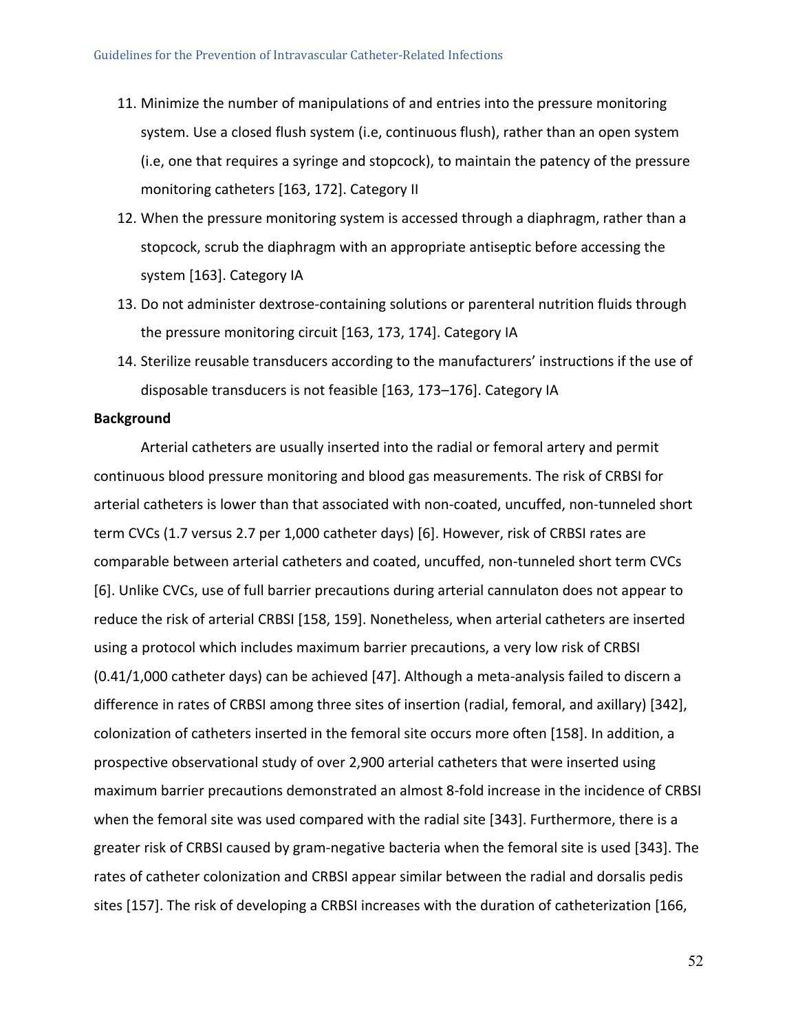11. Minimize the number of manipulations of and entries into the pressure monitoring system. Use a closed flush system (i.e, continuous flush), rather than an open system (i.e, one that requires a syringe and stopcock), to maintain the patency of the pressure monitoring catheters [163, 172]. Category II
12. When the pressure monitoring system is accessed through a diaphragm, rather than a stopcock, scrub the diaphragm with an appropriate antiseptic before accessing the system [163]. Category IA
13. Do not administer dextrose-containing solutions or parenteral nutrition fluids through the pressure monitoring circuit [163, 173, 174]. Category IA
14. Sterilize reusable transducers according to the manufacturers' instructions if the use of disposable transducers is not feasible [163, 173–176]. Category IA

**Background**

Arterial catheters are usually inserted into the radial or femoral artery and permit continuous blood pressure monitoring and blood gas measurements. The risk of CRBSI for arterial catheters is lower than that associated with non-coated, uncuffed, non-tunneled short term CVCs (1.7 versus 2.7 per 1,000 catheter days) [6]. However, risk of CRBSI rates are comparable between arterial catheters and coated, uncuffed, non-tunneled short term CVCs [6]. Unlike CVCs, use of full barrier precautions during arterial cannulaton does not appear to reduce the risk of arterial CRBSI [158, 159]. Nonetheless, when arterial catheters are inserted using a protocol which includes maximum barrier precautions, a very low risk of CRBSI (0.41/1,000 catheter days) can be achieved [47]. Although a meta-analysis failed to discern a difference in rates of CRBSI among three sites of insertion (radial, femoral, and axillary) [342], colonization of catheters inserted in the femoral site occurs more often [158]. In addition, a prospective observational study of over 2,900 arterial catheters that were inserted using maximum barrier precautions demonstrated an almost 8-fold increase in the incidence of CRBSI when the femoral site was used compared with the radial site [343]. Furthermore, there is a greater risk of CRBSI caused by gram-negative bacteria when the femoral site is used [343]. The rates of catheter colonization and CRBSI appear similar between the radial and dorsalis pedis sites [157]. The risk of developing a CRBSI increases with the duration of catheterization [166,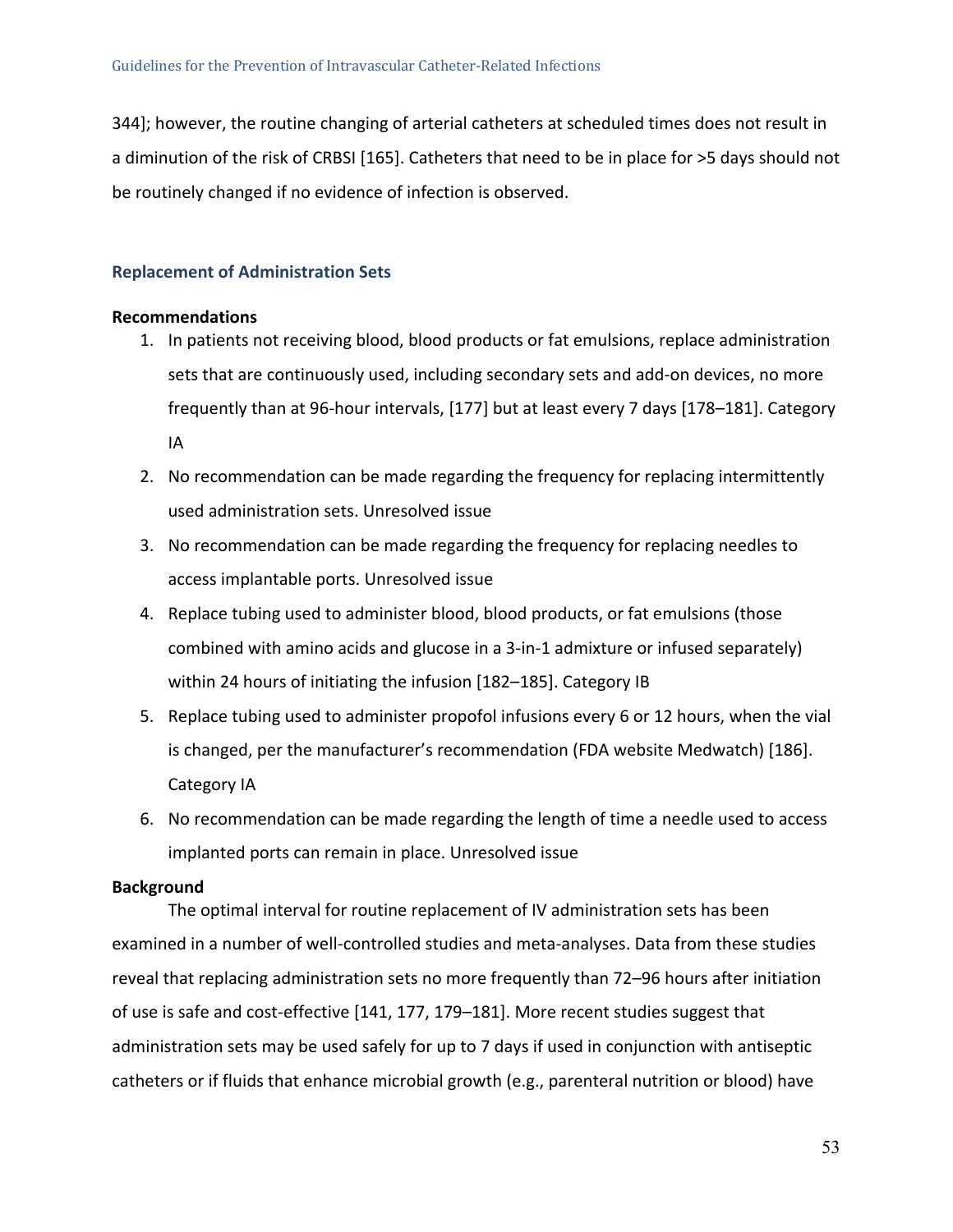344]; however, the routine changing of arterial catheters at scheduled times does not result in a diminution of the risk of CRBSI [165]. Catheters that need to be in place for >5 days should not be routinely changed if no evidence of infection is observed.

### Replacement of Administration Sets

**Recommendations**

1. In patients not receiving blood, blood products or fat emulsions, replace administration sets that are continuously used, including secondary sets and add-on devices, no more frequently than at 96-hour intervals, [177] but at least every 7 days [178–181]. Category IA
2. No recommendation can be made regarding the frequency for replacing intermittently used administration sets. Unresolved issue
3. No recommendation can be made regarding the frequency for replacing needles to access implantable ports. Unresolved issue
4. Replace tubing used to administer blood, blood products, or fat emulsions (those combined with amino acids and glucose in a 3-in-1 admixture or infused separately) within 24 hours of initiating the infusion [182–185]. Category IB
5. Replace tubing used to administer propofol infusions every 6 or 12 hours, when the vial is changed, per the manufacturer's recommendation (FDA website Medwatch) [186]. Category IA
6. No recommendation can be made regarding the length of time a needle used to access implanted ports can remain in place. Unresolved issue

**Background**

The optimal interval for routine replacement of IV administration sets has been examined in a number of well-controlled studies and meta-analyses. Data from these studies reveal that replacing administration sets no more frequently than 72–96 hours after initiation of use is safe and cost-effective [141, 177, 179–181]. More recent studies suggest that administration sets may be used safely for up to 7 days if used in conjunction with antiseptic catheters or if fluids that enhance microbial growth (e.g., parenteral nutrition or blood) have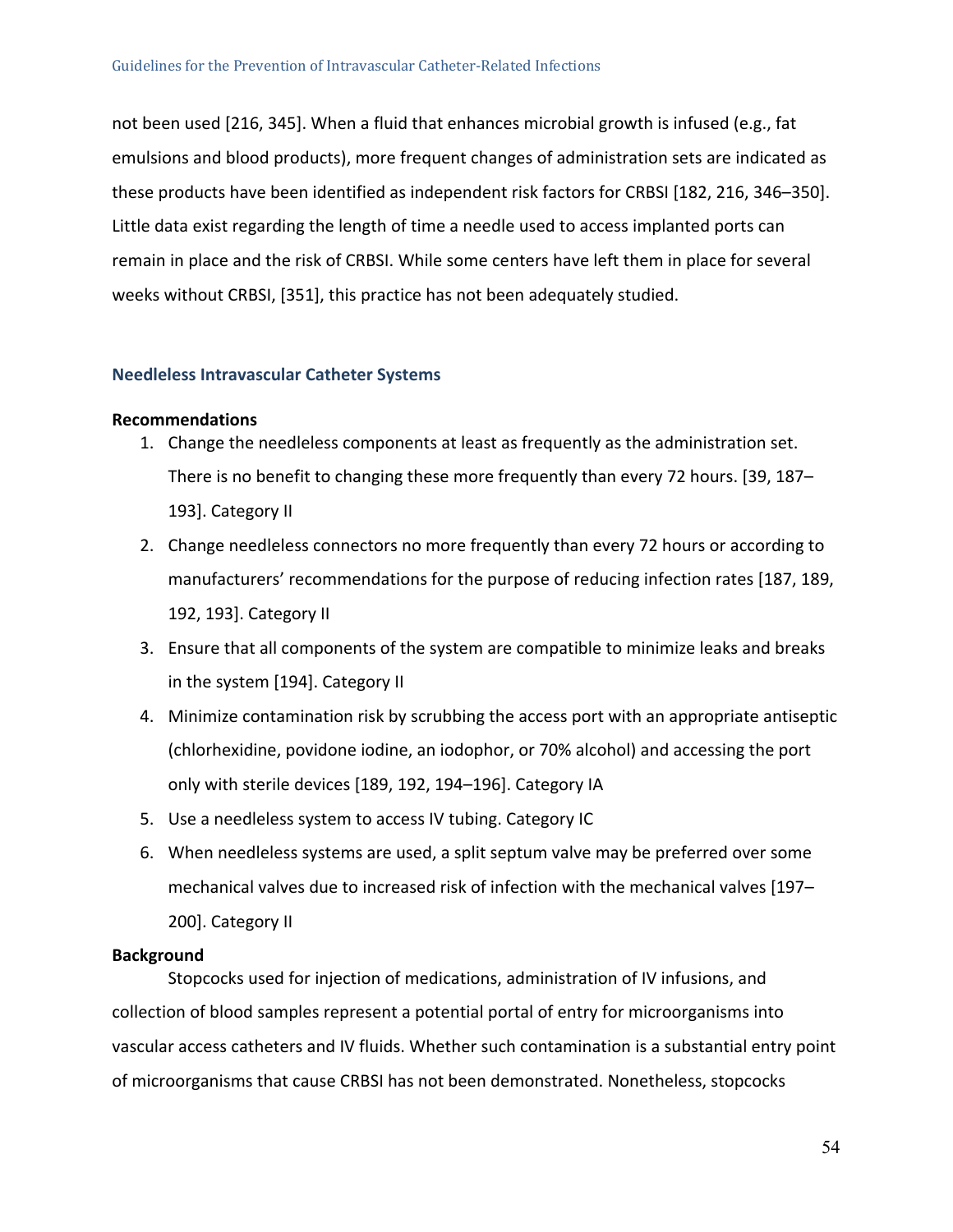not been used [216, 345]. When a fluid that enhances microbial growth is infused (e.g., fat emulsions and blood products), more frequent changes of administration sets are indicated as these products have been identified as independent risk factors for CRBSI [182, 216, 346–350]. Little data exist regarding the length of time a needle used to access implanted ports can remain in place and the risk of CRBSI. While some centers have left them in place for several weeks without CRBSI, [351], this practice has not been adequately studied.

### Needleless Intravascular Catheter Systems

**Recommendations**

1. Change the needleless components at least as frequently as the administration set. There is no benefit to changing these more frequently than every 72 hours. [39, 187–193]. Category II
2. Change needleless connectors no more frequently than every 72 hours or according to manufacturers' recommendations for the purpose of reducing infection rates [187, 189, 192, 193]. Category II
3. Ensure that all components of the system are compatible to minimize leaks and breaks in the system [194]. Category II
4. Minimize contamination risk by scrubbing the access port with an appropriate antiseptic (chlorhexidine, povidone iodine, an iodophor, or 70% alcohol) and accessing the port only with sterile devices [189, 192, 194–196]. Category IA
5. Use a needleless system to access IV tubing. Category IC
6. When needleless systems are used, a split septum valve may be preferred over some mechanical valves due to increased risk of infection with the mechanical valves [197–200]. Category II

**Background**

Stopcocks used for injection of medications, administration of IV infusions, and collection of blood samples represent a potential portal of entry for microorganisms into vascular access catheters and IV fluids. Whether such contamination is a substantial entry point of microorganisms that cause CRBSI has not been demonstrated. Nonetheless, stopcocks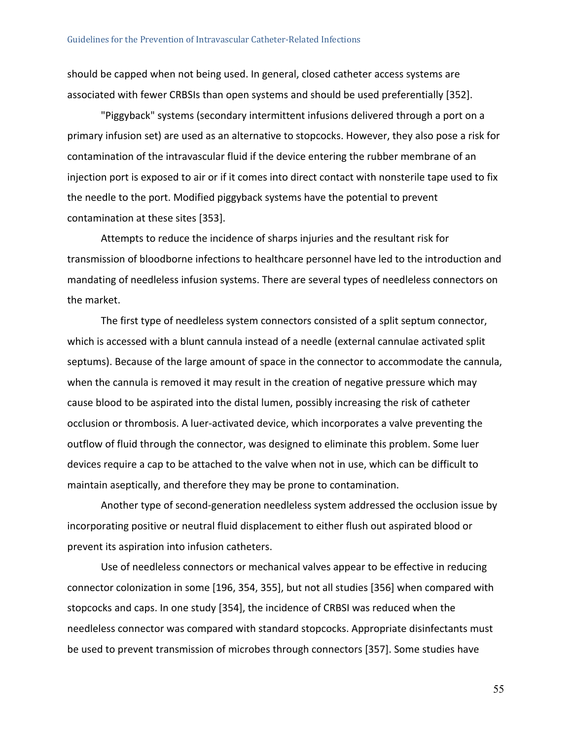should be capped when not being used. In general, closed catheter access systems are associated with fewer CRBSIs than open systems and should be used preferentially [352].

"Piggyback" systems (secondary intermittent infusions delivered through a port on a primary infusion set) are used as an alternative to stopcocks. However, they also pose a risk for contamination of the intravascular fluid if the device entering the rubber membrane of an injection port is exposed to air or if it comes into direct contact with nonsterile tape used to fix the needle to the port. Modified piggyback systems have the potential to prevent contamination at these sites [353].

Attempts to reduce the incidence of sharps injuries and the resultant risk for transmission of bloodborne infections to healthcare personnel have led to the introduction and mandating of needleless infusion systems. There are several types of needleless connectors on the market.

The first type of needleless system connectors consisted of a split septum connector, which is accessed with a blunt cannula instead of a needle (external cannulae activated split septums). Because of the large amount of space in the connector to accommodate the cannula, when the cannula is removed it may result in the creation of negative pressure which may cause blood to be aspirated into the distal lumen, possibly increasing the risk of catheter occlusion or thrombosis. A luer-activated device, which incorporates a valve preventing the outflow of fluid through the connector, was designed to eliminate this problem. Some luer devices require a cap to be attached to the valve when not in use, which can be difficult to maintain aseptically, and therefore they may be prone to contamination.

Another type of second-generation needleless system addressed the occlusion issue by incorporating positive or neutral fluid displacement to either flush out aspirated blood or prevent its aspiration into infusion catheters.

Use of needleless connectors or mechanical valves appear to be effective in reducing connector colonization in some [196, 354, 355], but not all studies [356] when compared with stopcocks and caps. In one study [354], the incidence of CRBSI was reduced when the needleless connector was compared with standard stopcocks. Appropriate disinfectants must be used to prevent transmission of microbes through connectors [357]. Some studies have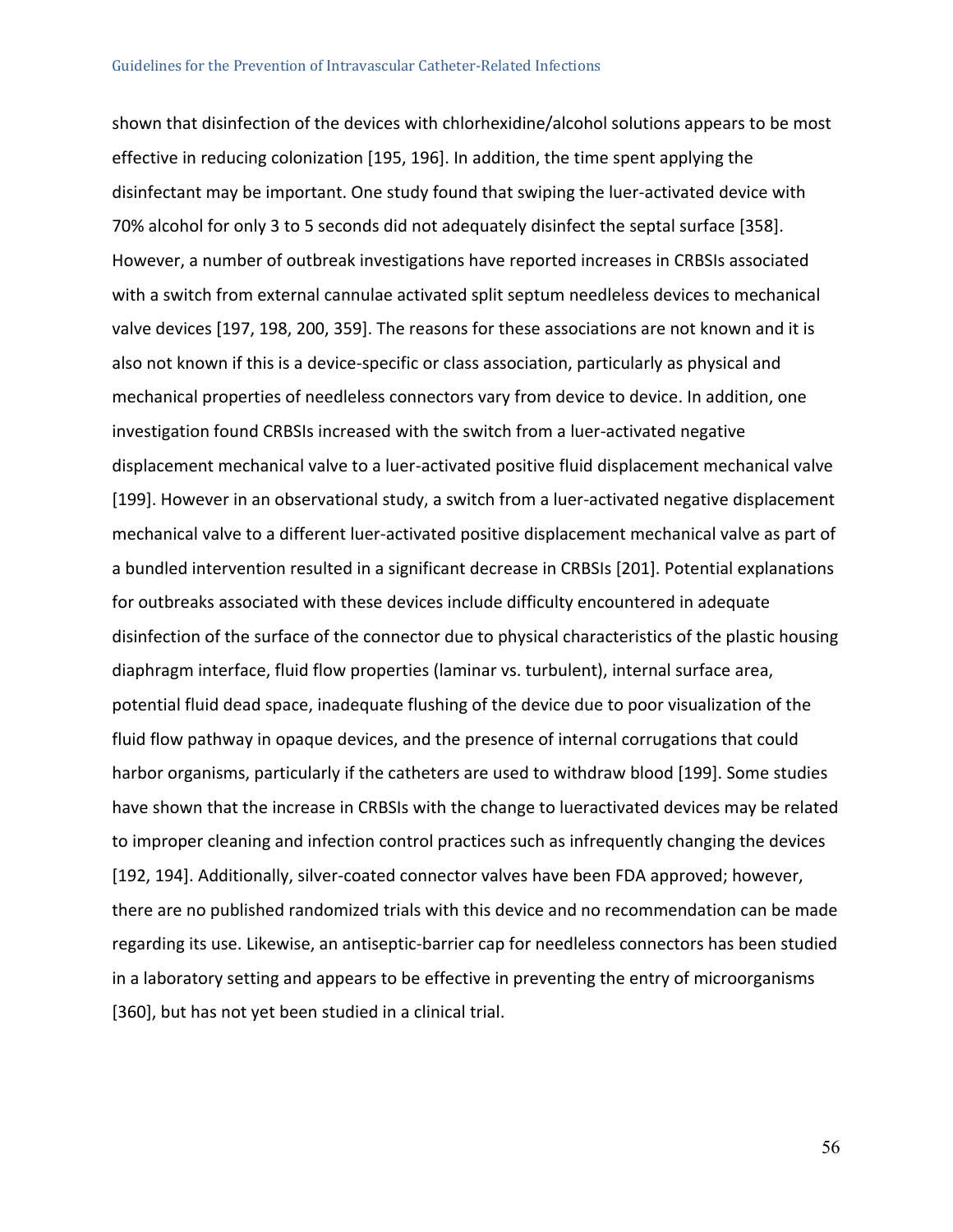shown that disinfection of the devices with chlorhexidine/alcohol solutions appears to be most effective in reducing colonization [195, 196]. In addition, the time spent applying the disinfectant may be important. One study found that swiping the luer-activated device with 70% alcohol for only 3 to 5 seconds did not adequately disinfect the septal surface [358]. However, a number of outbreak investigations have reported increases in CRBSIs associated with a switch from external cannulae activated split septum needleless devices to mechanical valve devices [197, 198, 200, 359]. The reasons for these associations are not known and it is also not known if this is a device-specific or class association, particularly as physical and mechanical properties of needleless connectors vary from device to device. In addition, one investigation found CRBSIs increased with the switch from a luer-activated negative displacement mechanical valve to a luer-activated positive fluid displacement mechanical valve [199]. However in an observational study, a switch from a luer-activated negative displacement mechanical valve to a different luer-activated positive displacement mechanical valve as part of a bundled intervention resulted in a significant decrease in CRBSIs [201]. Potential explanations for outbreaks associated with these devices include difficulty encountered in adequate disinfection of the surface of the connector due to physical characteristics of the plastic housing diaphragm interface, fluid flow properties (laminar vs. turbulent), internal surface area, potential fluid dead space, inadequate flushing of the device due to poor visualization of the fluid flow pathway in opaque devices, and the presence of internal corrugations that could harbor organisms, particularly if the catheters are used to withdraw blood [199]. Some studies have shown that the increase in CRBSIs with the change to lueractivated devices may be related to improper cleaning and infection control practices such as infrequently changing the devices [192, 194]. Additionally, silver-coated connector valves have been FDA approved; however, there are no published randomized trials with this device and no recommendation can be made regarding its use. Likewise, an antiseptic-barrier cap for needleless connectors has been studied in a laboratory setting and appears to be effective in preventing the entry of microorganisms [360], but has not yet been studied in a clinical trial.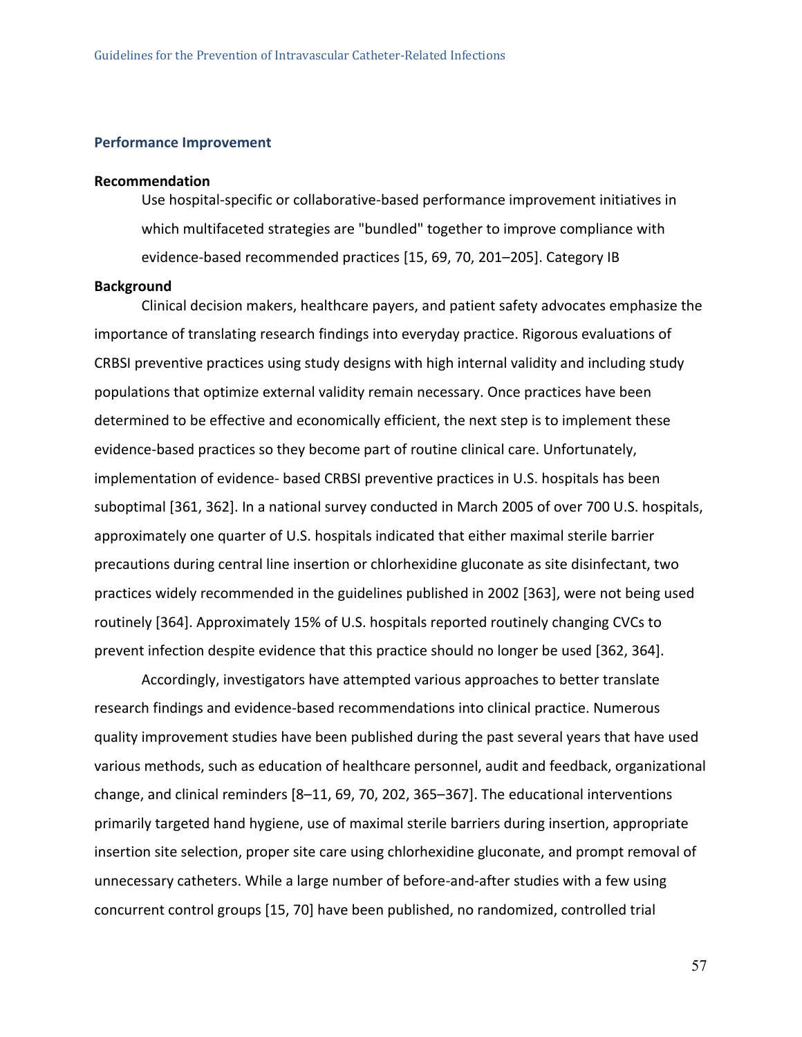## Performance Improvement

### Recommendation

Use hospital-specific or collaborative-based performance improvement initiatives in which multifaceted strategies are "bundled" together to improve compliance with evidence-based recommended practices [15, 69, 70, 201–205]. Category IB

### Background

Clinical decision makers, healthcare payers, and patient safety advocates emphasize the importance of translating research findings into everyday practice. Rigorous evaluations of CRBSI preventive practices using study designs with high internal validity and including study populations that optimize external validity remain necessary. Once practices have been determined to be effective and economically efficient, the next step is to implement these evidence-based practices so they become part of routine clinical care. Unfortunately, implementation of evidence- based CRBSI preventive practices in U.S. hospitals has been suboptimal [361, 362]. In a national survey conducted in March 2005 of over 700 U.S. hospitals, approximately one quarter of U.S. hospitals indicated that either maximal sterile barrier precautions during central line insertion or chlorhexidine gluconate as site disinfectant, two practices widely recommended in the guidelines published in 2002 [363], were not being used routinely [364]. Approximately 15% of U.S. hospitals reported routinely changing CVCs to prevent infection despite evidence that this practice should no longer be used [362, 364].

Accordingly, investigators have attempted various approaches to better translate research findings and evidence-based recommendations into clinical practice. Numerous quality improvement studies have been published during the past several years that have used various methods, such as education of healthcare personnel, audit and feedback, organizational change, and clinical reminders [8–11, 69, 70, 202, 365–367]. The educational interventions primarily targeted hand hygiene, use of maximal sterile barriers during insertion, appropriate insertion site selection, proper site care using chlorhexidine gluconate, and prompt removal of unnecessary catheters. While a large number of before-and-after studies with a few using concurrent control groups [15, 70] have been published, no randomized, controlled trial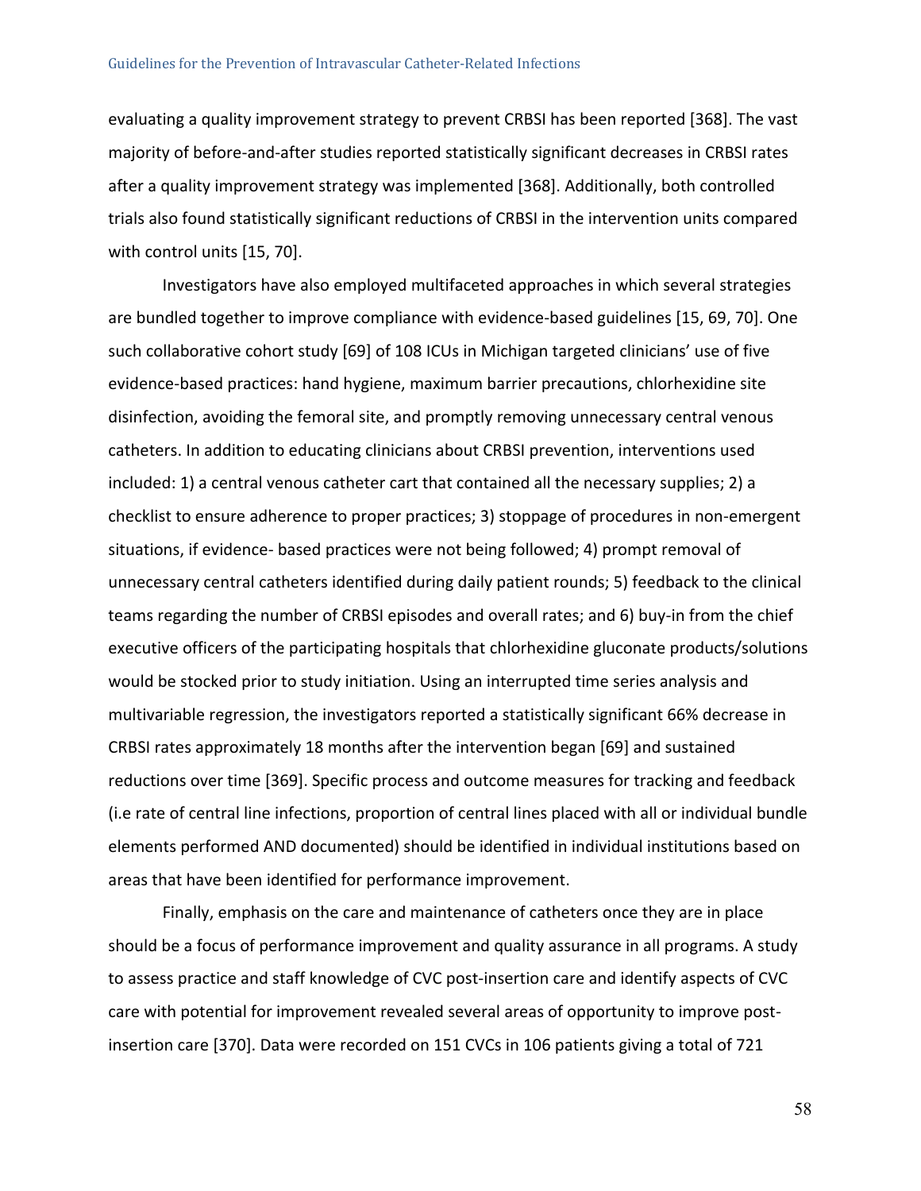evaluating a quality improvement strategy to prevent CRBSI has been reported [368]. The vast majority of before-and-after studies reported statistically significant decreases in CRBSI rates after a quality improvement strategy was implemented [368]. Additionally, both controlled trials also found statistically significant reductions of CRBSI in the intervention units compared with control units [15, 70].

Investigators have also employed multifaceted approaches in which several strategies are bundled together to improve compliance with evidence-based guidelines [15, 69, 70]. One such collaborative cohort study [69] of 108 ICUs in Michigan targeted clinicians' use of five evidence-based practices: hand hygiene, maximum barrier precautions, chlorhexidine site disinfection, avoiding the femoral site, and promptly removing unnecessary central venous catheters. In addition to educating clinicians about CRBSI prevention, interventions used included: 1) a central venous catheter cart that contained all the necessary supplies; 2) a checklist to ensure adherence to proper practices; 3) stoppage of procedures in non-emergent situations, if evidence- based practices were not being followed; 4) prompt removal of unnecessary central catheters identified during daily patient rounds; 5) feedback to the clinical teams regarding the number of CRBSI episodes and overall rates; and 6) buy-in from the chief executive officers of the participating hospitals that chlorhexidine gluconate products/solutions would be stocked prior to study initiation. Using an interrupted time series analysis and multivariable regression, the investigators reported a statistically significant 66% decrease in CRBSI rates approximately 18 months after the intervention began [69] and sustained reductions over time [369]. Specific process and outcome measures for tracking and feedback (i.e rate of central line infections, proportion of central lines placed with all or individual bundle elements performed AND documented) should be identified in individual institutions based on areas that have been identified for performance improvement.

Finally, emphasis on the care and maintenance of catheters once they are in place should be a focus of performance improvement and quality assurance in all programs. A study to assess practice and staff knowledge of CVC post-insertion care and identify aspects of CVC care with potential for improvement revealed several areas of opportunity to improve post-insertion care [370]. Data were recorded on 151 CVCs in 106 patients giving a total of 721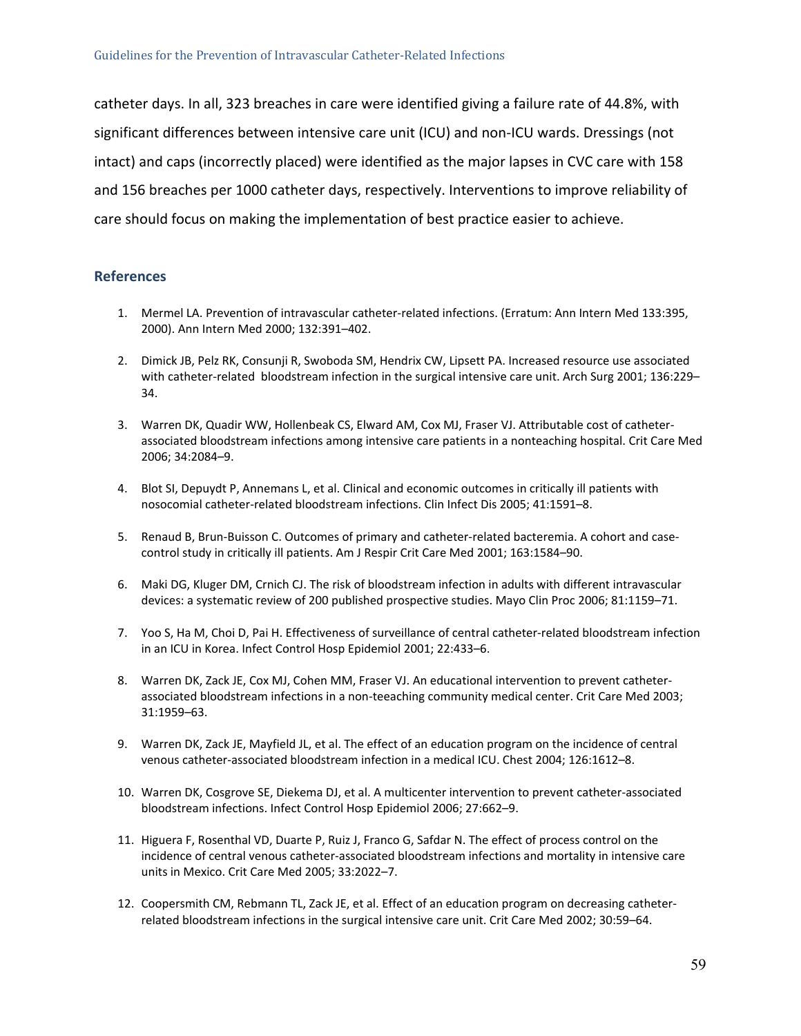catheter days. In all, 323 breaches in care were identified giving a failure rate of 44.8%, with significant differences between intensive care unit (ICU) and non-ICU wards. Dressings (not intact) and caps (incorrectly placed) were identified as the major lapses in CVC care with 158 and 156 breaches per 1000 catheter days, respectively. Interventions to improve reliability of care should focus on making the implementation of best practice easier to achieve.

## References

1. Mermel LA. Prevention of intravascular catheter-related infections. (Erratum: Ann Intern Med 133:395, 2000). Ann Intern Med 2000; 132:391–402.
2. Dimick JB, Pelz RK, Consunji R, Swoboda SM, Hendrix CW, Lipsett PA. Increased resource use associated with catheter-related bloodstream infection in the surgical intensive care unit. Arch Surg 2001; 136:229–34.
3. Warren DK, Quadir WW, Hollenbeak CS, Elward AM, Cox MJ, Fraser VJ. Attributable cost of catheter-associated bloodstream infections among intensive care patients in a nonteaching hospital. Crit Care Med 2006; 34:2084–9.
4. Blot SI, Depuydt P, Annemans L, et al. Clinical and economic outcomes in critically ill patients with nosocomial catheter-related bloodstream infections. Clin Infect Dis 2005; 41:1591–8.
5. Renaud B, Brun-Buisson C. Outcomes of primary and catheter-related bacteremia. A cohort and case-control study in critically ill patients. Am J Respir Crit Care Med 2001; 163:1584–90.
6. Maki DG, Kluger DM, Crnich CJ. The risk of bloodstream infection in adults with different intravascular devices: a systematic review of 200 published prospective studies. Mayo Clin Proc 2006; 81:1159–71.
7. Yoo S, Ha M, Choi D, Pai H. Effectiveness of surveillance of central catheter-related bloodstream infection in an ICU in Korea. Infect Control Hosp Epidemiol 2001; 22:433–6.
8. Warren DK, Zack JE, Cox MJ, Cohen MM, Fraser VJ. An educational intervention to prevent catheter-associated bloodstream infections in a non-teeaching community medical center. Crit Care Med 2003; 31:1959–63.
9. Warren DK, Zack JE, Mayfield JL, et al. The effect of an education program on the incidence of central venous catheter-associated bloodstream infection in a medical ICU. Chest 2004; 126:1612–8.
10. Warren DK, Cosgrove SE, Diekema DJ, et al. A multicenter intervention to prevent catheter-associated bloodstream infections. Infect Control Hosp Epidemiol 2006; 27:662–9.
11. Higuera F, Rosenthal VD, Duarte P, Ruiz J, Franco G, Safdar N. The effect of process control on the incidence of central venous catheter-associated bloodstream infections and mortality in intensive care units in Mexico. Crit Care Med 2005; 33:2022–7.
12. Coopersmith CM, Rebmann TL, Zack JE, et al. Effect of an education program on decreasing catheter-related bloodstream infections in the surgical intensive care unit. Crit Care Med 2002; 30:59–64.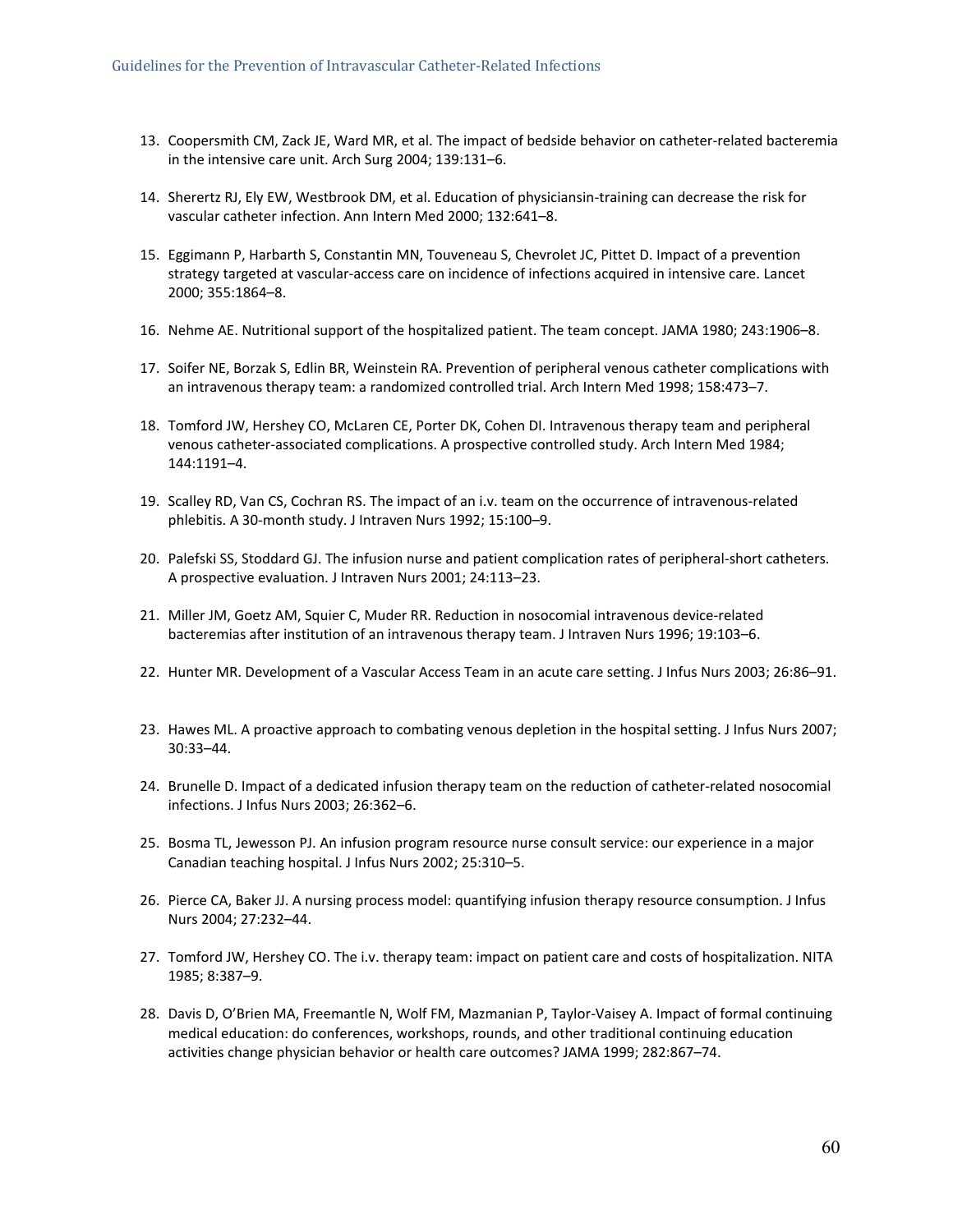13. Coopersmith CM, Zack JE, Ward MR, et al. The impact of bedside behavior on catheter-related bacteremia in the intensive care unit. Arch Surg 2004; 139:131–6.

14. Sherertz RJ, Ely EW, Westbrook DM, et al. Education of physiciansin-training can decrease the risk for vascular catheter infection. Ann Intern Med 2000; 132:641–8.

15. Eggimann P, Harbarth S, Constantin MN, Touveneau S, Chevrolet JC, Pittet D. Impact of a prevention strategy targeted at vascular-access care on incidence of infections acquired in intensive care. Lancet 2000; 355:1864–8.

16. Nehme AE. Nutritional support of the hospitalized patient. The team concept. JAMA 1980; 243:1906–8.

17. Soifer NE, Borzak S, Edlin BR, Weinstein RA. Prevention of peripheral venous catheter complications with an intravenous therapy team: a randomized controlled trial. Arch Intern Med 1998; 158:473–7.

18. Tomford JW, Hershey CO, McLaren CE, Porter DK, Cohen DI. Intravenous therapy team and peripheral venous catheter-associated complications. A prospective controlled study. Arch Intern Med 1984; 144:1191–4.

19. Scalley RD, Van CS, Cochran RS. The impact of an i.v. team on the occurrence of intravenous-related phlebitis. A 30-month study. J Intraven Nurs 1992; 15:100–9.

20. Palefski SS, Stoddard GJ. The infusion nurse and patient complication rates of peripheral-short catheters. A prospective evaluation. J Intraven Nurs 2001; 24:113–23.

21. Miller JM, Goetz AM, Squier C, Muder RR. Reduction in nosocomial intravenous device-related bacteremias after institution of an intravenous therapy team. J Intraven Nurs 1996; 19:103–6.

22. Hunter MR. Development of a Vascular Access Team in an acute care setting. J Infus Nurs 2003; 26:86–91.

23. Hawes ML. A proactive approach to combating venous depletion in the hospital setting. J Infus Nurs 2007; 30:33–44.

24. Brunelle D. Impact of a dedicated infusion therapy team on the reduction of catheter-related nosocomial infections. J Infus Nurs 2003; 26:362–6.

25. Bosma TL, Jewesson PJ. An infusion program resource nurse consult service: our experience in a major Canadian teaching hospital. J Infus Nurs 2002; 25:310–5.

26. Pierce CA, Baker JJ. A nursing process model: quantifying infusion therapy resource consumption. J Infus Nurs 2004; 27:232–44.

27. Tomford JW, Hershey CO. The i.v. therapy team: impact on patient care and costs of hospitalization. NITA 1985; 8:387–9.

28. Davis D, O'Brien MA, Freemantle N, Wolf FM, Mazmanian P, Taylor-Vaisey A. Impact of formal continuing medical education: do conferences, workshops, rounds, and other traditional continuing education activities change physician behavior or health care outcomes? JAMA 1999; 282:867–74.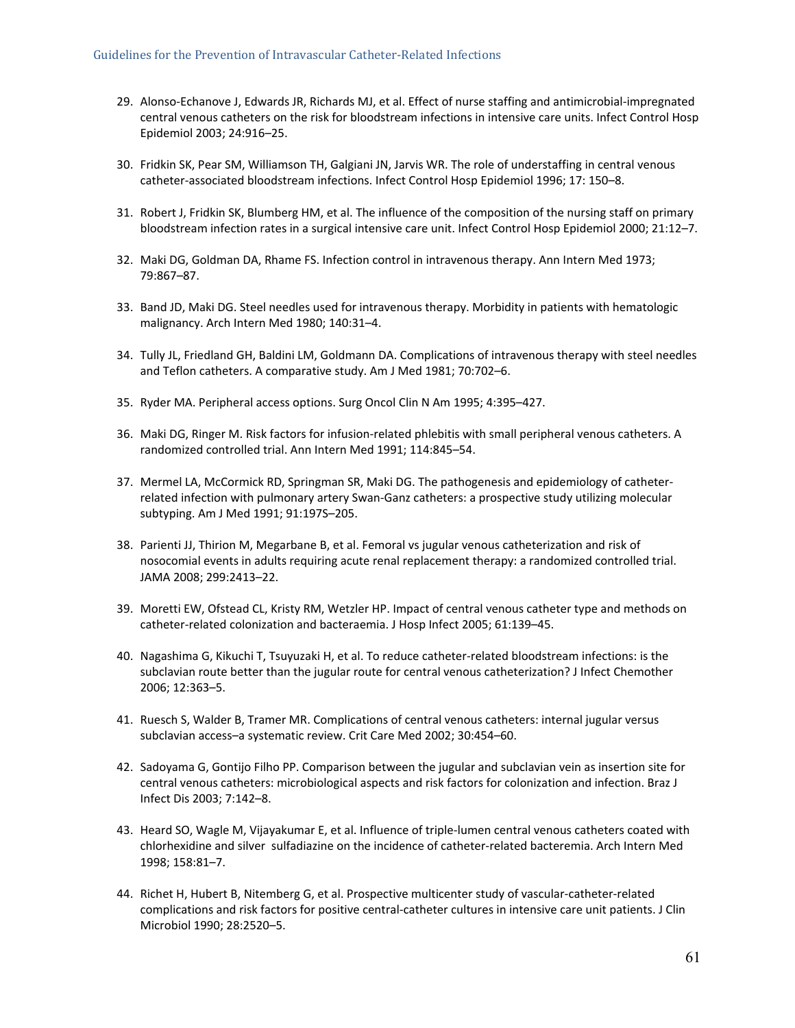29. Alonso-Echanove J, Edwards JR, Richards MJ, et al. Effect of nurse staffing and antimicrobial-impregnated central venous catheters on the risk for bloodstream infections in intensive care units. Infect Control Hosp Epidemiol 2003; 24:916–25.

30. Fridkin SK, Pear SM, Williamson TH, Galgiani JN, Jarvis WR. The role of understaffing in central venous catheter-associated bloodstream infections. Infect Control Hosp Epidemiol 1996; 17: 150–8.

31. Robert J, Fridkin SK, Blumberg HM, et al. The influence of the composition of the nursing staff on primary bloodstream infection rates in a surgical intensive care unit. Infect Control Hosp Epidemiol 2000; 21:12–7.

32. Maki DG, Goldman DA, Rhame FS. Infection control in intravenous therapy. Ann Intern Med 1973; 79:867–87.

33. Band JD, Maki DG. Steel needles used for intravenous therapy. Morbidity in patients with hematologic malignancy. Arch Intern Med 1980; 140:31–4.

34. Tully JL, Friedland GH, Baldini LM, Goldmann DA. Complications of intravenous therapy with steel needles and Teflon catheters. A comparative study. Am J Med 1981; 70:702–6.

35. Ryder MA. Peripheral access options. Surg Oncol Clin N Am 1995; 4:395–427.

36. Maki DG, Ringer M. Risk factors for infusion-related phlebitis with small peripheral venous catheters. A randomized controlled trial. Ann Intern Med 1991; 114:845–54.

37. Mermel LA, McCormick RD, Springman SR, Maki DG. The pathogenesis and epidemiology of catheter-related infection with pulmonary artery Swan-Ganz catheters: a prospective study utilizing molecular subtyping. Am J Med 1991; 91:197S–205.

38. Parienti JJ, Thirion M, Megarbane B, et al. Femoral vs jugular venous catheterization and risk of nosocomial events in adults requiring acute renal replacement therapy: a randomized controlled trial. JAMA 2008; 299:2413–22.

39. Moretti EW, Ofstead CL, Kristy RM, Wetzler HP. Impact of central venous catheter type and methods on catheter-related colonization and bacteraemia. J Hosp Infect 2005; 61:139–45.

40. Nagashima G, Kikuchi T, Tsuyuzaki H, et al. To reduce catheter-related bloodstream infections: is the subclavian route better than the jugular route for central venous catheterization? J Infect Chemother 2006; 12:363–5.

41. Ruesch S, Walder B, Tramer MR. Complications of central venous catheters: internal jugular versus subclavian access–a systematic review. Crit Care Med 2002; 30:454–60.

42. Sadoyama G, Gontijo Filho PP. Comparison between the jugular and subclavian vein as insertion site for central venous catheters: microbiological aspects and risk factors for colonization and infection. Braz J Infect Dis 2003; 7:142–8.

43. Heard SO, Wagle M, Vijayakumar E, et al. Influence of triple-lumen central venous catheters coated with chlorhexidine and silver sulfadiazine on the incidence of catheter-related bacteremia. Arch Intern Med 1998; 158:81–7.

44. Richet H, Hubert B, Nitemberg G, et al. Prospective multicenter study of vascular-catheter-related complications and risk factors for positive central-catheter cultures in intensive care unit patients. J Clin Microbiol 1990; 28:2520–5.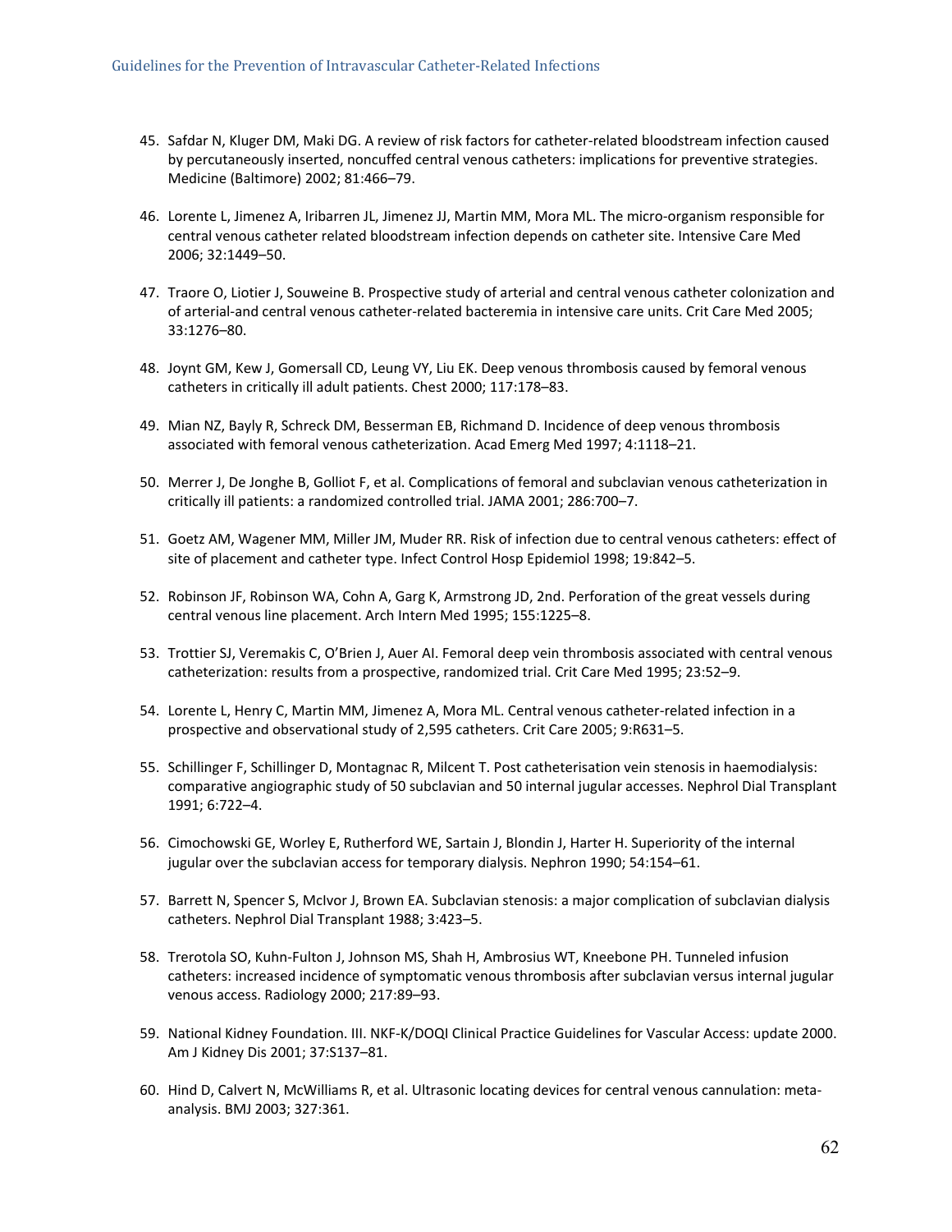45. Safdar N, Kluger DM, Maki DG. A review of risk factors for catheter-related bloodstream infection caused by percutaneously inserted, noncuffed central venous catheters: implications for preventive strategies. Medicine (Baltimore) 2002; 81:466–79.

46. Lorente L, Jimenez A, Iribarren JL, Jimenez JJ, Martin MM, Mora ML. The micro-organism responsible for central venous catheter related bloodstream infection depends on catheter site. Intensive Care Med 2006; 32:1449–50.

47. Traore O, Liotier J, Souweine B. Prospective study of arterial and central venous catheter colonization and of arterial-and central venous catheter-related bacteremia in intensive care units. Crit Care Med 2005; 33:1276–80.

48. Joynt GM, Kew J, Gomersall CD, Leung VY, Liu EK. Deep venous thrombosis caused by femoral venous catheters in critically ill adult patients. Chest 2000; 117:178–83.

49. Mian NZ, Bayly R, Schreck DM, Besserman EB, Richmand D. Incidence of deep venous thrombosis associated with femoral venous catheterization. Acad Emerg Med 1997; 4:1118–21.

50. Merrer J, De Jonghe B, Golliot F, et al. Complications of femoral and subclavian venous catheterization in critically ill patients: a randomized controlled trial. JAMA 2001; 286:700–7.

51. Goetz AM, Wagener MM, Miller JM, Muder RR. Risk of infection due to central venous catheters: effect of site of placement and catheter type. Infect Control Hosp Epidemiol 1998; 19:842–5.

52. Robinson JF, Robinson WA, Cohn A, Garg K, Armstrong JD, 2nd. Perforation of the great vessels during central venous line placement. Arch Intern Med 1995; 155:1225–8.

53. Trottier SJ, Veremakis C, O'Brien J, Auer AI. Femoral deep vein thrombosis associated with central venous catheterization: results from a prospective, randomized trial. Crit Care Med 1995; 23:52–9.

54. Lorente L, Henry C, Martin MM, Jimenez A, Mora ML. Central venous catheter-related infection in a prospective and observational study of 2,595 catheters. Crit Care 2005; 9:R631–5.

55. Schillinger F, Schillinger D, Montagnac R, Milcent T. Post catheterisation vein stenosis in haemodialysis: comparative angiographic study of 50 subclavian and 50 internal jugular accesses. Nephrol Dial Transplant 1991; 6:722–4.

56. Cimochowski GE, Worley E, Rutherford WE, Sartain J, Blondin J, Harter H. Superiority of the internal jugular over the subclavian access for temporary dialysis. Nephron 1990; 54:154–61.

57. Barrett N, Spencer S, McIvor J, Brown EA. Subclavian stenosis: a major complication of subclavian dialysis catheters. Nephrol Dial Transplant 1988; 3:423–5.

58. Trerotola SO, Kuhn-Fulton J, Johnson MS, Shah H, Ambrosius WT, Kneebone PH. Tunneled infusion catheters: increased incidence of symptomatic venous thrombosis after subclavian versus internal jugular venous access. Radiology 2000; 217:89–93.

59. National Kidney Foundation. III. NKF-K/DOQI Clinical Practice Guidelines for Vascular Access: update 2000. Am J Kidney Dis 2001; 37:S137–81.

60. Hind D, Calvert N, McWilliams R, et al. Ultrasonic locating devices for central venous cannulation: meta-analysis. BMJ 2003; 327:361.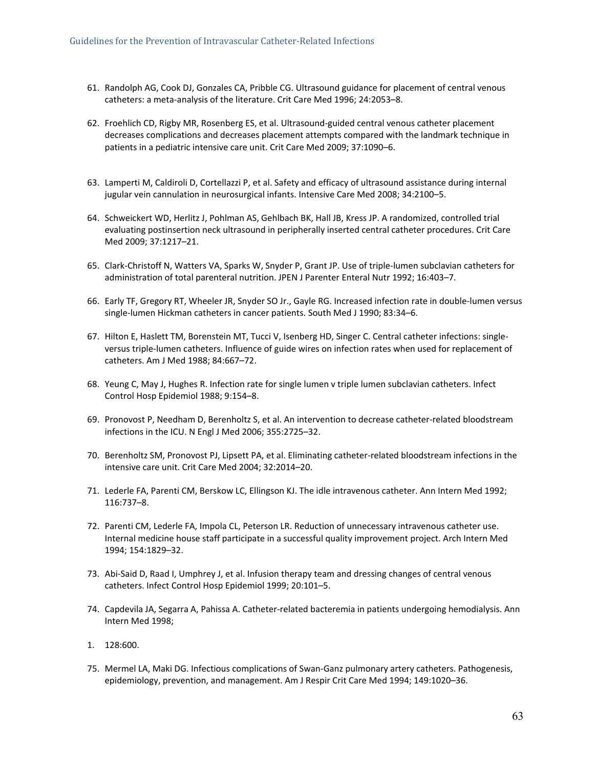61. Randolph AG, Cook DJ, Gonzales CA, Pribble CG. Ultrasound guidance for placement of central venous catheters: a meta-analysis of the literature. Crit Care Med 1996; 24:2053–8.

62. Froehlich CD, Rigby MR, Rosenberg ES, et al. Ultrasound-guided central venous catheter placement decreases complications and decreases placement attempts compared with the landmark technique in patients in a pediatric intensive care unit. Crit Care Med 2009; 37:1090–6.

63. Lamperti M, Caldiroli D, Cortellazzi P, et al. Safety and efficacy of ultrasound assistance during internal jugular vein cannulation in neurosurgical infants. Intensive Care Med 2008; 34:2100–5.

64. Schweickert WD, Herlitz J, Pohlman AS, Gehlbach BK, Hall JB, Kress JP. A randomized, controlled trial evaluating postinsertion neck ultrasound in peripherally inserted central catheter procedures. Crit Care Med 2009; 37:1217–21.

65. Clark-Christoff N, Watters VA, Sparks W, Snyder P, Grant JP. Use of triple-lumen subclavian catheters for administration of total parenteral nutrition. JPEN J Parenter Enteral Nutr 1992; 16:403–7.

66. Early TF, Gregory RT, Wheeler JR, Snyder SO Jr., Gayle RG. Increased infection rate in double-lumen versus single-lumen Hickman catheters in cancer patients. South Med J 1990; 83:34–6.

67. Hilton E, Haslett TM, Borenstein MT, Tucci V, Isenberg HD, Singer C. Central catheter infections: single- versus triple-lumen catheters. Influence of guide wires on infection rates when used for replacement of catheters. Am J Med 1988; 84:667–72.

68. Yeung C, May J, Hughes R. Infection rate for single lumen v triple lumen subclavian catheters. Infect Control Hosp Epidemiol 1988; 9:154–8.

69. Pronovost P, Needham D, Berenholtz S, et al. An intervention to decrease catheter-related bloodstream infections in the ICU. N Engl J Med 2006; 355:2725–32.

70. Berenholtz SM, Pronovost PJ, Lipsett PA, et al. Eliminating catheter-related bloodstream infections in the intensive care unit. Crit Care Med 2004; 32:2014–20.

71. Lederle FA, Parenti CM, Berskow LC, Ellingson KJ. The idle intravenous catheter. Ann Intern Med 1992; 116:737–8.

72. Parenti CM, Lederle FA, Impola CL, Peterson LR. Reduction of unnecessary intravenous catheter use. Internal medicine house staff participate in a successful quality improvement project. Arch Intern Med 1994; 154:1829–32.

73. Abi-Said D, Raad I, Umphrey J, et al. Infusion therapy team and dressing changes of central venous catheters. Infect Control Hosp Epidemiol 1999; 20:101–5.

74. Capdevila JA, Segarra A, Pahissa A. Catheter-related bacteremia in patients undergoing hemodialysis. Ann Intern Med 1998;

1. 128:600.

75. Mermel LA, Maki DG. Infectious complications of Swan-Ganz pulmonary artery catheters. Pathogenesis, epidemiology, prevention, and management. Am J Respir Crit Care Med 1994; 149:1020–36.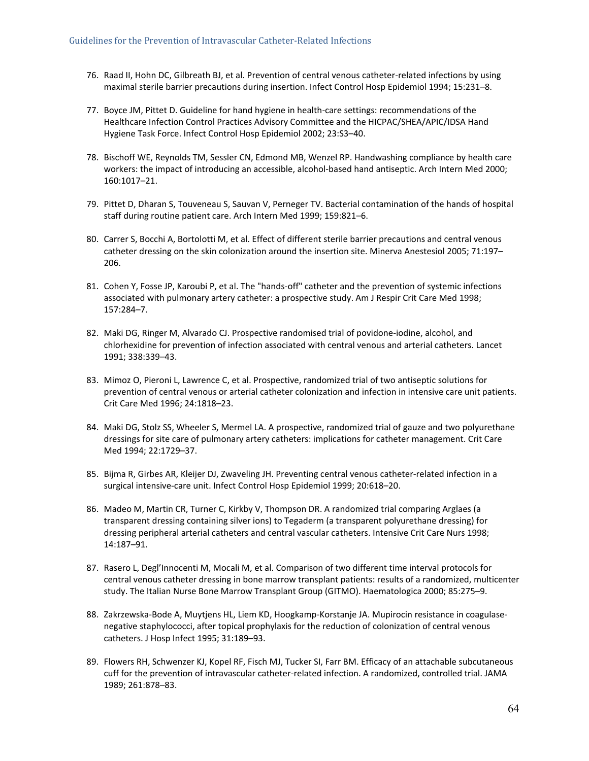76. Raad II, Hohn DC, Gilbreath BJ, et al. Prevention of central venous catheter-related infections by using maximal sterile barrier precautions during insertion. Infect Control Hosp Epidemiol 1994; 15:231–8.

77. Boyce JM, Pittet D. Guideline for hand hygiene in health-care settings: recommendations of the Healthcare Infection Control Practices Advisory Committee and the HICPAC/SHEA/APIC/IDSA Hand Hygiene Task Force. Infect Control Hosp Epidemiol 2002; 23:S3–40.

78. Bischoff WE, Reynolds TM, Sessler CN, Edmond MB, Wenzel RP. Handwashing compliance by health care workers: the impact of introducing an accessible, alcohol-based hand antiseptic. Arch Intern Med 2000; 160:1017–21.

79. Pittet D, Dharan S, Touveneau S, Sauvan V, Perneger TV. Bacterial contamination of the hands of hospital staff during routine patient care. Arch Intern Med 1999; 159:821–6.

80. Carrer S, Bocchi A, Bortolotti M, et al. Effect of different sterile barrier precautions and central venous catheter dressing on the skin colonization around the insertion site. Minerva Anestesiol 2005; 71:197–206.

81. Cohen Y, Fosse JP, Karoubi P, et al. The "hands-off" catheter and the prevention of systemic infections associated with pulmonary artery catheter: a prospective study. Am J Respir Crit Care Med 1998; 157:284–7.

82. Maki DG, Ringer M, Alvarado CJ. Prospective randomised trial of povidone-iodine, alcohol, and chlorhexidine for prevention of infection associated with central venous and arterial catheters. Lancet 1991; 338:339–43.

83. Mimoz O, Pieroni L, Lawrence C, et al. Prospective, randomized trial of two antiseptic solutions for prevention of central venous or arterial catheter colonization and infection in intensive care unit patients. Crit Care Med 1996; 24:1818–23.

84. Maki DG, Stolz SS, Wheeler S, Mermel LA. A prospective, randomized trial of gauze and two polyurethane dressings for site care of pulmonary artery catheters: implications for catheter management. Crit Care Med 1994; 22:1729–37.

85. Bijma R, Girbes AR, Kleijer DJ, Zwaveling JH. Preventing central venous catheter-related infection in a surgical intensive-care unit. Infect Control Hosp Epidemiol 1999; 20:618–20.

86. Madeo M, Martin CR, Turner C, Kirkby V, Thompson DR. A randomized trial comparing Arglaes (a transparent dressing containing silver ions) to Tegaderm (a transparent polyurethane dressing) for dressing peripheral arterial catheters and central vascular catheters. Intensive Crit Care Nurs 1998; 14:187–91.

87. Rasero L, Degl'Innocenti M, Mocali M, et al. Comparison of two different time interval protocols for central venous catheter dressing in bone marrow transplant patients: results of a randomized, multicenter study. The Italian Nurse Bone Marrow Transplant Group (GITMO). Haematologica 2000; 85:275–9.

88. Zakrzewska-Bode A, Muytjens HL, Liem KD, Hoogkamp-Korstanje JA. Mupirocin resistance in coagulase-negative staphylococci, after topical prophylaxis for the reduction of colonization of central venous catheters. J Hosp Infect 1995; 31:189–93.

89. Flowers RH, Schwenzer KJ, Kopel RF, Fisch MJ, Tucker SI, Farr BM. Efficacy of an attachable subcutaneous cuff for the prevention of intravascular catheter-related infection. A randomized, controlled trial. JAMA 1989; 261:878–83.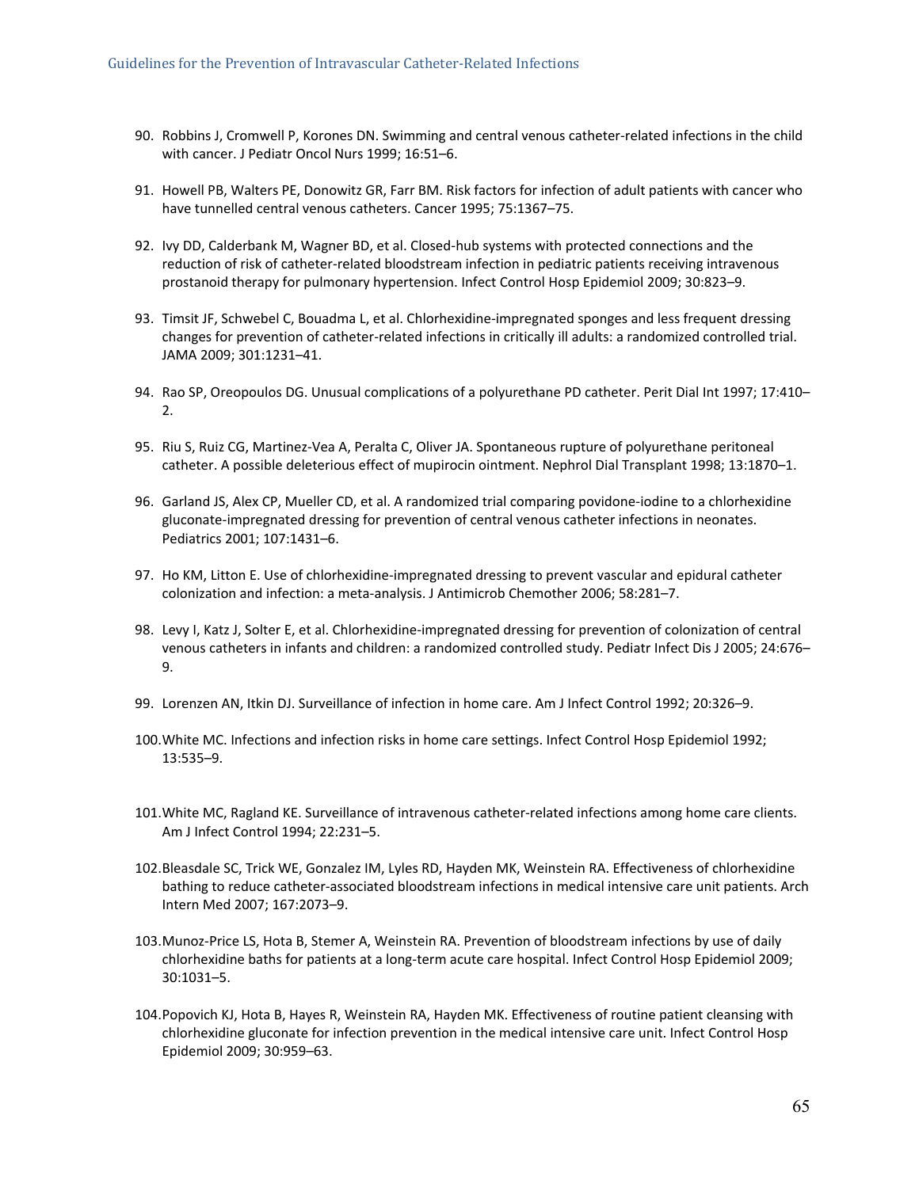90. Robbins J, Cromwell P, Korones DN. Swimming and central venous catheter-related infections in the child with cancer. J Pediatr Oncol Nurs 1999; 16:51–6.

91. Howell PB, Walters PE, Donowitz GR, Farr BM. Risk factors for infection of adult patients with cancer who have tunnelled central venous catheters. Cancer 1995; 75:1367–75.

92. Ivy DD, Calderbank M, Wagner BD, et al. Closed-hub systems with protected connections and the reduction of risk of catheter-related bloodstream infection in pediatric patients receiving intravenous prostanoid therapy for pulmonary hypertension. Infect Control Hosp Epidemiol 2009; 30:823–9.

93. Timsit JF, Schwebel C, Bouadma L, et al. Chlorhexidine-impregnated sponges and less frequent dressing changes for prevention of catheter-related infections in critically ill adults: a randomized controlled trial. JAMA 2009; 301:1231–41.

94. Rao SP, Oreopoulos DG. Unusual complications of a polyurethane PD catheter. Perit Dial Int 1997; 17:410–2.

95. Riu S, Ruiz CG, Martinez-Vea A, Peralta C, Oliver JA. Spontaneous rupture of polyurethane peritoneal catheter. A possible deleterious effect of mupirocin ointment. Nephrol Dial Transplant 1998; 13:1870–1.

96. Garland JS, Alex CP, Mueller CD, et al. A randomized trial comparing povidone-iodine to a chlorhexidine gluconate-impregnated dressing for prevention of central venous catheter infections in neonates. Pediatrics 2001; 107:1431–6.

97. Ho KM, Litton E. Use of chlorhexidine-impregnated dressing to prevent vascular and epidural catheter colonization and infection: a meta-analysis. J Antimicrob Chemother 2006; 58:281–7.

98. Levy I, Katz J, Solter E, et al. Chlorhexidine-impregnated dressing for prevention of colonization of central venous catheters in infants and children: a randomized controlled study. Pediatr Infect Dis J 2005; 24:676–9.

99. Lorenzen AN, Itkin DJ. Surveillance of infection in home care. Am J Infect Control 1992; 20:326–9.

100. White MC. Infections and infection risks in home care settings. Infect Control Hosp Epidemiol 1992; 13:535–9.

101. White MC, Ragland KE. Surveillance of intravenous catheter-related infections among home care clients. Am J Infect Control 1994; 22:231–5.

102. Bleasdale SC, Trick WE, Gonzalez IM, Lyles RD, Hayden MK, Weinstein RA. Effectiveness of chlorhexidine bathing to reduce catheter-associated bloodstream infections in medical intensive care unit patients. Arch Intern Med 2007; 167:2073–9.

103. Munoz-Price LS, Hota B, Stemer A, Weinstein RA. Prevention of bloodstream infections by use of daily chlorhexidine baths for patients at a long-term acute care hospital. Infect Control Hosp Epidemiol 2009; 30:1031–5.

104. Popovich KJ, Hota B, Hayes R, Weinstein RA, Hayden MK. Effectiveness of routine patient cleansing with chlorhexidine gluconate for infection prevention in the medical intensive care unit. Infect Control Hosp Epidemiol 2009; 30:959–63.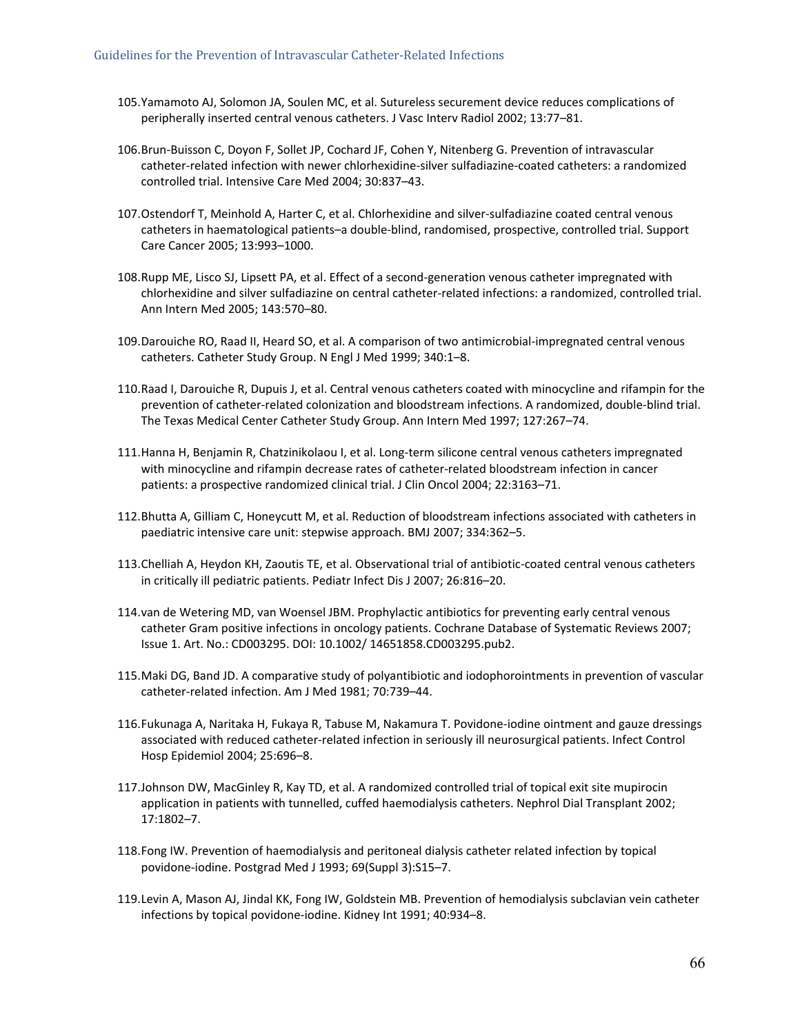105. Yamamoto AJ, Solomon JA, Soulen MC, et al. Sutureless securement device reduces complications of peripherally inserted central venous catheters. J Vasc Interv Radiol 2002; 13:77–81.

106. Brun-Buisson C, Doyon F, Sollet JP, Cochard JF, Cohen Y, Nitenberg G. Prevention of intravascular catheter-related infection with newer chlorhexidine-silver sulfadiazine-coated catheters: a randomized controlled trial. Intensive Care Med 2004; 30:837–43.

107. Ostendorf T, Meinhold A, Harter C, et al. Chlorhexidine and silver-sulfadiazine coated central venous catheters in haematological patients–a double-blind, randomised, prospective, controlled trial. Support Care Cancer 2005; 13:993–1000.

108. Rupp ME, Lisco SJ, Lipsett PA, et al. Effect of a second-generation venous catheter impregnated with chlorhexidine and silver sulfadiazine on central catheter-related infections: a randomized, controlled trial. Ann Intern Med 2005; 143:570–80.

109. Darouiche RO, Raad II, Heard SO, et al. A comparison of two antimicrobial-impregnated central venous catheters. Catheter Study Group. N Engl J Med 1999; 340:1–8.

110. Raad I, Darouiche R, Dupuis J, et al. Central venous catheters coated with minocycline and rifampin for the prevention of catheter-related colonization and bloodstream infections. A randomized, double-blind trial. The Texas Medical Center Catheter Study Group. Ann Intern Med 1997; 127:267–74.

111. Hanna H, Benjamin R, Chatzinikolaou I, et al. Long-term silicone central venous catheters impregnated with minocycline and rifampin decrease rates of catheter-related bloodstream infection in cancer patients: a prospective randomized clinical trial. J Clin Oncol 2004; 22:3163–71.

112. Bhutta A, Gilliam C, Honeycutt M, et al. Reduction of bloodstream infections associated with catheters in paediatric intensive care unit: stepwise approach. BMJ 2007; 334:362–5.

113. Chelliah A, Heydon KH, Zaoutis TE, et al. Observational trial of antibiotic-coated central venous catheters in critically ill pediatric patients. Pediatr Infect Dis J 2007; 26:816–20.

114. van de Wetering MD, van Woensel JBM. Prophylactic antibiotics for preventing early central venous catheter Gram positive infections in oncology patients. Cochrane Database of Systematic Reviews 2007; Issue 1. Art. No.: CD003295. DOI: 10.1002/ 14651858.CD003295.pub2.

115. Maki DG, Band JD. A comparative study of polyantibiotic and iodophorointments in prevention of vascular catheter-related infection. Am J Med 1981; 70:739–44.

116. Fukunaga A, Naritaka H, Fukaya R, Tabuse M, Nakamura T. Povidone-iodine ointment and gauze dressings associated with reduced catheter-related infection in seriously ill neurosurgical patients. Infect Control Hosp Epidemiol 2004; 25:696–8.

117. Johnson DW, MacGinley R, Kay TD, et al. A randomized controlled trial of topical exit site mupirocin application in patients with tunnelled, cuffed haemodialysis catheters. Nephrol Dial Transplant 2002; 17:1802–7.

118. Fong IW. Prevention of haemodialysis and peritoneal dialysis catheter related infection by topical povidone-iodine. Postgrad Med J 1993; 69(Suppl 3):S15–7.

119. Levin A, Mason AJ, Jindal KK, Fong IW, Goldstein MB. Prevention of hemodialysis subclavian vein catheter infections by topical povidone-iodine. Kidney Int 1991; 40:934–8.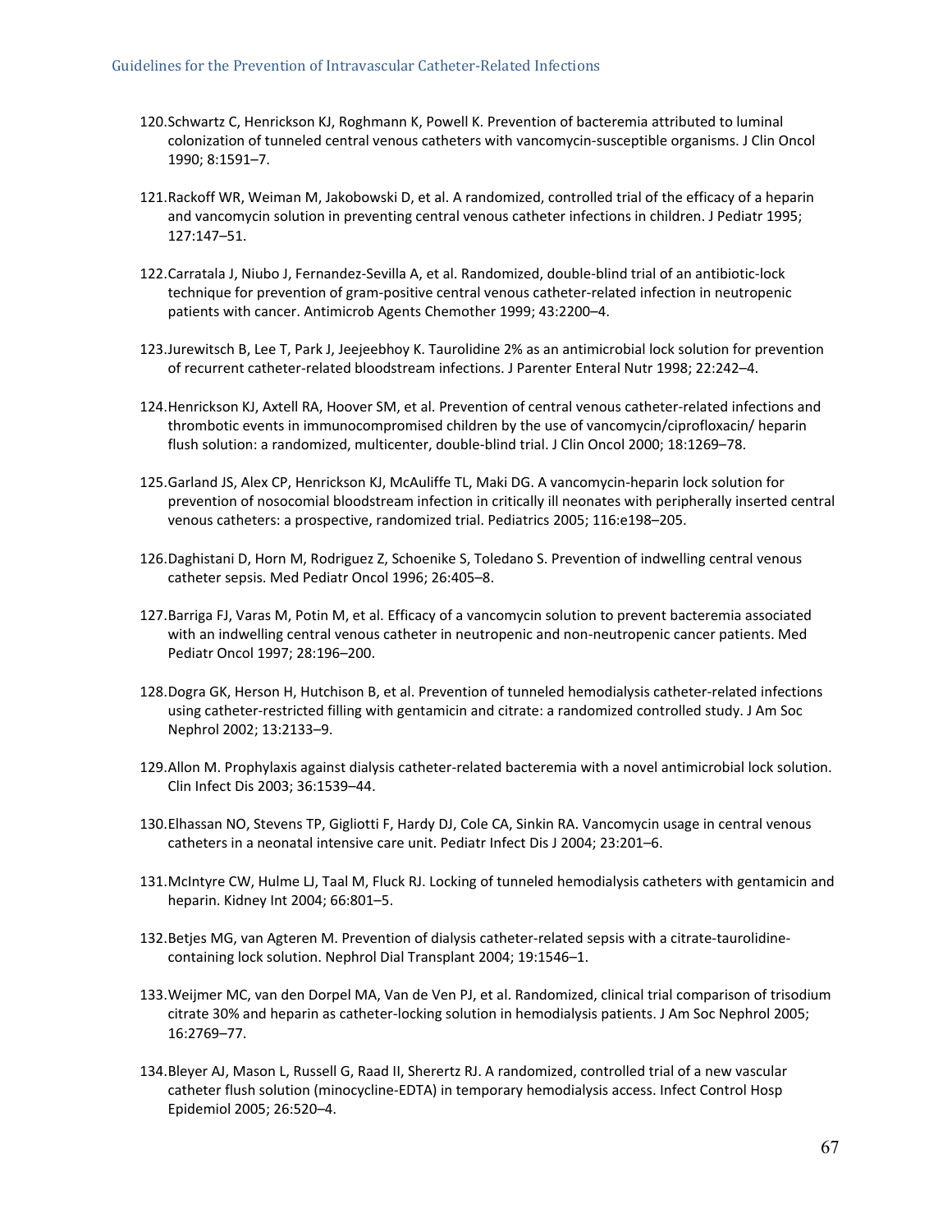120. Schwartz C, Henrickson KJ, Roghmann K, Powell K. Prevention of bacteremia attributed to luminal colonization of tunneled central venous catheters with vancomycin-susceptible organisms. J Clin Oncol 1990; 8:1591–7.

121. Rackoff WR, Weiman M, Jakobowski D, et al. A randomized, controlled trial of the efficacy of a heparin and vancomycin solution in preventing central venous catheter infections in children. J Pediatr 1995; 127:147–51.

122. Carratala J, Niubo J, Fernandez-Sevilla A, et al. Randomized, double-blind trial of an antibiotic-lock technique for prevention of gram-positive central venous catheter-related infection in neutropenic patients with cancer. Antimicrob Agents Chemother 1999; 43:2200–4.

123. Jurewitsch B, Lee T, Park J, Jeejeebhoy K. Taurolidine 2% as an antimicrobial lock solution for prevention of recurrent catheter-related bloodstream infections. J Parenter Enteral Nutr 1998; 22:242–4.

124. Henrickson KJ, Axtell RA, Hoover SM, et al. Prevention of central venous catheter-related infections and thrombotic events in immunocompromised children by the use of vancomycin/ciprofloxacin/ heparin flush solution: a randomized, multicenter, double-blind trial. J Clin Oncol 2000; 18:1269–78.

125. Garland JS, Alex CP, Henrickson KJ, McAuliffe TL, Maki DG. A vancomycin-heparin lock solution for prevention of nosocomial bloodstream infection in critically ill neonates with peripherally inserted central venous catheters: a prospective, randomized trial. Pediatrics 2005; 116:e198–205.

126. Daghistani D, Horn M, Rodriguez Z, Schoenike S, Toledano S. Prevention of indwelling central venous catheter sepsis. Med Pediatr Oncol 1996; 26:405–8.

127. Barriga FJ, Varas M, Potin M, et al. Efficacy of a vancomycin solution to prevent bacteremia associated with an indwelling central venous catheter in neutropenic and non-neutropenic cancer patients. Med Pediatr Oncol 1997; 28:196–200.

128. Dogra GK, Herson H, Hutchison B, et al. Prevention of tunneled hemodialysis catheter-related infections using catheter-restricted filling with gentamicin and citrate: a randomized controlled study. J Am Soc Nephrol 2002; 13:2133–9.

129. Allon M. Prophylaxis against dialysis catheter-related bacteremia with a novel antimicrobial lock solution. Clin Infect Dis 2003; 36:1539–44.

130. Elhassan NO, Stevens TP, Gigliotti F, Hardy DJ, Cole CA, Sinkin RA. Vancomycin usage in central venous catheters in a neonatal intensive care unit. Pediatr Infect Dis J 2004; 23:201–6.

131. McIntyre CW, Hulme LJ, Taal M, Fluck RJ. Locking of tunneled hemodialysis catheters with gentamicin and heparin. Kidney Int 2004; 66:801–5.

132. Betjes MG, van Agteren M. Prevention of dialysis catheter-related sepsis with a citrate-taurolidine-containing lock solution. Nephrol Dial Transplant 2004; 19:1546–1.

133. Weijmer MC, van den Dorpel MA, Van de Ven PJ, et al. Randomized, clinical trial comparison of trisodium citrate 30% and heparin as catheter-locking solution in hemodialysis patients. J Am Soc Nephrol 2005; 16:2769–77.

134. Bleyer AJ, Mason L, Russell G, Raad II, Sherertz RJ. A randomized, controlled trial of a new vascular catheter flush solution (minocycline-EDTA) in temporary hemodialysis access. Infect Control Hosp Epidemiol 2005; 26:520–4.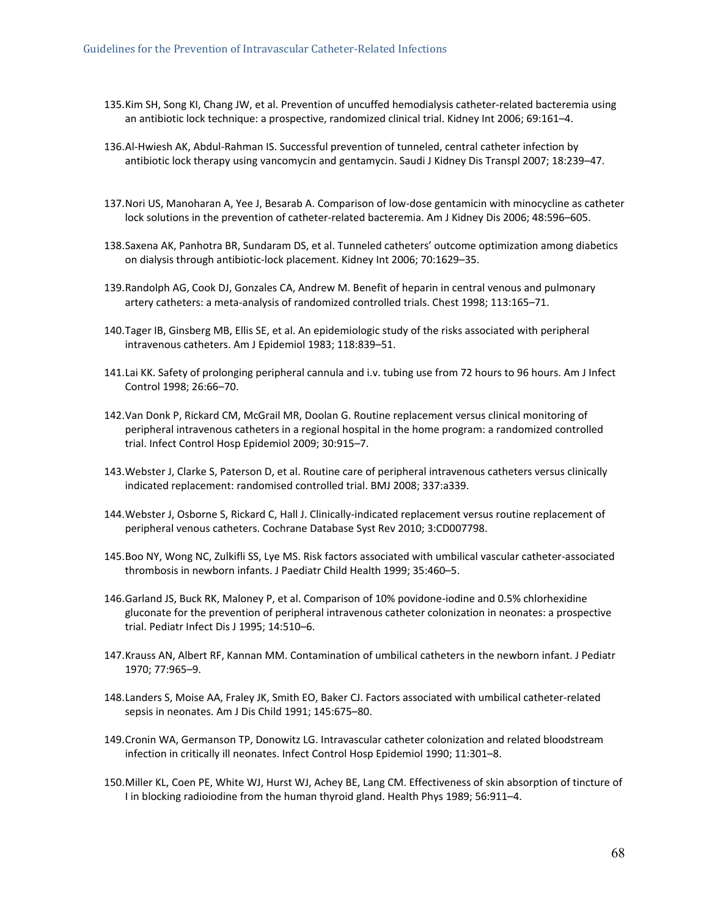135. Kim SH, Song KI, Chang JW, et al. Prevention of uncuffed hemodialysis catheter-related bacteremia using an antibiotic lock technique: a prospective, randomized clinical trial. Kidney Int 2006; 69:161–4.

136. Al-Hwiesh AK, Abdul-Rahman IS. Successful prevention of tunneled, central catheter infection by antibiotic lock therapy using vancomycin and gentamycin. Saudi J Kidney Dis Transpl 2007; 18:239–47.

137. Nori US, Manoharan A, Yee J, Besarab A. Comparison of low-dose gentamicin with minocycline as catheter lock solutions in the prevention of catheter-related bacteremia. Am J Kidney Dis 2006; 48:596–605.

138. Saxena AK, Panhotra BR, Sundaram DS, et al. Tunneled catheters' outcome optimization among diabetics on dialysis through antibiotic-lock placement. Kidney Int 2006; 70:1629–35.

139. Randolph AG, Cook DJ, Gonzales CA, Andrew M. Benefit of heparin in central venous and pulmonary artery catheters: a meta-analysis of randomized controlled trials. Chest 1998; 113:165–71.

140. Tager IB, Ginsberg MB, Ellis SE, et al. An epidemiologic study of the risks associated with peripheral intravenous catheters. Am J Epidemiol 1983; 118:839–51.

141. Lai KK. Safety of prolonging peripheral cannula and i.v. tubing use from 72 hours to 96 hours. Am J Infect Control 1998; 26:66–70.

142. Van Donk P, Rickard CM, McGrail MR, Doolan G. Routine replacement versus clinical monitoring of peripheral intravenous catheters in a regional hospital in the home program: a randomized controlled trial. Infect Control Hosp Epidemiol 2009; 30:915–7.

143. Webster J, Clarke S, Paterson D, et al. Routine care of peripheral intravenous catheters versus clinically indicated replacement: randomised controlled trial. BMJ 2008; 337:a339.

144. Webster J, Osborne S, Rickard C, Hall J. Clinically-indicated replacement versus routine replacement of peripheral venous catheters. Cochrane Database Syst Rev 2010; 3:CD007798.

145. Boo NY, Wong NC, Zulkifli SS, Lye MS. Risk factors associated with umbilical vascular catheter-associated thrombosis in newborn infants. J Paediatr Child Health 1999; 35:460–5.

146. Garland JS, Buck RK, Maloney P, et al. Comparison of 10% povidone-iodine and 0.5% chlorhexidine gluconate for the prevention of peripheral intravenous catheter colonization in neonates: a prospective trial. Pediatr Infect Dis J 1995; 14:510–6.

147. Krauss AN, Albert RF, Kannan MM. Contamination of umbilical catheters in the newborn infant. J Pediatr 1970; 77:965–9.

148. Landers S, Moise AA, Fraley JK, Smith EO, Baker CJ. Factors associated with umbilical catheter-related sepsis in neonates. Am J Dis Child 1991; 145:675–80.

149. Cronin WA, Germanson TP, Donowitz LG. Intravascular catheter colonization and related bloodstream infection in critically ill neonates. Infect Control Hosp Epidemiol 1990; 11:301–8.

150. Miller KL, Coen PE, White WJ, Hurst WJ, Achey BE, Lang CM. Effectiveness of skin absorption of tincture of I in blocking radioiodine from the human thyroid gland. Health Phys 1989; 56:911–4.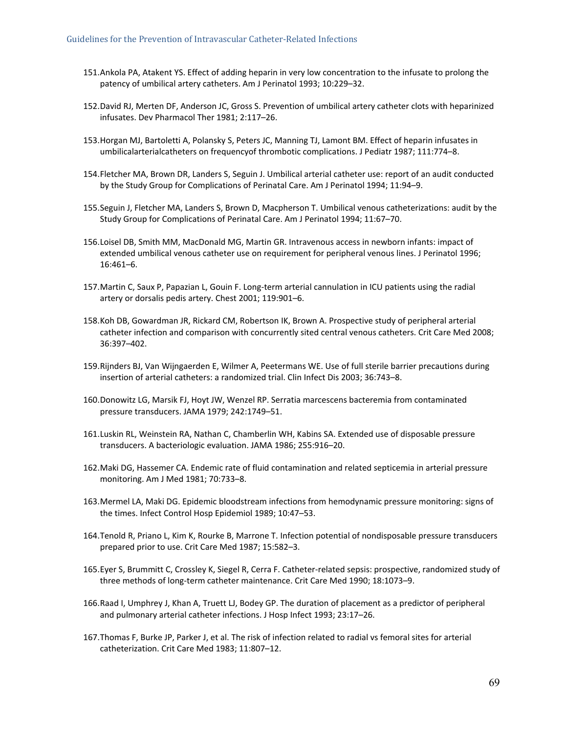151. Ankola PA, Atakent YS. Effect of adding heparin in very low concentration to the infusate to prolong the patency of umbilical artery catheters. Am J Perinatol 1993; 10:229–32.

152. David RJ, Merten DF, Anderson JC, Gross S. Prevention of umbilical artery catheter clots with heparinized infusates. Dev Pharmacol Ther 1981; 2:117–26.

153. Horgan MJ, Bartoletti A, Polansky S, Peters JC, Manning TJ, Lamont BM. Effect of heparin infusates in umbilicalarterialcatheters on frequencyof thrombotic complications. J Pediatr 1987; 111:774–8.

154. Fletcher MA, Brown DR, Landers S, Seguin J. Umbilical arterial catheter use: report of an audit conducted by the Study Group for Complications of Perinatal Care. Am J Perinatol 1994; 11:94–9.

155. Seguin J, Fletcher MA, Landers S, Brown D, Macpherson T. Umbilical venous catheterizations: audit by the Study Group for Complications of Perinatal Care. Am J Perinatol 1994; 11:67–70.

156. Loisel DB, Smith MM, MacDonald MG, Martin GR. Intravenous access in newborn infants: impact of extended umbilical venous catheter use on requirement for peripheral venous lines. J Perinatol 1996; 16:461–6.

157. Martin C, Saux P, Papazian L, Gouin F. Long-term arterial cannulation in ICU patients using the radial artery or dorsalis pedis artery. Chest 2001; 119:901–6.

158. Koh DB, Gowardman JR, Rickard CM, Robertson IK, Brown A. Prospective study of peripheral arterial catheter infection and comparison with concurrently sited central venous catheters. Crit Care Med 2008; 36:397–402.

159. Rijnders BJ, Van Wijngaerden E, Wilmer A, Peetermans WE. Use of full sterile barrier precautions during insertion of arterial catheters: a randomized trial. Clin Infect Dis 2003; 36:743–8.

160. Donowitz LG, Marsik FJ, Hoyt JW, Wenzel RP. Serratia marcescens bacteremia from contaminated pressure transducers. JAMA 1979; 242:1749–51.

161. Luskin RL, Weinstein RA, Nathan C, Chamberlin WH, Kabins SA. Extended use of disposable pressure transducers. A bacteriologic evaluation. JAMA 1986; 255:916–20.

162. Maki DG, Hassemer CA. Endemic rate of fluid contamination and related septicemia in arterial pressure monitoring. Am J Med 1981; 70:733–8.

163. Mermel LA, Maki DG. Epidemic bloodstream infections from hemodynamic pressure monitoring: signs of the times. Infect Control Hosp Epidemiol 1989; 10:47–53.

164. Tenold R, Priano L, Kim K, Rourke B, Marrone T. Infection potential of nondisposable pressure transducers prepared prior to use. Crit Care Med 1987; 15:582–3.

165. Eyer S, Brummitt C, Crossley K, Siegel R, Cerra F. Catheter-related sepsis: prospective, randomized study of three methods of long-term catheter maintenance. Crit Care Med 1990; 18:1073–9.

166. Raad I, Umphrey J, Khan A, Truett LJ, Bodey GP. The duration of placement as a predictor of peripheral and pulmonary arterial catheter infections. J Hosp Infect 1993; 23:17–26.

167. Thomas F, Burke JP, Parker J, et al. The risk of infection related to radial vs femoral sites for arterial catheterization. Crit Care Med 1983; 11:807–12.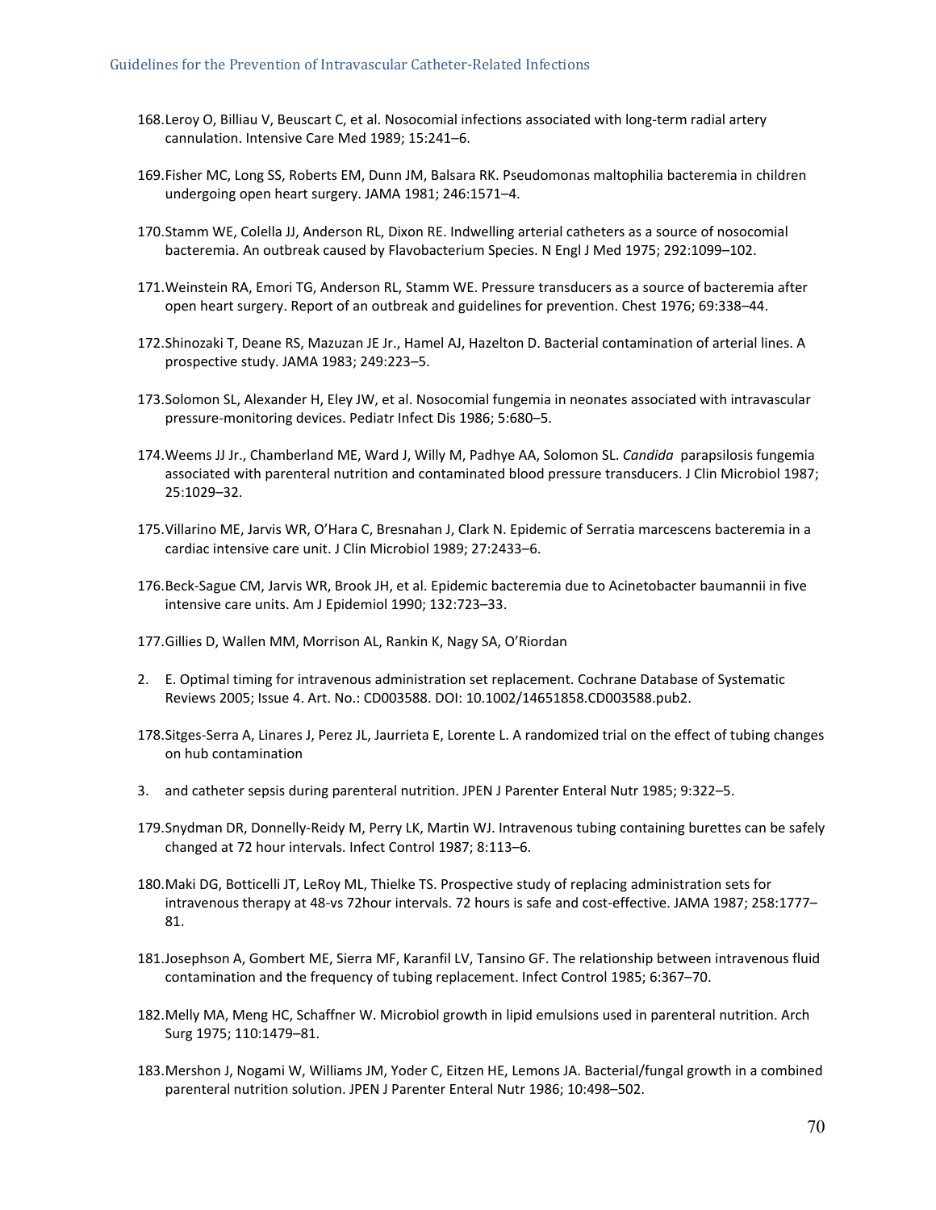168. Leroy O, Billiau V, Beuscart C, et al. Nosocomial infections associated with long-term radial artery cannulation. Intensive Care Med 1989; 15:241–6.

169. Fisher MC, Long SS, Roberts EM, Dunn JM, Balsara RK. Pseudomonas maltophilia bacteremia in children undergoing open heart surgery. JAMA 1981; 246:1571–4.

170. Stamm WE, Colella JJ, Anderson RL, Dixon RE. Indwelling arterial catheters as a source of nosocomial bacteremia. An outbreak caused by Flavobacterium Species. N Engl J Med 1975; 292:1099–102.

171. Weinstein RA, Emori TG, Anderson RL, Stamm WE. Pressure transducers as a source of bacteremia after open heart surgery. Report of an outbreak and guidelines for prevention. Chest 1976; 69:338–44.

172. Shinozaki T, Deane RS, Mazuzan JE Jr., Hamel AJ, Hazelton D. Bacterial contamination of arterial lines. A prospective study. JAMA 1983; 249:223–5.

173. Solomon SL, Alexander H, Eley JW, et al. Nosocomial fungemia in neonates associated with intravascular pressure-monitoring devices. Pediatr Infect Dis 1986; 5:680–5.

174. Weems JJ Jr., Chamberland ME, Ward J, Willy M, Padhye AA, Solomon SL. *Candida* parapsilosis fungemia associated with parenteral nutrition and contaminated blood pressure transducers. J Clin Microbiol 1987; 25:1029–32.

175. Villarino ME, Jarvis WR, O'Hara C, Bresnahan J, Clark N. Epidemic of Serratia marcescens bacteremia in a cardiac intensive care unit. J Clin Microbiol 1989; 27:2433–6.

176. Beck-Sague CM, Jarvis WR, Brook JH, et al. Epidemic bacteremia due to Acinetobacter baumannii in five intensive care units. Am J Epidemiol 1990; 132:723–33.

177. Gillies D, Wallen MM, Morrison AL, Rankin K, Nagy SA, O'Riordan

2. E. Optimal timing for intravenous administration set replacement. Cochrane Database of Systematic Reviews 2005; Issue 4. Art. No.: CD003588. DOI: 10.1002/14651858.CD003588.pub2.

178. Sitges-Serra A, Linares J, Perez JL, Jaurrieta E, Lorente L. A randomized trial on the effect of tubing changes on hub contamination

3. and catheter sepsis during parenteral nutrition. JPEN J Parenter Enteral Nutr 1985; 9:322–5.

179. Snydman DR, Donnelly-Reidy M, Perry LK, Martin WJ. Intravenous tubing containing burettes can be safely changed at 72 hour intervals. Infect Control 1987; 8:113–6.

180. Maki DG, Botticelli JT, LeRoy ML, Thielke TS. Prospective study of replacing administration sets for intravenous therapy at 48-vs 72hour intervals. 72 hours is safe and cost-effective. JAMA 1987; 258:1777–81.

181. Josephson A, Gombert ME, Sierra MF, Karanfil LV, Tansino GF. The relationship between intravenous fluid contamination and the frequency of tubing replacement. Infect Control 1985; 6:367–70.

182. Melly MA, Meng HC, Schaffner W. Microbiol growth in lipid emulsions used in parenteral nutrition. Arch Surg 1975; 110:1479–81.

183. Mershon J, Nogami W, Williams JM, Yoder C, Eitzen HE, Lemons JA. Bacterial/fungal growth in a combined parenteral nutrition solution. JPEN J Parenter Enteral Nutr 1986; 10:498–502.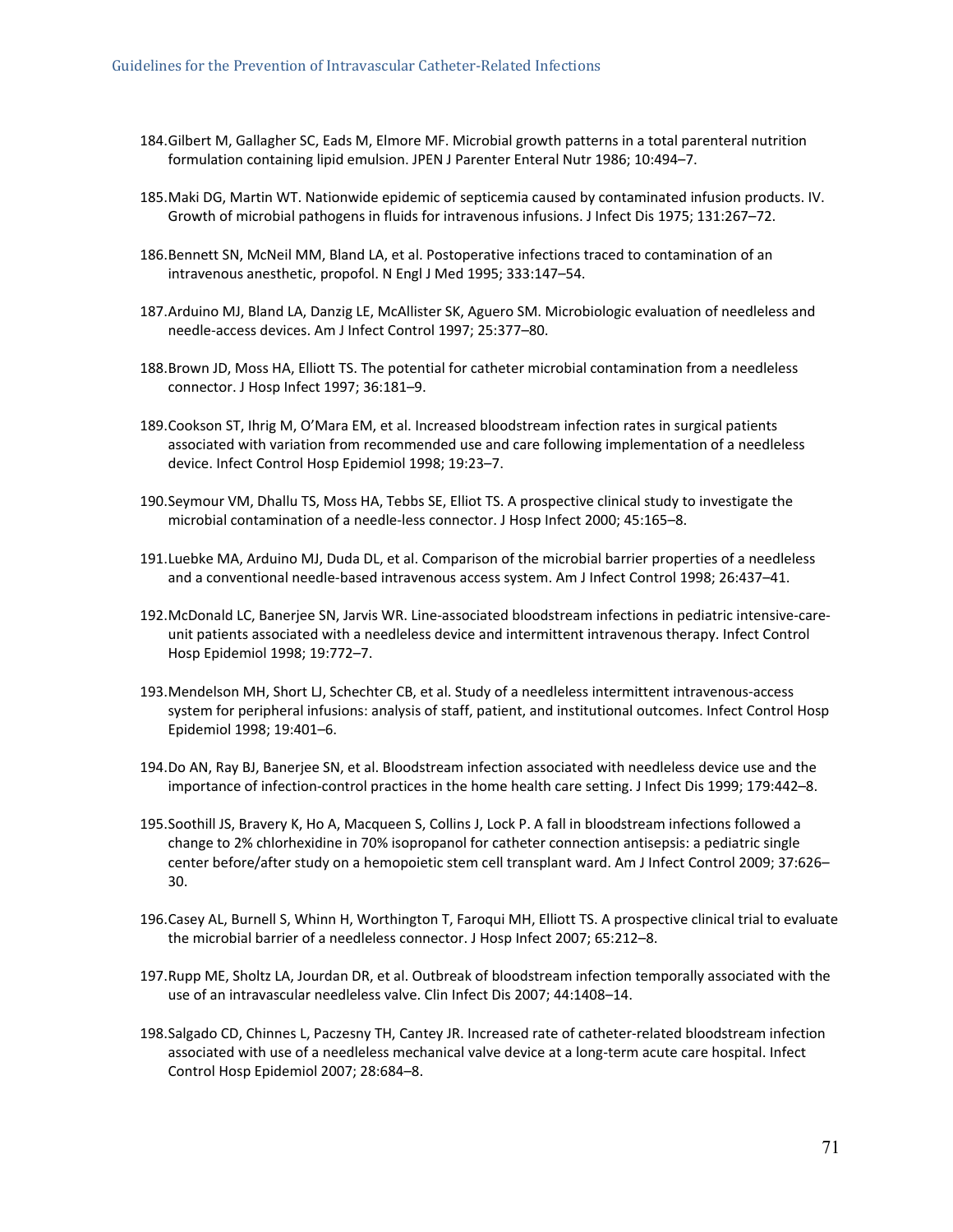184. Gilbert M, Gallagher SC, Eads M, Elmore MF. Microbial growth patterns in a total parenteral nutrition formulation containing lipid emulsion. JPEN J Parenter Enteral Nutr 1986; 10:494–7.

185. Maki DG, Martin WT. Nationwide epidemic of septicemia caused by contaminated infusion products. IV. Growth of microbial pathogens in fluids for intravenous infusions. J Infect Dis 1975; 131:267–72.

186. Bennett SN, McNeil MM, Bland LA, et al. Postoperative infections traced to contamination of an intravenous anesthetic, propofol. N Engl J Med 1995; 333:147–54.

187. Arduino MJ, Bland LA, Danzig LE, McAllister SK, Aguero SM. Microbiologic evaluation of needleless and needle-access devices. Am J Infect Control 1997; 25:377–80.

188. Brown JD, Moss HA, Elliott TS. The potential for catheter microbial contamination from a needleless connector. J Hosp Infect 1997; 36:181–9.

189. Cookson ST, Ihrig M, O'Mara EM, et al. Increased bloodstream infection rates in surgical patients associated with variation from recommended use and care following implementation of a needleless device. Infect Control Hosp Epidemiol 1998; 19:23–7.

190. Seymour VM, Dhallu TS, Moss HA, Tebbs SE, Elliot TS. A prospective clinical study to investigate the microbial contamination of a needle-less connector. J Hosp Infect 2000; 45:165–8.

191. Luebke MA, Arduino MJ, Duda DL, et al. Comparison of the microbial barrier properties of a needleless and a conventional needle-based intravenous access system. Am J Infect Control 1998; 26:437–41.

192. McDonald LC, Banerjee SN, Jarvis WR. Line-associated bloodstream infections in pediatric intensive-care-unit patients associated with a needleless device and intermittent intravenous therapy. Infect Control Hosp Epidemiol 1998; 19:772–7.

193. Mendelson MH, Short LJ, Schechter CB, et al. Study of a needleless intermittent intravenous-access system for peripheral infusions: analysis of staff, patient, and institutional outcomes. Infect Control Hosp Epidemiol 1998; 19:401–6.

194. Do AN, Ray BJ, Banerjee SN, et al. Bloodstream infection associated with needleless device use and the importance of infection-control practices in the home health care setting. J Infect Dis 1999; 179:442–8.

195. Soothill JS, Bravery K, Ho A, Macqueen S, Collins J, Lock P. A fall in bloodstream infections followed a change to 2% chlorhexidine in 70% isopropanol for catheter connection antisepsis: a pediatric single center before/after study on a hemopoietic stem cell transplant ward. Am J Infect Control 2009; 37:626–30.

196. Casey AL, Burnell S, Whinn H, Worthington T, Faroqui MH, Elliott TS. A prospective clinical trial to evaluate the microbial barrier of a needleless connector. J Hosp Infect 2007; 65:212–8.

197. Rupp ME, Sholtz LA, Jourdan DR, et al. Outbreak of bloodstream infection temporally associated with the use of an intravascular needleless valve. Clin Infect Dis 2007; 44:1408–14.

198. Salgado CD, Chinnes L, Paczesny TH, Cantey JR. Increased rate of catheter-related bloodstream infection associated with use of a needleless mechanical valve device at a long-term acute care hospital. Infect Control Hosp Epidemiol 2007; 28:684–8.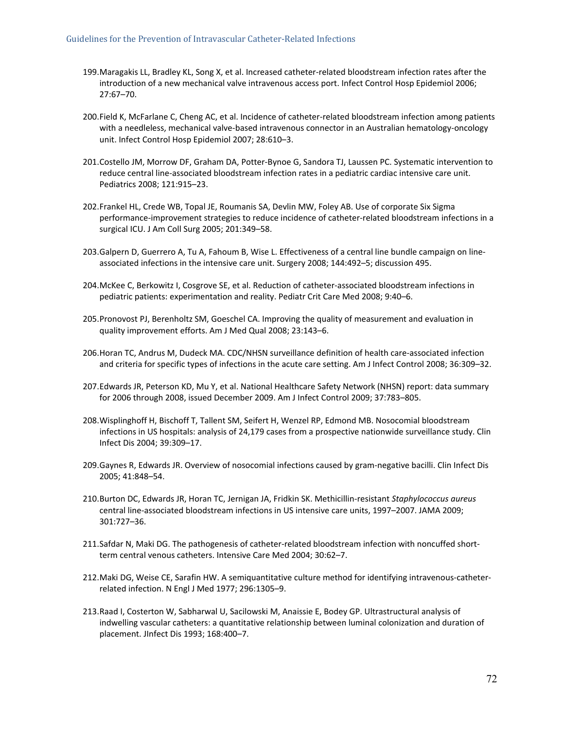199. Maragakis LL, Bradley KL, Song X, et al. Increased catheter-related bloodstream infection rates after the introduction of a new mechanical valve intravenous access port. Infect Control Hosp Epidemiol 2006; 27:67–70.

200. Field K, McFarlane C, Cheng AC, et al. Incidence of catheter-related bloodstream infection among patients with a needleless, mechanical valve-based intravenous connector in an Australian hematology-oncology unit. Infect Control Hosp Epidemiol 2007; 28:610–3.

201. Costello JM, Morrow DF, Graham DA, Potter-Bynoe G, Sandora TJ, Laussen PC. Systematic intervention to reduce central line-associated bloodstream infection rates in a pediatric cardiac intensive care unit. Pediatrics 2008; 121:915–23.

202. Frankel HL, Crede WB, Topal JE, Roumanis SA, Devlin MW, Foley AB. Use of corporate Six Sigma performance-improvement strategies to reduce incidence of catheter-related bloodstream infections in a surgical ICU. J Am Coll Surg 2005; 201:349–58.

203. Galpern D, Guerrero A, Tu A, Fahoum B, Wise L. Effectiveness of a central line bundle campaign on line-associated infections in the intensive care unit. Surgery 2008; 144:492–5; discussion 495.

204. McKee C, Berkowitz I, Cosgrove SE, et al. Reduction of catheter-associated bloodstream infections in pediatric patients: experimentation and reality. Pediatr Crit Care Med 2008; 9:40–6.

205. Pronovost PJ, Berenholtz SM, Goeschel CA. Improving the quality of measurement and evaluation in quality improvement efforts. Am J Med Qual 2008; 23:143–6.

206. Horan TC, Andrus M, Dudeck MA. CDC/NHSN surveillance definition of health care-associated infection and criteria for specific types of infections in the acute care setting. Am J Infect Control 2008; 36:309–32.

207. Edwards JR, Peterson KD, Mu Y, et al. National Healthcare Safety Network (NHSN) report: data summary for 2006 through 2008, issued December 2009. Am J Infect Control 2009; 37:783–805.

208. Wisplinghoff H, Bischoff T, Tallent SM, Seifert H, Wenzel RP, Edmond MB. Nosocomial bloodstream infections in US hospitals: analysis of 24,179 cases from a prospective nationwide surveillance study. Clin Infect Dis 2004; 39:309–17.

209. Gaynes R, Edwards JR. Overview of nosocomial infections caused by gram-negative bacilli. Clin Infect Dis 2005; 41:848–54.

210. Burton DC, Edwards JR, Horan TC, Jernigan JA, Fridkin SK. Methicillin-resistant *Staphylococcus aureus* central line-associated bloodstream infections in US intensive care units, 1997–2007. JAMA 2009; 301:727–36.

211. Safdar N, Maki DG. The pathogenesis of catheter-related bloodstream infection with noncuffed short-term central venous catheters. Intensive Care Med 2004; 30:62–7.

212. Maki DG, Weise CE, Sarafin HW. A semiquantitative culture method for identifying intravenous-catheter-related infection. N Engl J Med 1977; 296:1305–9.

213. Raad I, Costerton W, Sabharwal U, Sacilowski M, Anaissie E, Bodey GP. Ultrastructural analysis of indwelling vascular catheters: a quantitative relationship between luminal colonization and duration of placement. JInfect Dis 1993; 168:400–7.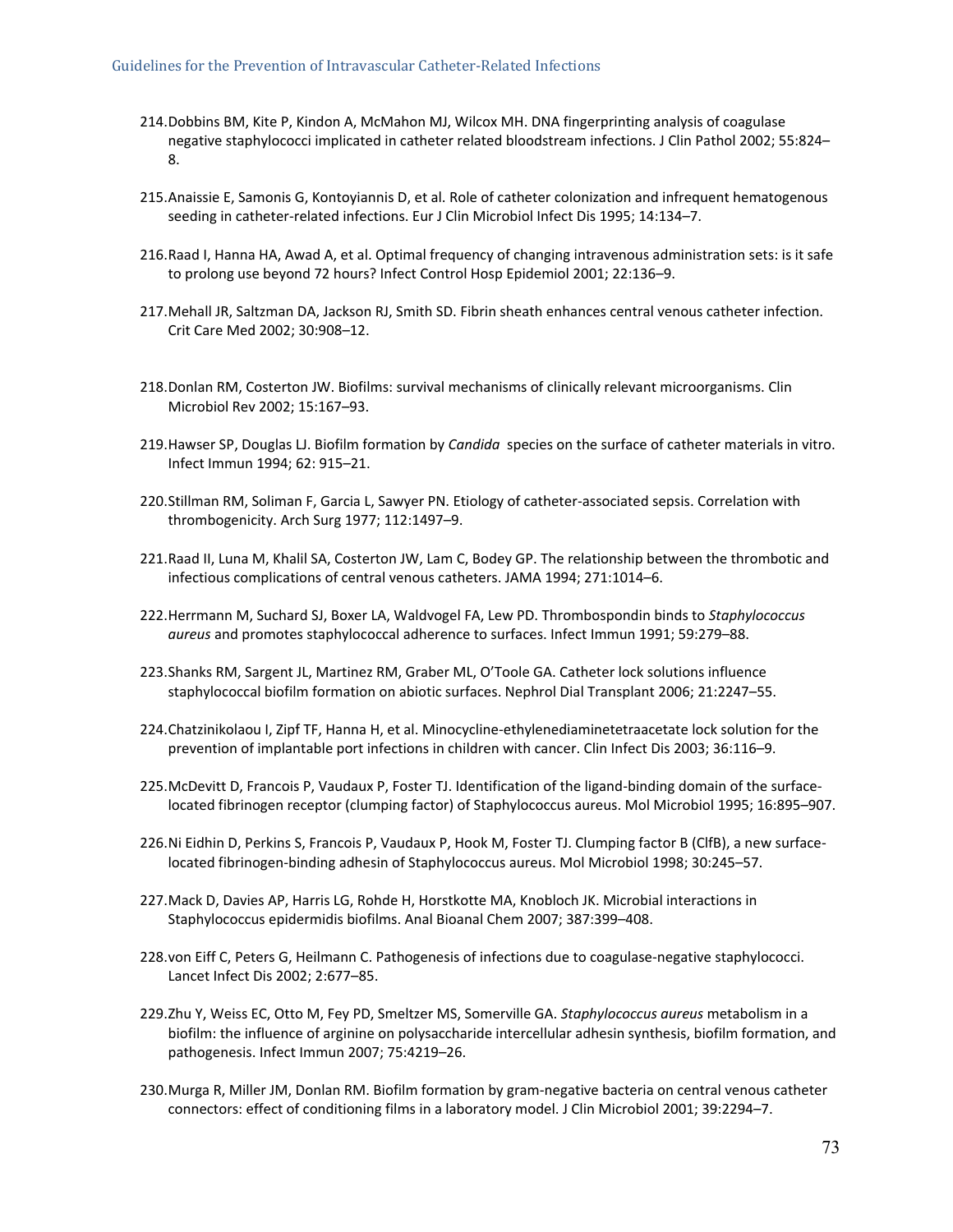214. Dobbins BM, Kite P, Kindon A, McMahon MJ, Wilcox MH. DNA fingerprinting analysis of coagulase negative staphylococci implicated in catheter related bloodstream infections. J Clin Pathol 2002; 55:824–8.

215. Anaissie E, Samonis G, Kontoyiannis D, et al. Role of catheter colonization and infrequent hematogenous seeding in catheter-related infections. Eur J Clin Microbiol Infect Dis 1995; 14:134–7.

216. Raad I, Hanna HA, Awad A, et al. Optimal frequency of changing intravenous administration sets: is it safe to prolong use beyond 72 hours? Infect Control Hosp Epidemiol 2001; 22:136–9.

217. Mehall JR, Saltzman DA, Jackson RJ, Smith SD. Fibrin sheath enhances central venous catheter infection. Crit Care Med 2002; 30:908–12.

218. Donlan RM, Costerton JW. Biofilms: survival mechanisms of clinically relevant microorganisms. Clin Microbiol Rev 2002; 15:167–93.

219. Hawser SP, Douglas LJ. Biofilm formation by *Candida* species on the surface of catheter materials in vitro. Infect Immun 1994; 62: 915–21.

220. Stillman RM, Soliman F, Garcia L, Sawyer PN. Etiology of catheter-associated sepsis. Correlation with thrombogenicity. Arch Surg 1977; 112:1497–9.

221. Raad II, Luna M, Khalil SA, Costerton JW, Lam C, Bodey GP. The relationship between the thrombotic and infectious complications of central venous catheters. JAMA 1994; 271:1014–6.

222. Herrmann M, Suchard SJ, Boxer LA, Waldvogel FA, Lew PD. Thrombospondin binds to *Staphylococcus aureus* and promotes staphylococcal adherence to surfaces. Infect Immun 1991; 59:279–88.

223. Shanks RM, Sargent JL, Martinez RM, Graber ML, O'Toole GA. Catheter lock solutions influence staphylococcal biofilm formation on abiotic surfaces. Nephrol Dial Transplant 2006; 21:2247–55.

224. Chatzinikolaou I, Zipf TF, Hanna H, et al. Minocycline-ethylenediaminetetraacetate lock solution for the prevention of implantable port infections in children with cancer. Clin Infect Dis 2003; 36:116–9.

225. McDevitt D, Francois P, Vaudaux P, Foster TJ. Identification of the ligand-binding domain of the surface-located fibrinogen receptor (clumping factor) of Staphylococcus aureus. Mol Microbiol 1995; 16:895–907.

226. Ni Eidhin D, Perkins S, Francois P, Vaudaux P, Hook M, Foster TJ. Clumping factor B (ClfB), a new surface-located fibrinogen-binding adhesin of Staphylococcus aureus. Mol Microbiol 1998; 30:245–57.

227. Mack D, Davies AP, Harris LG, Rohde H, Horstkotte MA, Knobloch JK. Microbial interactions in Staphylococcus epidermidis biofilms. Anal Bioanal Chem 2007; 387:399–408.

228. von Eiff C, Peters G, Heilmann C. Pathogenesis of infections due to coagulase-negative staphylococci. Lancet Infect Dis 2002; 2:677–85.

229. Zhu Y, Weiss EC, Otto M, Fey PD, Smeltzer MS, Somerville GA. *Staphylococcus aureus* metabolism in a biofilm: the influence of arginine on polysaccharide intercellular adhesin synthesis, biofilm formation, and pathogenesis. Infect Immun 2007; 75:4219–26.

230. Murga R, Miller JM, Donlan RM. Biofilm formation by gram-negative bacteria on central venous catheter connectors: effect of conditioning films in a laboratory model. J Clin Microbiol 2001; 39:2294–7.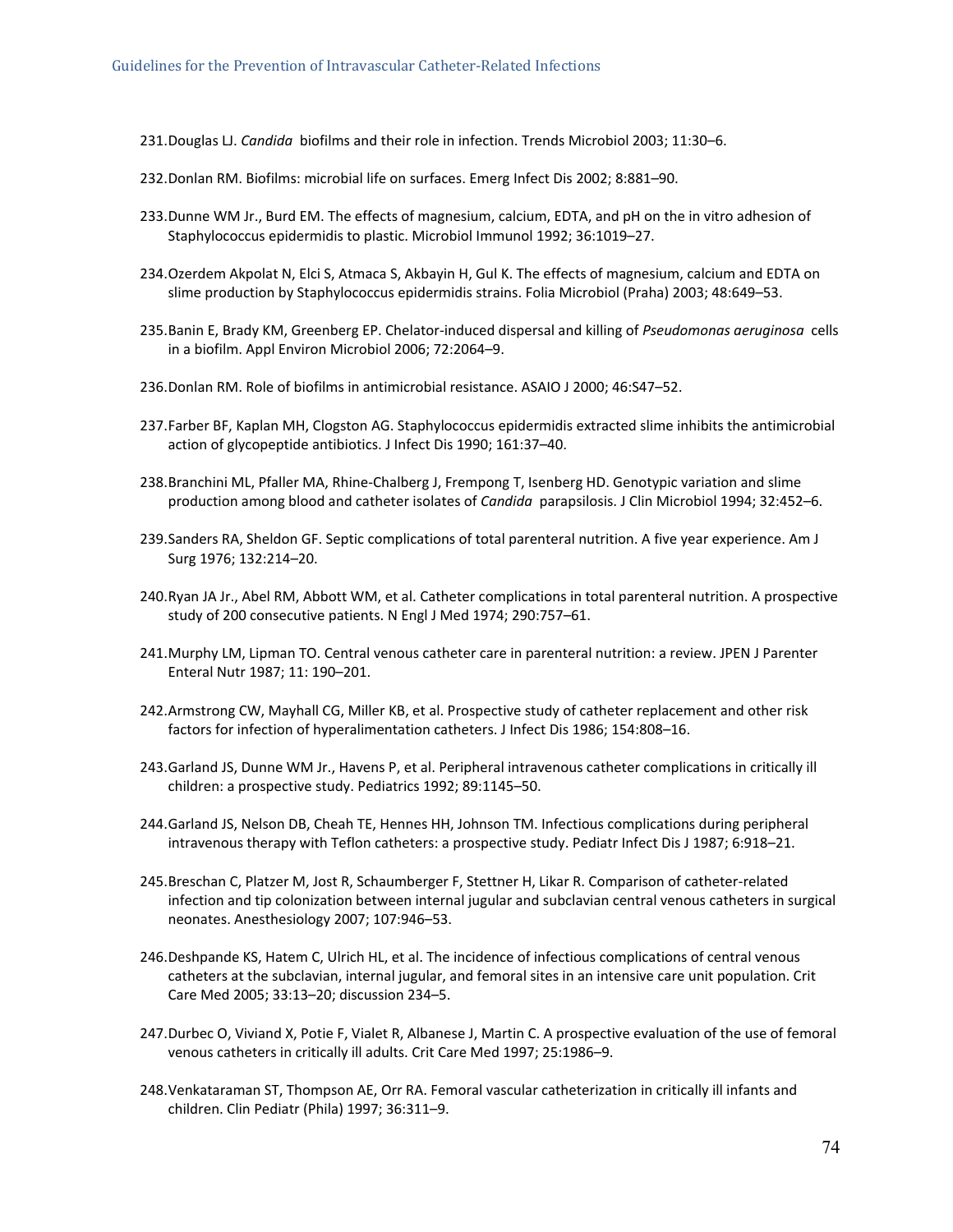231. Douglas LJ. *Candida* biofilms and their role in infection. Trends Microbiol 2003; 11:30–6.

232. Donlan RM. Biofilms: microbial life on surfaces. Emerg Infect Dis 2002; 8:881–90.

233. Dunne WM Jr., Burd EM. The effects of magnesium, calcium, EDTA, and pH on the in vitro adhesion of Staphylococcus epidermidis to plastic. Microbiol Immunol 1992; 36:1019–27.

234. Ozerdem Akpolat N, Elci S, Atmaca S, Akbayin H, Gul K. The effects of magnesium, calcium and EDTA on slime production by Staphylococcus epidermidis strains. Folia Microbiol (Praha) 2003; 48:649–53.

235. Banin E, Brady KM, Greenberg EP. Chelator-induced dispersal and killing of *Pseudomonas aeruginosa* cells in a biofilm. Appl Environ Microbiol 2006; 72:2064–9.

236. Donlan RM. Role of biofilms in antimicrobial resistance. ASAIO J 2000; 46:S47–52.

237. Farber BF, Kaplan MH, Clogston AG. Staphylococcus epidermidis extracted slime inhibits the antimicrobial action of glycopeptide antibiotics. J Infect Dis 1990; 161:37–40.

238. Branchini ML, Pfaller MA, Rhine-Chalberg J, Frempong T, Isenberg HD. Genotypic variation and slime production among blood and catheter isolates of *Candida* parapsilosis. J Clin Microbiol 1994; 32:452–6.

239. Sanders RA, Sheldon GF. Septic complications of total parenteral nutrition. A five year experience. Am J Surg 1976; 132:214–20.

240. Ryan JA Jr., Abel RM, Abbott WM, et al. Catheter complications in total parenteral nutrition. A prospective study of 200 consecutive patients. N Engl J Med 1974; 290:757–61.

241. Murphy LM, Lipman TO. Central venous catheter care in parenteral nutrition: a review. JPEN J Parenter Enteral Nutr 1987; 11: 190–201.

242. Armstrong CW, Mayhall CG, Miller KB, et al. Prospective study of catheter replacement and other risk factors for infection of hyperalimentation catheters. J Infect Dis 1986; 154:808–16.

243. Garland JS, Dunne WM Jr., Havens P, et al. Peripheral intravenous catheter complications in critically ill children: a prospective study. Pediatrics 1992; 89:1145–50.

244. Garland JS, Nelson DB, Cheah TE, Hennes HH, Johnson TM. Infectious complications during peripheral intravenous therapy with Teflon catheters: a prospective study. Pediatr Infect Dis J 1987; 6:918–21.

245. Breschan C, Platzer M, Jost R, Schaumberger F, Stettner H, Likar R. Comparison of catheter-related infection and tip colonization between internal jugular and subclavian central venous catheters in surgical neonates. Anesthesiology 2007; 107:946–53.

246. Deshpande KS, Hatem C, Ulrich HL, et al. The incidence of infectious complications of central venous catheters at the subclavian, internal jugular, and femoral sites in an intensive care unit population. Crit Care Med 2005; 33:13–20; discussion 234–5.

247. Durbec O, Viviand X, Potie F, Vialet R, Albanese J, Martin C. A prospective evaluation of the use of femoral venous catheters in critically ill adults. Crit Care Med 1997; 25:1986–9.

248. Venkataraman ST, Thompson AE, Orr RA. Femoral vascular catheterization in critically ill infants and children. Clin Pediatr (Phila) 1997; 36:311–9.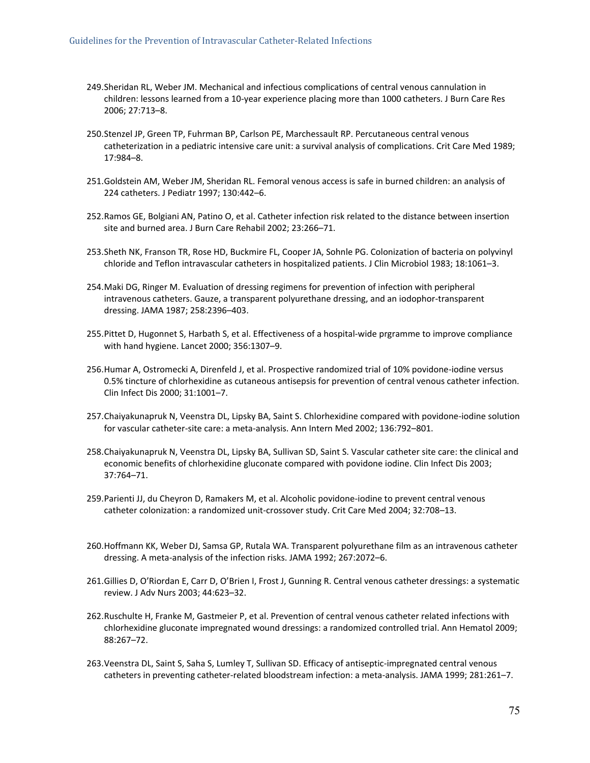249. Sheridan RL, Weber JM. Mechanical and infectious complications of central venous cannulation in children: lessons learned from a 10-year experience placing more than 1000 catheters. J Burn Care Res 2006; 27:713–8.

250. Stenzel JP, Green TP, Fuhrman BP, Carlson PE, Marchessault RP. Percutaneous central venous catheterization in a pediatric intensive care unit: a survival analysis of complications. Crit Care Med 1989; 17:984–8.

251. Goldstein AM, Weber JM, Sheridan RL. Femoral venous access is safe in burned children: an analysis of 224 catheters. J Pediatr 1997; 130:442–6.

252. Ramos GE, Bolgiani AN, Patino O, et al. Catheter infection risk related to the distance between insertion site and burned area. J Burn Care Rehabil 2002; 23:266–71.

253. Sheth NK, Franson TR, Rose HD, Buckmire FL, Cooper JA, Sohnle PG. Colonization of bacteria on polyvinyl chloride and Teflon intravascular catheters in hospitalized patients. J Clin Microbiol 1983; 18:1061–3.

254. Maki DG, Ringer M. Evaluation of dressing regimens for prevention of infection with peripheral intravenous catheters. Gauze, a transparent polyurethane dressing, and an iodophor-transparent dressing. JAMA 1987; 258:2396–403.

255. Pittet D, Hugonnet S, Harbath S, et al. Effectiveness of a hospital-wide prgramme to improve compliance with hand hygiene. Lancet 2000; 356:1307–9.

256. Humar A, Ostromecki A, Direnfeld J, et al. Prospective randomized trial of 10% povidone-iodine versus 0.5% tincture of chlorhexidine as cutaneous antisepsis for prevention of central venous catheter infection. Clin Infect Dis 2000; 31:1001–7.

257. Chaiyakunapruk N, Veenstra DL, Lipsky BA, Saint S. Chlorhexidine compared with povidone-iodine solution for vascular catheter-site care: a meta-analysis. Ann Intern Med 2002; 136:792–801.

258. Chaiyakunapruk N, Veenstra DL, Lipsky BA, Sullivan SD, Saint S. Vascular catheter site care: the clinical and economic benefits of chlorhexidine gluconate compared with povidone iodine. Clin Infect Dis 2003; 37:764–71.

259. Parienti JJ, du Cheyron D, Ramakers M, et al. Alcoholic povidone-iodine to prevent central venous catheter colonization: a randomized unit-crossover study. Crit Care Med 2004; 32:708–13.

260. Hoffmann KK, Weber DJ, Samsa GP, Rutala WA. Transparent polyurethane film as an intravenous catheter dressing. A meta-analysis of the infection risks. JAMA 1992; 267:2072–6.

261. Gillies D, O'Riordan E, Carr D, O'Brien I, Frost J, Gunning R. Central venous catheter dressings: a systematic review. J Adv Nurs 2003; 44:623–32.

262. Ruschulte H, Franke M, Gastmeier P, et al. Prevention of central venous catheter related infections with chlorhexidine gluconate impregnated wound dressings: a randomized controlled trial. Ann Hematol 2009; 88:267–72.

263. Veenstra DL, Saint S, Saha S, Lumley T, Sullivan SD. Efficacy of antiseptic-impregnated central venous catheters in preventing catheter-related bloodstream infection: a meta-analysis. JAMA 1999; 281:261–7.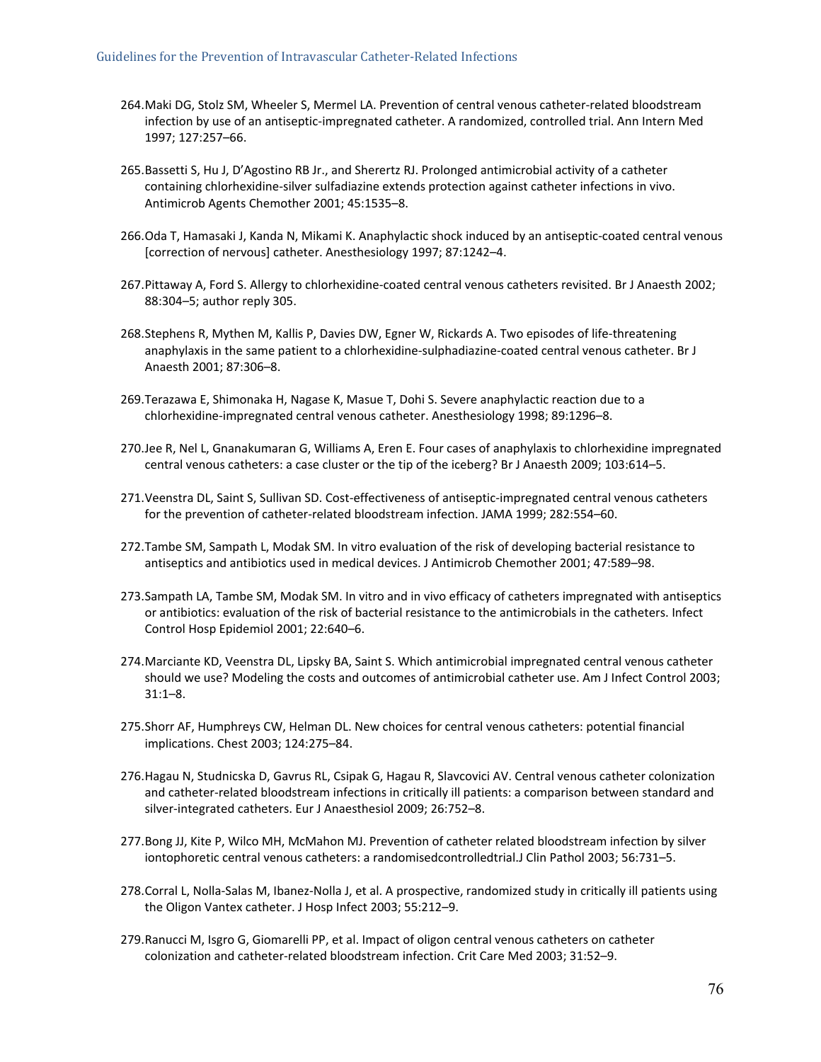264. Maki DG, Stolz SM, Wheeler S, Mermel LA. Prevention of central venous catheter-related bloodstream infection by use of an antiseptic-impregnated catheter. A randomized, controlled trial. Ann Intern Med 1997; 127:257–66.

265. Bassetti S, Hu J, D'Agostino RB Jr., and Sherertz RJ. Prolonged antimicrobial activity of a catheter containing chlorhexidine-silver sulfadiazine extends protection against catheter infections in vivo. Antimicrob Agents Chemother 2001; 45:1535–8.

266. Oda T, Hamasaki J, Kanda N, Mikami K. Anaphylactic shock induced by an antiseptic-coated central venous [correction of nervous] catheter. Anesthesiology 1997; 87:1242–4.

267. Pittaway A, Ford S. Allergy to chlorhexidine-coated central venous catheters revisited. Br J Anaesth 2002; 88:304–5; author reply 305.

268. Stephens R, Mythen M, Kallis P, Davies DW, Egner W, Rickards A. Two episodes of life-threatening anaphylaxis in the same patient to a chlorhexidine-sulphadiazine-coated central venous catheter. Br J Anaesth 2001; 87:306–8.

269. Terazawa E, Shimonaka H, Nagase K, Masue T, Dohi S. Severe anaphylactic reaction due to a chlorhexidine-impregnated central venous catheter. Anesthesiology 1998; 89:1296–8.

270. Jee R, Nel L, Gnanakumaran G, Williams A, Eren E. Four cases of anaphylaxis to chlorhexidine impregnated central venous catheters: a case cluster or the tip of the iceberg? Br J Anaesth 2009; 103:614–5.

271. Veenstra DL, Saint S, Sullivan SD. Cost-effectiveness of antiseptic-impregnated central venous catheters for the prevention of catheter-related bloodstream infection. JAMA 1999; 282:554–60.

272. Tambe SM, Sampath L, Modak SM. In vitro evaluation of the risk of developing bacterial resistance to antiseptics and antibiotics used in medical devices. J Antimicrob Chemother 2001; 47:589–98.

273. Sampath LA, Tambe SM, Modak SM. In vitro and in vivo efficacy of catheters impregnated with antiseptics or antibiotics: evaluation of the risk of bacterial resistance to the antimicrobials in the catheters. Infect Control Hosp Epidemiol 2001; 22:640–6.

274. Marciante KD, Veenstra DL, Lipsky BA, Saint S. Which antimicrobial impregnated central venous catheter should we use? Modeling the costs and outcomes of antimicrobial catheter use. Am J Infect Control 2003; 31:1–8.

275. Shorr AF, Humphreys CW, Helman DL. New choices for central venous catheters: potential financial implications. Chest 2003; 124:275–84.

276. Hagau N, Studnicska D, Gavrus RL, Csipak G, Hagau R, Slavcovici AV. Central venous catheter colonization and catheter-related bloodstream infections in critically ill patients: a comparison between standard and silver-integrated catheters. Eur J Anaesthesiol 2009; 26:752–8.

277. Bong JJ, Kite P, Wilco MH, McMahon MJ. Prevention of catheter related bloodstream infection by silver iontophoretic central venous catheters: a randomisedcontrolledtrial.J Clin Pathol 2003; 56:731–5.

278. Corral L, Nolla-Salas M, Ibanez-Nolla J, et al. A prospective, randomized study in critically ill patients using the Oligon Vantex catheter. J Hosp Infect 2003; 55:212–9.

279. Ranucci M, Isgro G, Giomarelli PP, et al. Impact of oligon central venous catheters on catheter colonization and catheter-related bloodstream infection. Crit Care Med 2003; 31:52–9.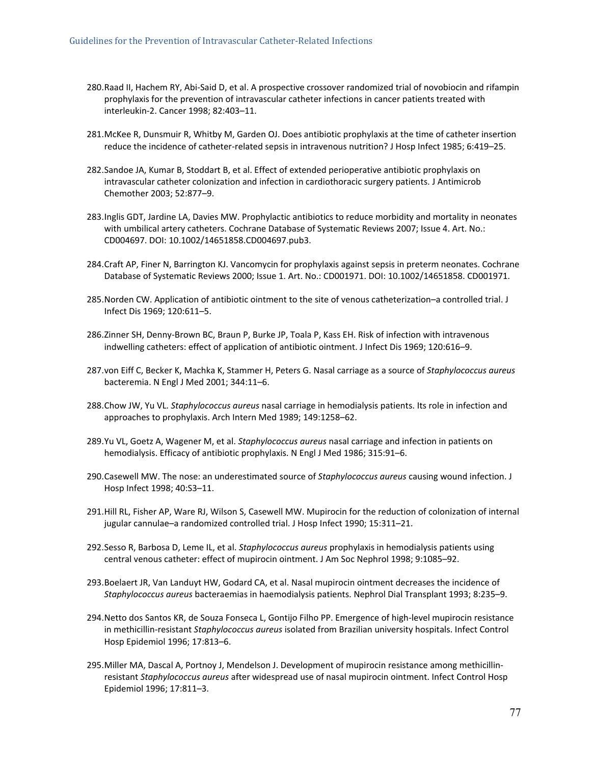280. Raad II, Hachem RY, Abi-Said D, et al. A prospective crossover randomized trial of novobiocin and rifampin prophylaxis for the prevention of intravascular catheter infections in cancer patients treated with interleukin-2. Cancer 1998; 82:403–11.

281. McKee R, Dunsmuir R, Whitby M, Garden OJ. Does antibiotic prophylaxis at the time of catheter insertion reduce the incidence of catheter-related sepsis in intravenous nutrition? J Hosp Infect 1985; 6:419–25.

282. Sandoe JA, Kumar B, Stoddart B, et al. Effect of extended perioperative antibiotic prophylaxis on intravascular catheter colonization and infection in cardiothoracic surgery patients. J Antimicrob Chemother 2003; 52:877–9.

283. Inglis GDT, Jardine LA, Davies MW. Prophylactic antibiotics to reduce morbidity and mortality in neonates with umbilical artery catheters. Cochrane Database of Systematic Reviews 2007; Issue 4. Art. No.: CD004697. DOI: 10.1002/14651858.CD004697.pub3.

284. Craft AP, Finer N, Barrington KJ. Vancomycin for prophylaxis against sepsis in preterm neonates. Cochrane Database of Systematic Reviews 2000; Issue 1. Art. No.: CD001971. DOI: 10.1002/14651858. CD001971.

285. Norden CW. Application of antibiotic ointment to the site of venous catheterization–a controlled trial. J Infect Dis 1969; 120:611–5.

286. Zinner SH, Denny-Brown BC, Braun P, Burke JP, Toala P, Kass EH. Risk of infection with intravenous indwelling catheters: effect of application of antibiotic ointment. J Infect Dis 1969; 120:616–9.

287. von Eiff C, Becker K, Machka K, Stammer H, Peters G. Nasal carriage as a source of *Staphylococcus aureus* bacteremia. N Engl J Med 2001; 344:11–6.

288. Chow JW, Yu VL. *Staphylococcus aureus* nasal carriage in hemodialysis patients. Its role in infection and approaches to prophylaxis. Arch Intern Med 1989; 149:1258–62.

289. Yu VL, Goetz A, Wagener M, et al. *Staphylococcus aureus* nasal carriage and infection in patients on hemodialysis. Efficacy of antibiotic prophylaxis. N Engl J Med 1986; 315:91–6.

290. Casewell MW. The nose: an underestimated source of *Staphylococcus aureus* causing wound infection. J Hosp Infect 1998; 40:S3–11.

291. Hill RL, Fisher AP, Ware RJ, Wilson S, Casewell MW. Mupirocin for the reduction of colonization of internal jugular cannulae–a randomized controlled trial. J Hosp Infect 1990; 15:311–21.

292. Sesso R, Barbosa D, Leme IL, et al. *Staphylococcus aureus* prophylaxis in hemodialysis patients using central venous catheter: effect of mupirocin ointment. J Am Soc Nephrol 1998; 9:1085–92.

293. Boelaert JR, Van Landuyt HW, Godard CA, et al. Nasal mupirocin ointment decreases the incidence of *Staphylococcus aureus* bacteraemias in haemodialysis patients. Nephrol Dial Transplant 1993; 8:235–9.

294. Netto dos Santos KR, de Souza Fonseca L, Gontijo Filho PP. Emergence of high-level mupirocin resistance in methicillin-resistant *Staphylococcus aureus* isolated from Brazilian university hospitals. Infect Control Hosp Epidemiol 1996; 17:813–6.

295. Miller MA, Dascal A, Portnoy J, Mendelson J. Development of mupirocin resistance among methicillin-resistant *Staphylococcus aureus* after widespread use of nasal mupirocin ointment. Infect Control Hosp Epidemiol 1996; 17:811–3.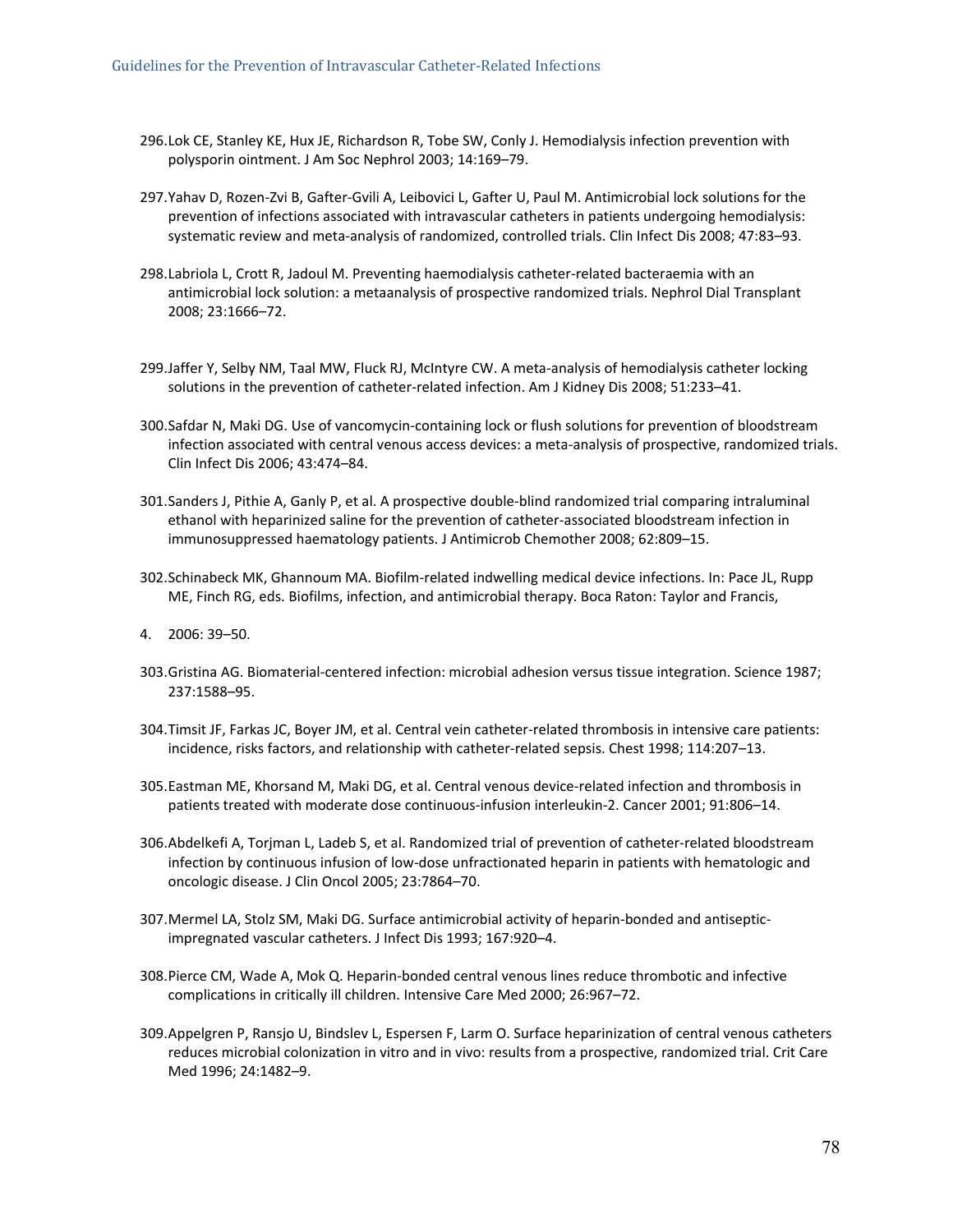296. Lok CE, Stanley KE, Hux JE, Richardson R, Tobe SW, Conly J. Hemodialysis infection prevention with polysporin ointment. J Am Soc Nephrol 2003; 14:169–79.

297. Yahav D, Rozen-Zvi B, Gafter-Gvili A, Leibovici L, Gafter U, Paul M. Antimicrobial lock solutions for the prevention of infections associated with intravascular catheters in patients undergoing hemodialysis: systematic review and meta-analysis of randomized, controlled trials. Clin Infect Dis 2008; 47:83–93.

298. Labriola L, Crott R, Jadoul M. Preventing haemodialysis catheter-related bacteraemia with an antimicrobial lock solution: a metaanalysis of prospective randomized trials. Nephrol Dial Transplant 2008; 23:1666–72.

299. Jaffer Y, Selby NM, Taal MW, Fluck RJ, McIntyre CW. A meta-analysis of hemodialysis catheter locking solutions in the prevention of catheter-related infection. Am J Kidney Dis 2008; 51:233–41.

300. Safdar N, Maki DG. Use of vancomycin-containing lock or flush solutions for prevention of bloodstream infection associated with central venous access devices: a meta-analysis of prospective, randomized trials. Clin Infect Dis 2006; 43:474–84.

301. Sanders J, Pithie A, Ganly P, et al. A prospective double-blind randomized trial comparing intraluminal ethanol with heparinized saline for the prevention of catheter-associated bloodstream infection in immunosuppressed haematology patients. J Antimicrob Chemother 2008; 62:809–15.

302. Schinabeck MK, Ghannoum MA. Biofilm-related indwelling medical device infections. In: Pace JL, Rupp ME, Finch RG, eds. Biofilms, infection, and antimicrobial therapy. Boca Raton: Taylor and Francis,

4. 2006: 39–50.

303. Gristina AG. Biomaterial-centered infection: microbial adhesion versus tissue integration. Science 1987; 237:1588–95.

304. Timsit JF, Farkas JC, Boyer JM, et al. Central vein catheter-related thrombosis in intensive care patients: incidence, risks factors, and relationship with catheter-related sepsis. Chest 1998; 114:207–13.

305. Eastman ME, Khorsand M, Maki DG, et al. Central venous device-related infection and thrombosis in patients treated with moderate dose continuous-infusion interleukin-2. Cancer 2001; 91:806–14.

306. Abdelkefi A, Torjman L, Ladeb S, et al. Randomized trial of prevention of catheter-related bloodstream infection by continuous infusion of low-dose unfractionated heparin in patients with hematologic and oncologic disease. J Clin Oncol 2005; 23:7864–70.

307. Mermel LA, Stolz SM, Maki DG. Surface antimicrobial activity of heparin-bonded and antiseptic-impregnated vascular catheters. J Infect Dis 1993; 167:920–4.

308. Pierce CM, Wade A, Mok Q. Heparin-bonded central venous lines reduce thrombotic and infective complications in critically ill children. Intensive Care Med 2000; 26:967–72.

309. Appelgren P, Ransjo U, Bindslev L, Espersen F, Larm O. Surface heparinization of central venous catheters reduces microbial colonization in vitro and in vivo: results from a prospective, randomized trial. Crit Care Med 1996; 24:1482–9.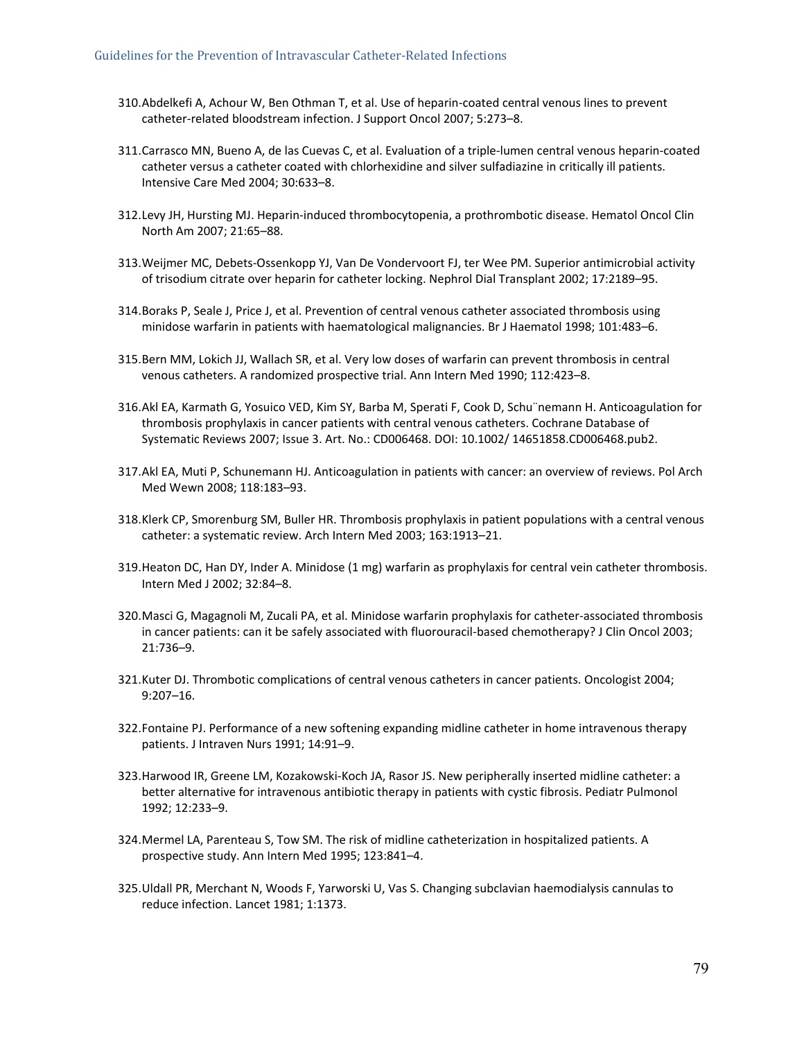310. Abdelkefi A, Achour W, Ben Othman T, et al. Use of heparin-coated central venous lines to prevent catheter-related bloodstream infection. J Support Oncol 2007; 5:273–8.

311. Carrasco MN, Bueno A, de las Cuevas C, et al. Evaluation of a triple-lumen central venous heparin-coated catheter versus a catheter coated with chlorhexidine and silver sulfadiazine in critically ill patients. Intensive Care Med 2004; 30:633–8.

312. Levy JH, Hursting MJ. Heparin-induced thrombocytopenia, a prothrombotic disease. Hematol Oncol Clin North Am 2007; 21:65–88.

313. Weijmer MC, Debets-Ossenkopp YJ, Van De Vondervoort FJ, ter Wee PM. Superior antimicrobial activity of trisodium citrate over heparin for catheter locking. Nephrol Dial Transplant 2002; 17:2189–95.

314. Boraks P, Seale J, Price J, et al. Prevention of central venous catheter associated thrombosis using minidose warfarin in patients with haematological malignancies. Br J Haematol 1998; 101:483–6.

315. Bern MM, Lokich JJ, Wallach SR, et al. Very low doses of warfarin can prevent thrombosis in central venous catheters. A randomized prospective trial. Ann Intern Med 1990; 112:423–8.

316. Akl EA, Karmath G, Yosuico VED, Kim SY, Barba M, Sperati F, Cook D, Schu¨nemann H. Anticoagulation for thrombosis prophylaxis in cancer patients with central venous catheters. Cochrane Database of Systematic Reviews 2007; Issue 3. Art. No.: CD006468. DOI: 10.1002/ 14651858.CD006468.pub2.

317. Akl EA, Muti P, Schunemann HJ. Anticoagulation in patients with cancer: an overview of reviews. Pol Arch Med Wewn 2008; 118:183–93.

318. Klerk CP, Smorenburg SM, Buller HR. Thrombosis prophylaxis in patient populations with a central venous catheter: a systematic review. Arch Intern Med 2003; 163:1913–21.

319. Heaton DC, Han DY, Inder A. Minidose (1 mg) warfarin as prophylaxis for central vein catheter thrombosis. Intern Med J 2002; 32:84–8.

320. Masci G, Magagnoli M, Zucali PA, et al. Minidose warfarin prophylaxis for catheter-associated thrombosis in cancer patients: can it be safely associated with fluorouracil-based chemotherapy? J Clin Oncol 2003; 21:736–9.

321. Kuter DJ. Thrombotic complications of central venous catheters in cancer patients. Oncologist 2004; 9:207–16.

322. Fontaine PJ. Performance of a new softening expanding midline catheter in home intravenous therapy patients. J Intraven Nurs 1991; 14:91–9.

323. Harwood IR, Greene LM, Kozakowski-Koch JA, Rasor JS. New peripherally inserted midline catheter: a better alternative for intravenous antibiotic therapy in patients with cystic fibrosis. Pediatr Pulmonol 1992; 12:233–9.

324. Mermel LA, Parenteau S, Tow SM. The risk of midline catheterization in hospitalized patients. A prospective study. Ann Intern Med 1995; 123:841–4.

325. Uldall PR, Merchant N, Woods F, Yarworski U, Vas S. Changing subclavian haemodialysis cannulas to reduce infection. Lancet 1981; 1:1373.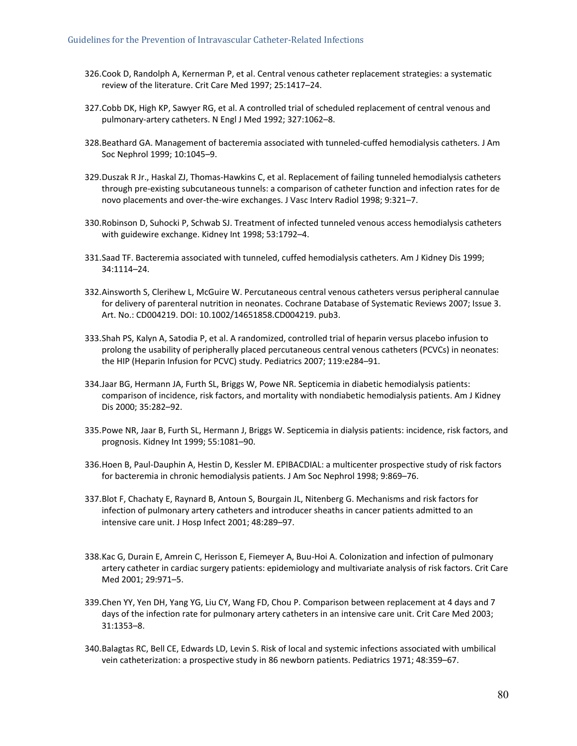326. Cook D, Randolph A, Kernerman P, et al. Central venous catheter replacement strategies: a systematic review of the literature. Crit Care Med 1997; 25:1417–24.

327. Cobb DK, High KP, Sawyer RG, et al. A controlled trial of scheduled replacement of central venous and pulmonary-artery catheters. N Engl J Med 1992; 327:1062–8.

328. Beathard GA. Management of bacteremia associated with tunneled-cuffed hemodialysis catheters. J Am Soc Nephrol 1999; 10:1045–9.

329. Duszak R Jr., Haskal ZJ, Thomas-Hawkins C, et al. Replacement of failing tunneled hemodialysis catheters through pre-existing subcutaneous tunnels: a comparison of catheter function and infection rates for de novo placements and over-the-wire exchanges. J Vasc Interv Radiol 1998; 9:321–7.

330. Robinson D, Suhocki P, Schwab SJ. Treatment of infected tunneled venous access hemodialysis catheters with guidewire exchange. Kidney Int 1998; 53:1792–4.

331. Saad TF. Bacteremia associated with tunneled, cuffed hemodialysis catheters. Am J Kidney Dis 1999; 34:1114–24.

332. Ainsworth S, Clerihew L, McGuire W. Percutaneous central venous catheters versus peripheral cannulae for delivery of parenteral nutrition in neonates. Cochrane Database of Systematic Reviews 2007; Issue 3. Art. No.: CD004219. DOI: 10.1002/14651858.CD004219. pub3.

333. Shah PS, Kalyn A, Satodia P, et al. A randomized, controlled trial of heparin versus placebo infusion to prolong the usability of peripherally placed percutaneous central venous catheters (PCVCs) in neonates: the HIP (Heparin Infusion for PCVC) study. Pediatrics 2007; 119:e284–91.

334. Jaar BG, Hermann JA, Furth SL, Briggs W, Powe NR. Septicemia in diabetic hemodialysis patients: comparison of incidence, risk factors, and mortality with nondiabetic hemodialysis patients. Am J Kidney Dis 2000; 35:282–92.

335. Powe NR, Jaar B, Furth SL, Hermann J, Briggs W. Septicemia in dialysis patients: incidence, risk factors, and prognosis. Kidney Int 1999; 55:1081–90.

336. Hoen B, Paul-Dauphin A, Hestin D, Kessler M. EPIBACDIAL: a multicenter prospective study of risk factors for bacteremia in chronic hemodialysis patients. J Am Soc Nephrol 1998; 9:869–76.

337. Blot F, Chachaty E, Raynard B, Antoun S, Bourgain JL, Nitenberg G. Mechanisms and risk factors for infection of pulmonary artery catheters and introducer sheaths in cancer patients admitted to an intensive care unit. J Hosp Infect 2001; 48:289–97.

338. Kac G, Durain E, Amrein C, Herisson E, Fiemeyer A, Buu-Hoi A. Colonization and infection of pulmonary artery catheter in cardiac surgery patients: epidemiology and multivariate analysis of risk factors. Crit Care Med 2001; 29:971–5.

339. Chen YY, Yen DH, Yang YG, Liu CY, Wang FD, Chou P. Comparison between replacement at 4 days and 7 days of the infection rate for pulmonary artery catheters in an intensive care unit. Crit Care Med 2003; 31:1353–8.

340. Balagtas RC, Bell CE, Edwards LD, Levin S. Risk of local and systemic infections associated with umbilical vein catheterization: a prospective study in 86 newborn patients. Pediatrics 1971; 48:359–67.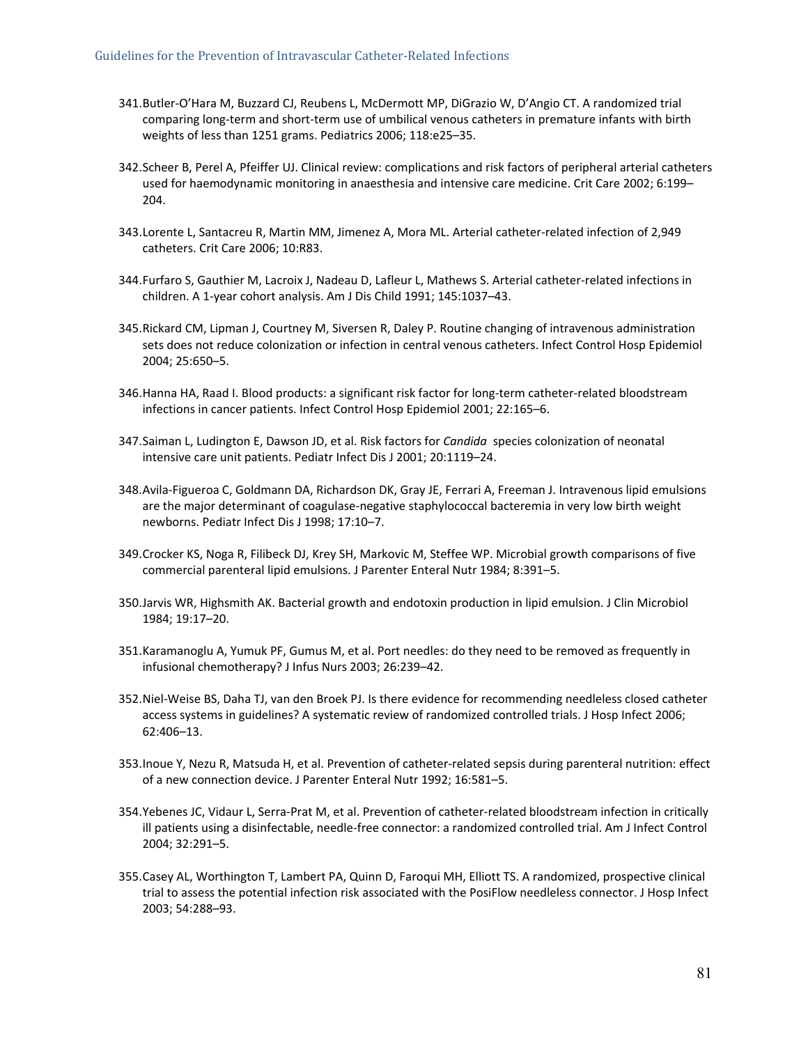341. Butler-O'Hara M, Buzzard CJ, Reubens L, McDermott MP, DiGrazio W, D'Angio CT. A randomized trial comparing long-term and short-term use of umbilical venous catheters in premature infants with birth weights of less than 1251 grams. Pediatrics 2006; 118:e25–35.

342. Scheer B, Perel A, Pfeiffer UJ. Clinical review: complications and risk factors of peripheral arterial catheters used for haemodynamic monitoring in anaesthesia and intensive care medicine. Crit Care 2002; 6:199–204.

343. Lorente L, Santacreu R, Martin MM, Jimenez A, Mora ML. Arterial catheter-related infection of 2,949 catheters. Crit Care 2006; 10:R83.

344. Furfaro S, Gauthier M, Lacroix J, Nadeau D, Lafleur L, Mathews S. Arterial catheter-related infections in children. A 1-year cohort analysis. Am J Dis Child 1991; 145:1037–43.

345. Rickard CM, Lipman J, Courtney M, Siversen R, Daley P. Routine changing of intravenous administration sets does not reduce colonization or infection in central venous catheters. Infect Control Hosp Epidemiol 2004; 25:650–5.

346. Hanna HA, Raad I. Blood products: a significant risk factor for long-term catheter-related bloodstream infections in cancer patients. Infect Control Hosp Epidemiol 2001; 22:165–6.

347. Saiman L, Ludington E, Dawson JD, et al. Risk factors for *Candida* species colonization of neonatal intensive care unit patients. Pediatr Infect Dis J 2001; 20:1119–24.

348. Avila-Figueroa C, Goldmann DA, Richardson DK, Gray JE, Ferrari A, Freeman J. Intravenous lipid emulsions are the major determinant of coagulase-negative staphylococcal bacteremia in very low birth weight newborns. Pediatr Infect Dis J 1998; 17:10–7.

349. Crocker KS, Noga R, Filibeck DJ, Krey SH, Markovic M, Steffee WP. Microbial growth comparisons of five commercial parenteral lipid emulsions. J Parenter Enteral Nutr 1984; 8:391–5.

350. Jarvis WR, Highsmith AK. Bacterial growth and endotoxin production in lipid emulsion. J Clin Microbiol 1984; 19:17–20.

351. Karamanoglu A, Yumuk PF, Gumus M, et al. Port needles: do they need to be removed as frequently in infusional chemotherapy? J Infus Nurs 2003; 26:239–42.

352. Niel-Weise BS, Daha TJ, van den Broek PJ. Is there evidence for recommending needleless closed catheter access systems in guidelines? A systematic review of randomized controlled trials. J Hosp Infect 2006; 62:406–13.

353. Inoue Y, Nezu R, Matsuda H, et al. Prevention of catheter-related sepsis during parenteral nutrition: effect of a new connection device. J Parenter Enteral Nutr 1992; 16:581–5.

354. Yebenes JC, Vidaur L, Serra-Prat M, et al. Prevention of catheter-related bloodstream infection in critically ill patients using a disinfectable, needle-free connector: a randomized controlled trial. Am J Infect Control 2004; 32:291–5.

355. Casey AL, Worthington T, Lambert PA, Quinn D, Faroqui MH, Elliott TS. A randomized, prospective clinical trial to assess the potential infection risk associated with the PosiFlow needleless connector. J Hosp Infect 2003; 54:288–93.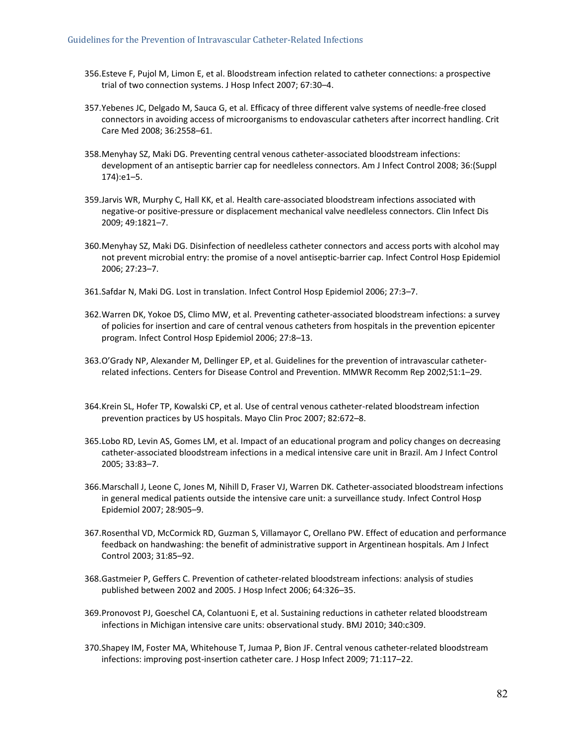356. Esteve F, Pujol M, Limon E, et al. Bloodstream infection related to catheter connections: a prospective trial of two connection systems. J Hosp Infect 2007; 67:30–4.

357. Yebenes JC, Delgado M, Sauca G, et al. Efficacy of three different valve systems of needle-free closed connectors in avoiding access of microorganisms to endovascular catheters after incorrect handling. Crit Care Med 2008; 36:2558–61.

358. Menyhay SZ, Maki DG. Preventing central venous catheter-associated bloodstream infections: development of an antiseptic barrier cap for needleless connectors. Am J Infect Control 2008; 36:(Suppl 174):e1–5.

359. Jarvis WR, Murphy C, Hall KK, et al. Health care-associated bloodstream infections associated with negative-or positive-pressure or displacement mechanical valve needleless connectors. Clin Infect Dis 2009; 49:1821–7.

360. Menyhay SZ, Maki DG. Disinfection of needleless catheter connectors and access ports with alcohol may not prevent microbial entry: the promise of a novel antiseptic-barrier cap. Infect Control Hosp Epidemiol 2006; 27:23–7.

361. Safdar N, Maki DG. Lost in translation. Infect Control Hosp Epidemiol 2006; 27:3–7.

362. Warren DK, Yokoe DS, Climo MW, et al. Preventing catheter-associated bloodstream infections: a survey of policies for insertion and care of central venous catheters from hospitals in the prevention epicenter program. Infect Control Hosp Epidemiol 2006; 27:8–13.

363. O'Grady NP, Alexander M, Dellinger EP, et al. Guidelines for the prevention of intravascular catheter-related infections. Centers for Disease Control and Prevention. MMWR Recomm Rep 2002;51:1–29.

364. Krein SL, Hofer TP, Kowalski CP, et al. Use of central venous catheter-related bloodstream infection prevention practices by US hospitals. Mayo Clin Proc 2007; 82:672–8.

365. Lobo RD, Levin AS, Gomes LM, et al. Impact of an educational program and policy changes on decreasing catheter-associated bloodstream infections in a medical intensive care unit in Brazil. Am J Infect Control 2005; 33:83–7.

366. Marschall J, Leone C, Jones M, Nihill D, Fraser VJ, Warren DK. Catheter-associated bloodstream infections in general medical patients outside the intensive care unit: a surveillance study. Infect Control Hosp Epidemiol 2007; 28:905–9.

367. Rosenthal VD, McCormick RD, Guzman S, Villamayor C, Orellano PW. Effect of education and performance feedback on handwashing: the benefit of administrative support in Argentinean hospitals. Am J Infect Control 2003; 31:85–92.

368. Gastmeier P, Geffers C. Prevention of catheter-related bloodstream infections: analysis of studies published between 2002 and 2005. J Hosp Infect 2006; 64:326–35.

369. Pronovost PJ, Goeschel CA, Colantuoni E, et al. Sustaining reductions in catheter related bloodstream infections in Michigan intensive care units: observational study. BMJ 2010; 340:c309.

370. Shapey IM, Foster MA, Whitehouse T, Jumaa P, Bion JF. Central venous catheter-related bloodstream infections: improving post-insertion catheter care. J Hosp Infect 2009; 71:117–22.